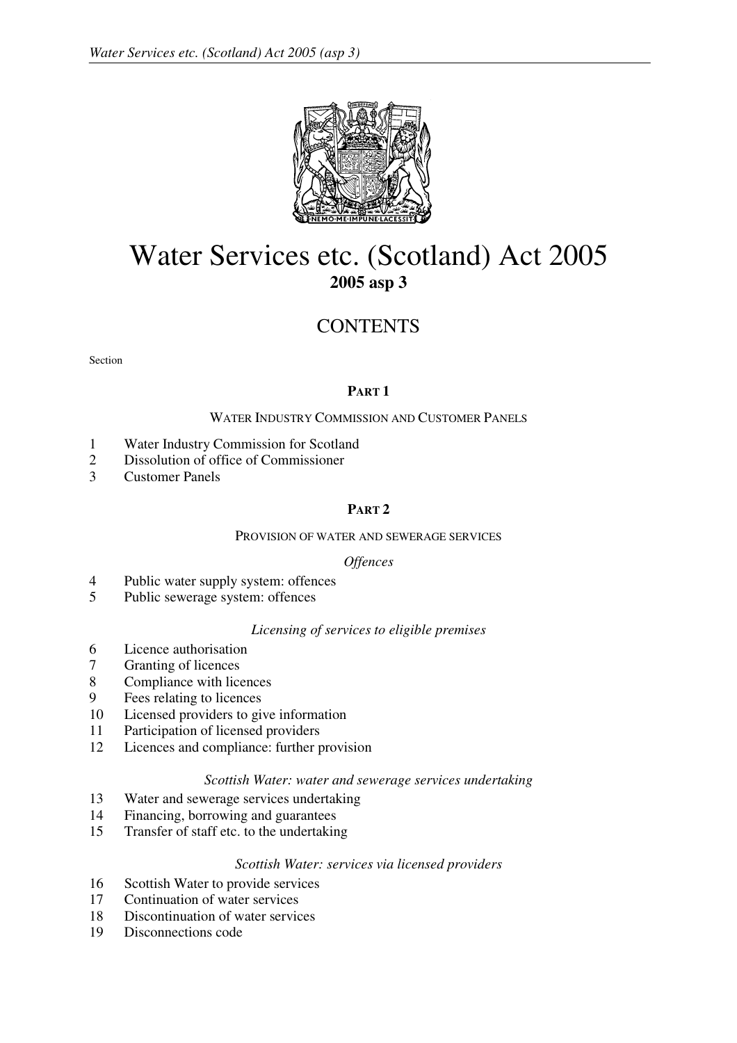# Water Services etc. (Scotland) Act 2005

**2005 asp 3**

## CONTENTS

Section

### PART 1

WATER INDUSTRY COMMISSION AND CUSTOMER PANELS

1 Water Industry Commission for Scotland
2 Dissolution of office of Commissioner
3 Customer Panels

### PART 2

PROVISION OF WATER AND SEWERAGE SERVICES

*Offences*

4 Public water supply system: offences
5 Public sewerage system: offences

*Licensing of services to eligible premises*

6 Licence authorisation
7 Granting of licences
8 Compliance with licences
9 Fees relating to licences
10 Licensed providers to give information
11 Participation of licensed providers
12 Licences and compliance: further provision

*Scottish Water: water and sewerage services undertaking*

13 Water and sewerage services undertaking
14 Financing, borrowing and guarantees
15 Transfer of staff etc. to the undertaking

*Scottish Water: services via licensed providers*

16 Scottish Water to provide services
17 Continuation of water services
18 Discontinuation of water services
19 Disconnections code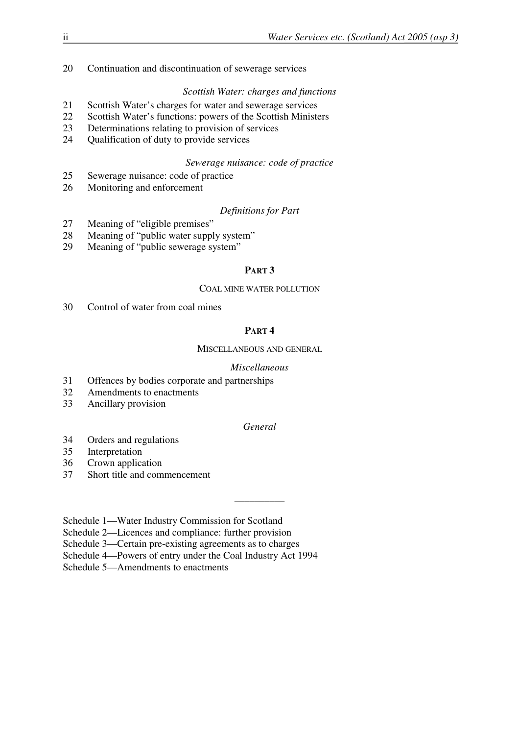20 Continuation and discontinuation of sewerage services

*Scottish Water: charges and functions*

21 Scottish Water's charges for water and sewerage services
22 Scottish Water's functions: powers of the Scottish Ministers
23 Determinations relating to provision of services
24 Qualification of duty to provide services

*Sewerage nuisance: code of practice*

25 Sewerage nuisance: code of practice
26 Monitoring and enforcement

*Definitions for Part*

27 Meaning of "eligible premises"
28 Meaning of "public water supply system"
29 Meaning of "public sewerage system"

## PART 3

### COAL MINE WATER POLLUTION

30 Control of water from coal mines

## PART 4

### MISCELLANEOUS AND GENERAL

*Miscellaneous*

31 Offences by bodies corporate and partnerships
32 Amendments to enactments
33 Ancillary provision

*General*

34 Orders and regulations
35 Interpretation
36 Crown application
37 Short title and commencement

---

Schedule 1—Water Industry Commission for Scotland
Schedule 2—Licences and compliance: further provision
Schedule 3—Certain pre-existing agreements as to charges
Schedule 4—Powers of entry under the Coal Industry Act 1994
Schedule 5—Amendments to enactments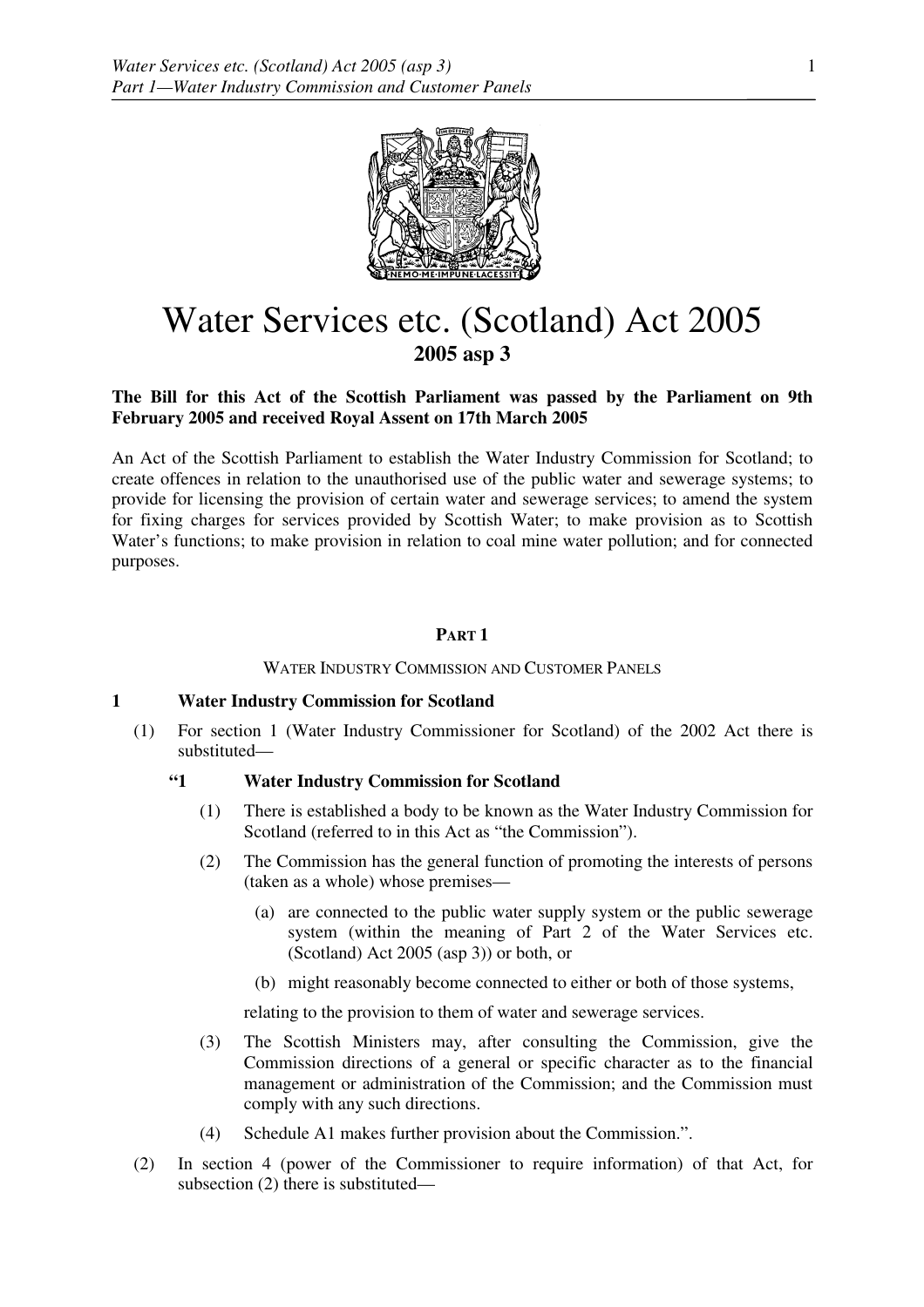# Water Services etc. (Scotland) Act 2005

**2005 asp 3**

**The Bill for this Act of the Scottish Parliament was passed by the Parliament on 9th February 2005 and received Royal Assent on 17th March 2005**

An Act of the Scottish Parliament to establish the Water Industry Commission for Scotland; to create offences in relation to the unauthorised use of the public water and sewerage systems; to provide for licensing the provision of certain water and sewerage services; to amend the system for fixing charges for services provided by Scottish Water; to make provision as to Scottish Water's functions; to make provision in relation to coal mine water pollution; and for connected purposes.

## PART 1

### WATER INDUSTRY COMMISSION AND CUSTOMER PANELS

**1 Water Industry Commission for Scotland**

(1) For section 1 (Water Industry Commissioner for Scotland) of the 2002 Act there is substituted—

> **"1 Water Industry Commission for Scotland**
>
> (1) There is established a body to be known as the Water Industry Commission for Scotland (referred to in this Act as "the Commission").
>
> (2) The Commission has the general function of promoting the interests of persons (taken as a whole) whose premises—
>
> (a) are connected to the public water supply system or the public sewerage system (within the meaning of Part 2 of the Water Services etc. (Scotland) Act 2005 (asp 3)) or both, or
>
> (b) might reasonably become connected to either or both of those systems,
>
> relating to the provision to them of water and sewerage services.
>
> (3) The Scottish Ministers may, after consulting the Commission, give the Commission directions of a general or specific character as to the financial management or administration of the Commission; and the Commission must comply with any such directions.
>
> (4) Schedule A1 makes further provision about the Commission.".

(2) In section 4 (power of the Commissioner to require information) of that Act, for subsection (2) there is substituted—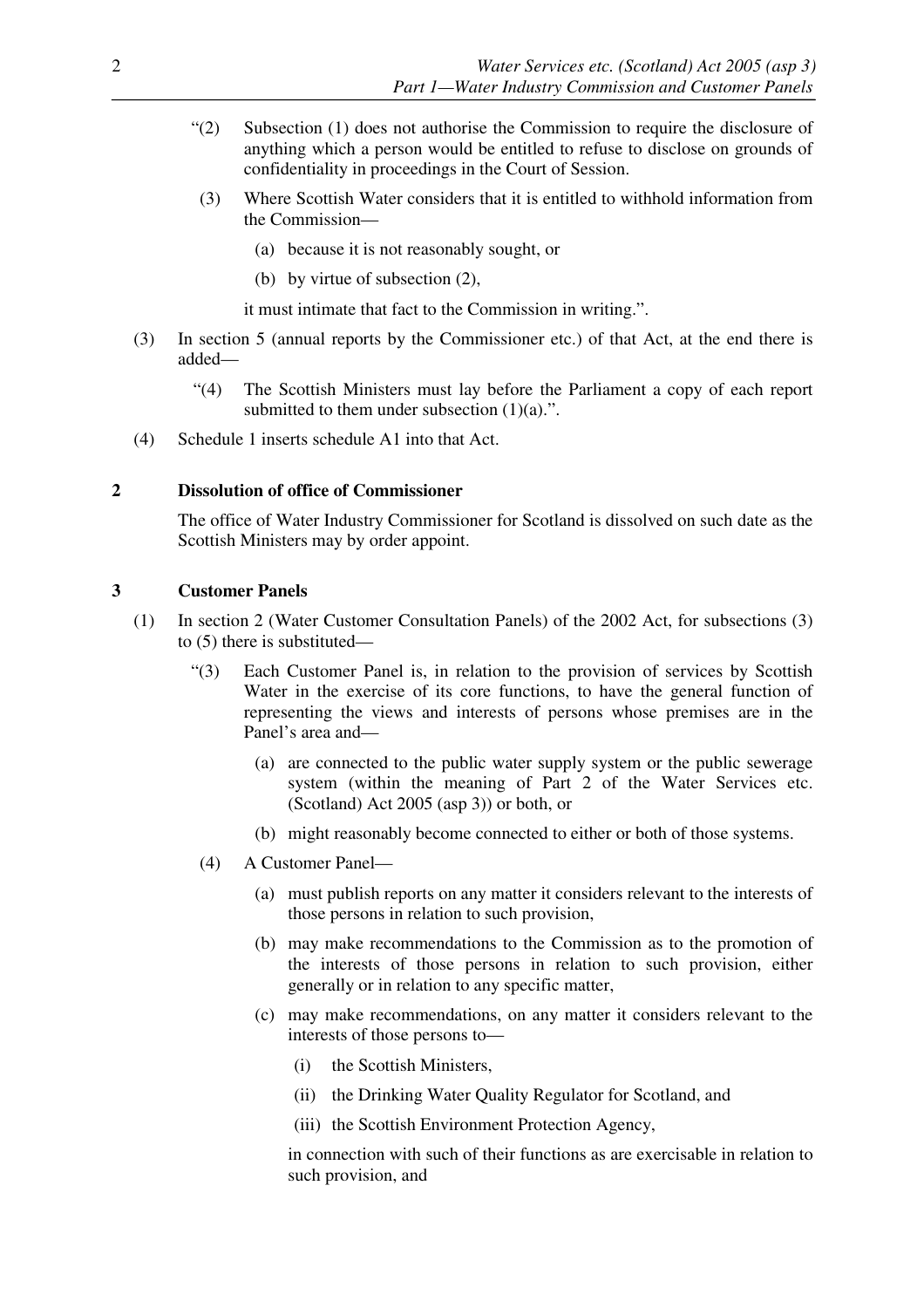"(2) Subsection (1) does not authorise the Commission to require the disclosure of anything which a person would be entitled to refuse to disclose on grounds of confidentiality in proceedings in the Court of Session.

(3) Where Scottish Water considers that it is entitled to withhold information from the Commission—

(a) because it is not reasonably sought, or

(b) by virtue of subsection (2),

it must intimate that fact to the Commission in writing.".

(3) In section 5 (annual reports by the Commissioner etc.) of that Act, at the end there is added—

"(4) The Scottish Ministers must lay before the Parliament a copy of each report submitted to them under subsection (1)(a).".

(4) Schedule 1 inserts schedule A1 into that Act.

### 2 Dissolution of office of Commissioner

The office of Water Industry Commissioner for Scotland is dissolved on such date as the Scottish Ministers may by order appoint.

### 3 Customer Panels

(1) In section 2 (Water Customer Consultation Panels) of the 2002 Act, for subsections (3) to (5) there is substituted—

"(3) Each Customer Panel is, in relation to the provision of services by Scottish Water in the exercise of its core functions, to have the general function of representing the views and interests of persons whose premises are in the Panel's area and—

(a) are connected to the public water supply system or the public sewerage system (within the meaning of Part 2 of the Water Services etc. (Scotland) Act 2005 (asp 3)) or both, or

(b) might reasonably become connected to either or both of those systems.

(4) A Customer Panel—

(a) must publish reports on any matter it considers relevant to the interests of those persons in relation to such provision,

(b) may make recommendations to the Commission as to the promotion of the interests of those persons in relation to such provision, either generally or in relation to any specific matter,

(c) may make recommendations, on any matter it considers relevant to the interests of those persons to—

(i) the Scottish Ministers,

(ii) the Drinking Water Quality Regulator for Scotland, and

(iii) the Scottish Environment Protection Agency,

in connection with such of their functions as are exercisable in relation to such provision, and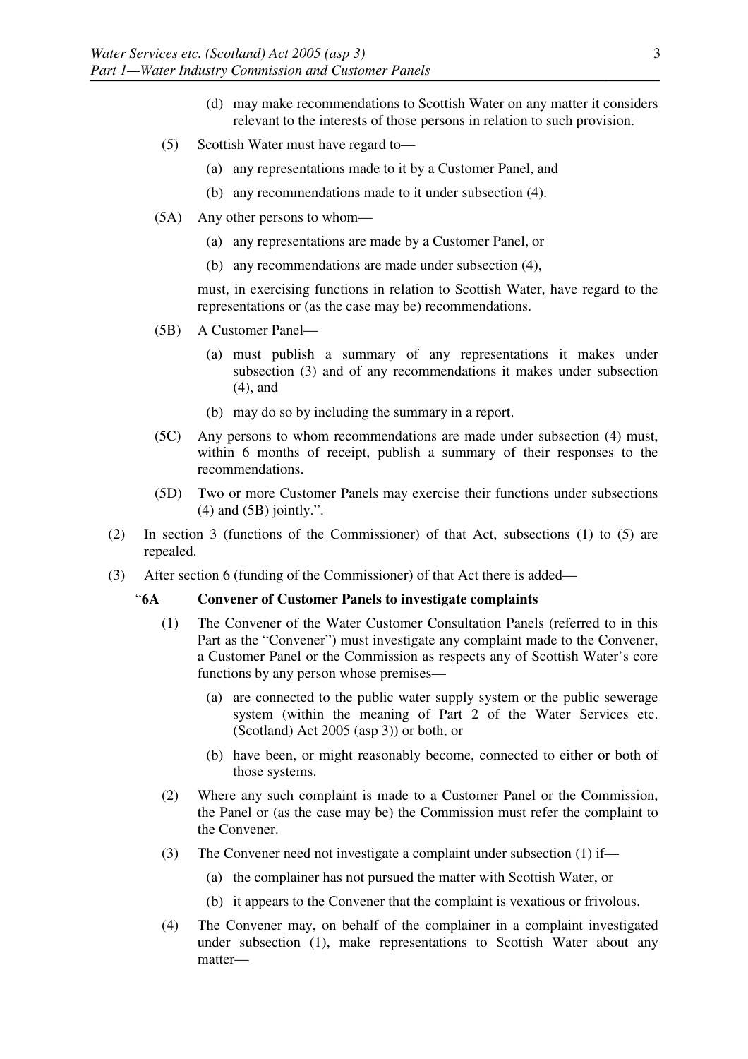(d) may make recommendations to Scottish Water on any matter it considers relevant to the interests of those persons in relation to such provision.

(5) Scottish Water must have regard to—

(a) any representations made to it by a Customer Panel, and

(b) any recommendations made to it under subsection (4).

(5A) Any other persons to whom—

(a) any representations are made by a Customer Panel, or

(b) any recommendations are made under subsection (4),

must, in exercising functions in relation to Scottish Water, have regard to the representations or (as the case may be) recommendations.

(5B) A Customer Panel—

(a) must publish a summary of any representations it makes under subsection (3) and of any recommendations it makes under subsection (4), and

(b) may do so by including the summary in a report.

(5C) Any persons to whom recommendations are made under subsection (4) must, within 6 months of receipt, publish a summary of their responses to the recommendations.

(5D) Two or more Customer Panels may exercise their functions under subsections (4) and (5B) jointly.".

(2) In section 3 (functions of the Commissioner) of that Act, subsections (1) to (5) are repealed.

(3) After section 6 (funding of the Commissioner) of that Act there is added—

"**6A Convener of Customer Panels to investigate complaints**

(1) The Convener of the Water Customer Consultation Panels (referred to in this Part as the "Convener") must investigate any complaint made to the Convener, a Customer Panel or the Commission as respects any of Scottish Water's core functions by any person whose premises—

(a) are connected to the public water supply system or the public sewerage system (within the meaning of Part 2 of the Water Services etc. (Scotland) Act 2005 (asp 3)) or both, or

(b) have been, or might reasonably become, connected to either or both of those systems.

(2) Where any such complaint is made to a Customer Panel or the Commission, the Panel or (as the case may be) the Commission must refer the complaint to the Convener.

(3) The Convener need not investigate a complaint under subsection (1) if—

(a) the complainer has not pursued the matter with Scottish Water, or

(b) it appears to the Convener that the complaint is vexatious or frivolous.

(4) The Convener may, on behalf of the complainer in a complaint investigated under subsection (1), make representations to Scottish Water about any matter—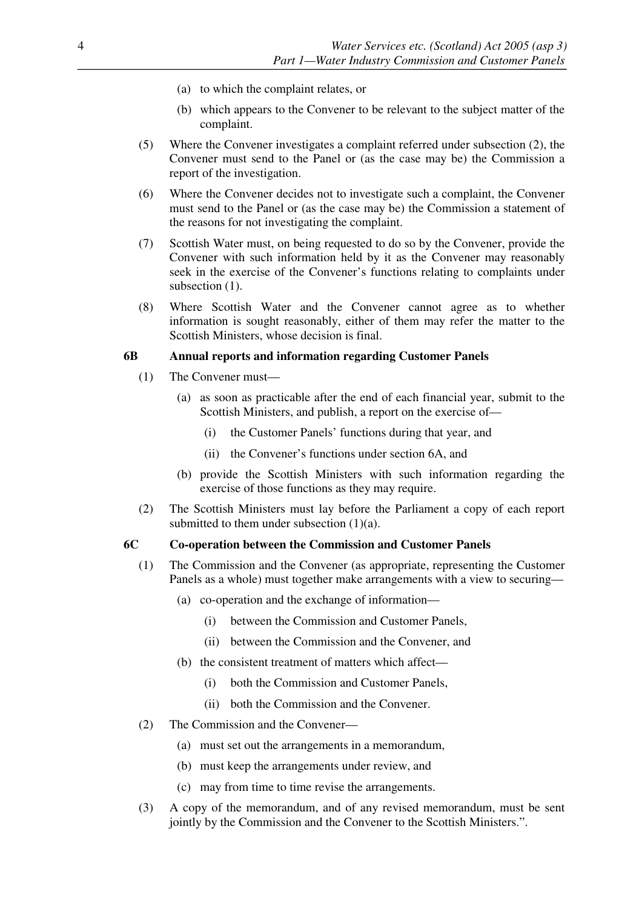(a) to which the complaint relates, or

(b) which appears to the Convener to be relevant to the subject matter of the complaint.

(5) Where the Convener investigates a complaint referred under subsection (2), the Convener must send to the Panel or (as the case may be) the Commission a report of the investigation.

(6) Where the Convener decides not to investigate such a complaint, the Convener must send to the Panel or (as the case may be) the Commission a statement of the reasons for not investigating the complaint.

(7) Scottish Water must, on being requested to do so by the Convener, provide the Convener with such information held by it as the Convener may reasonably seek in the exercise of the Convener's functions relating to complaints under subsection (1).

(8) Where Scottish Water and the Convener cannot agree as to whether information is sought reasonably, either of them may refer the matter to the Scottish Ministers, whose decision is final.

**6B Annual reports and information regarding Customer Panels**

(1) The Convener must—

(a) as soon as practicable after the end of each financial year, submit to the Scottish Ministers, and publish, a report on the exercise of—

(i) the Customer Panels' functions during that year, and

(ii) the Convener's functions under section 6A, and

(b) provide the Scottish Ministers with such information regarding the exercise of those functions as they may require.

(2) The Scottish Ministers must lay before the Parliament a copy of each report submitted to them under subsection (1)(a).

**6C Co-operation between the Commission and Customer Panels**

(1) The Commission and the Convener (as appropriate, representing the Customer Panels as a whole) must together make arrangements with a view to securing—

(a) co-operation and the exchange of information—

(i) between the Commission and Customer Panels,

(ii) between the Commission and the Convener, and

(b) the consistent treatment of matters which affect—

(i) both the Commission and Customer Panels,

(ii) both the Commission and the Convener.

(2) The Commission and the Convener—

(a) must set out the arrangements in a memorandum,

(b) must keep the arrangements under review, and

(c) may from time to time revise the arrangements.

(3) A copy of the memorandum, and of any revised memorandum, must be sent jointly by the Commission and the Convener to the Scottish Ministers.".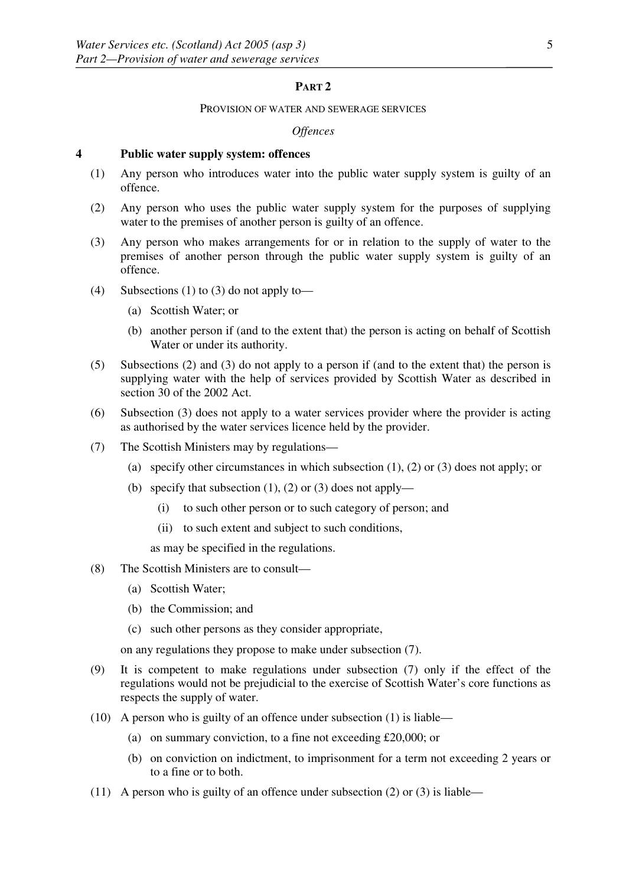## PART 2

### PROVISION OF WATER AND SEWERAGE SERVICES

*Offences*

**4 Public water supply system: offences**

(1) Any person who introduces water into the public water supply system is guilty of an offence.

(2) Any person who uses the public water supply system for the purposes of supplying water to the premises of another person is guilty of an offence.

(3) Any person who makes arrangements for or in relation to the supply of water to the premises of another person through the public water supply system is guilty of an offence.

(4) Subsections (1) to (3) do not apply to—

- (a) Scottish Water; or
- (b) another person if (and to the extent that) the person is acting on behalf of Scottish Water or under its authority.

(5) Subsections (2) and (3) do not apply to a person if (and to the extent that) the person is supplying water with the help of services provided by Scottish Water as described in section 30 of the 2002 Act.

(6) Subsection (3) does not apply to a water services provider where the provider is acting as authorised by the water services licence held by the provider.

(7) The Scottish Ministers may by regulations—

- (a) specify other circumstances in which subsection (1), (2) or (3) does not apply; or
- (b) specify that subsection (1), (2) or (3) does not apply—
  - (i) to such other person or to such category of person; and
  - (ii) to such extent and subject to such conditions,

  as may be specified in the regulations.

(8) The Scottish Ministers are to consult—

- (a) Scottish Water;
- (b) the Commission; and
- (c) such other persons as they consider appropriate,

on any regulations they propose to make under subsection (7).

(9) It is competent to make regulations under subsection (7) only if the effect of the regulations would not be prejudicial to the exercise of Scottish Water's core functions as respects the supply of water.

(10) A person who is guilty of an offence under subsection (1) is liable—

- (a) on summary conviction, to a fine not exceeding £20,000; or
- (b) on conviction on indictment, to imprisonment for a term not exceeding 2 years or to a fine or to both.

(11) A person who is guilty of an offence under subsection (2) or (3) is liable—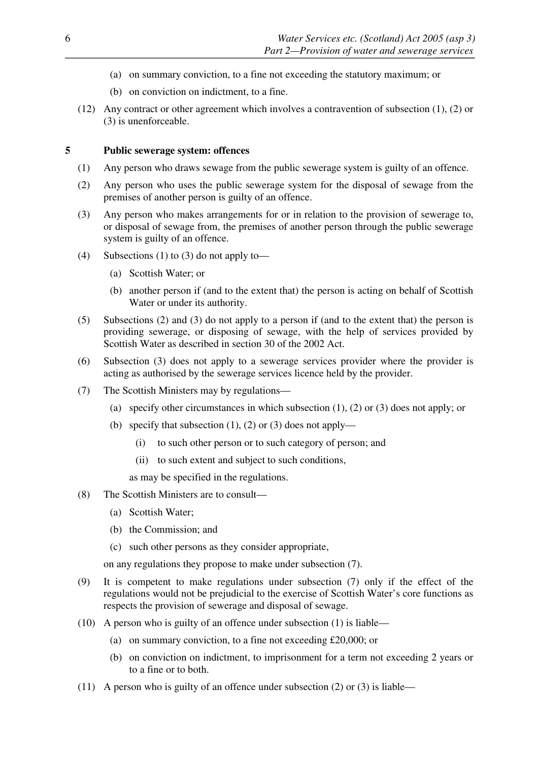(a) on summary conviction, to a fine not exceeding the statutory maximum; or

(b) on conviction on indictment, to a fine.

(12) Any contract or other agreement which involves a contravention of subsection (1), (2) or (3) is unenforceable.

### 5 Public sewerage system: offences

(1) Any person who draws sewage from the public sewerage system is guilty of an offence.

(2) Any person who uses the public sewerage system for the disposal of sewage from the premises of another person is guilty of an offence.

(3) Any person who makes arrangements for or in relation to the provision of sewerage to, or disposal of sewage from, the premises of another person through the public sewerage system is guilty of an offence.

(4) Subsections (1) to (3) do not apply to—

(a) Scottish Water; or

(b) another person if (and to the extent that) the person is acting on behalf of Scottish Water or under its authority.

(5) Subsections (2) and (3) do not apply to a person if (and to the extent that) the person is providing sewerage, or disposing of sewage, with the help of services provided by Scottish Water as described in section 30 of the 2002 Act.

(6) Subsection (3) does not apply to a sewerage services provider where the provider is acting as authorised by the sewerage services licence held by the provider.

(7) The Scottish Ministers may by regulations—

(a) specify other circumstances in which subsection (1), (2) or (3) does not apply; or

(b) specify that subsection (1), (2) or (3) does not apply—

(i) to such other person or to such category of person; and

(ii) to such extent and subject to such conditions,

as may be specified in the regulations.

(8) The Scottish Ministers are to consult—

(a) Scottish Water;

(b) the Commission; and

(c) such other persons as they consider appropriate,

on any regulations they propose to make under subsection (7).

(9) It is competent to make regulations under subsection (7) only if the effect of the regulations would not be prejudicial to the exercise of Scottish Water's core functions as respects the provision of sewerage and disposal of sewage.

(10) A person who is guilty of an offence under subsection (1) is liable—

(a) on summary conviction, to a fine not exceeding £20,000; or

(b) on conviction on indictment, to imprisonment for a term not exceeding 2 years or to a fine or to both.

(11) A person who is guilty of an offence under subsection (2) or (3) is liable—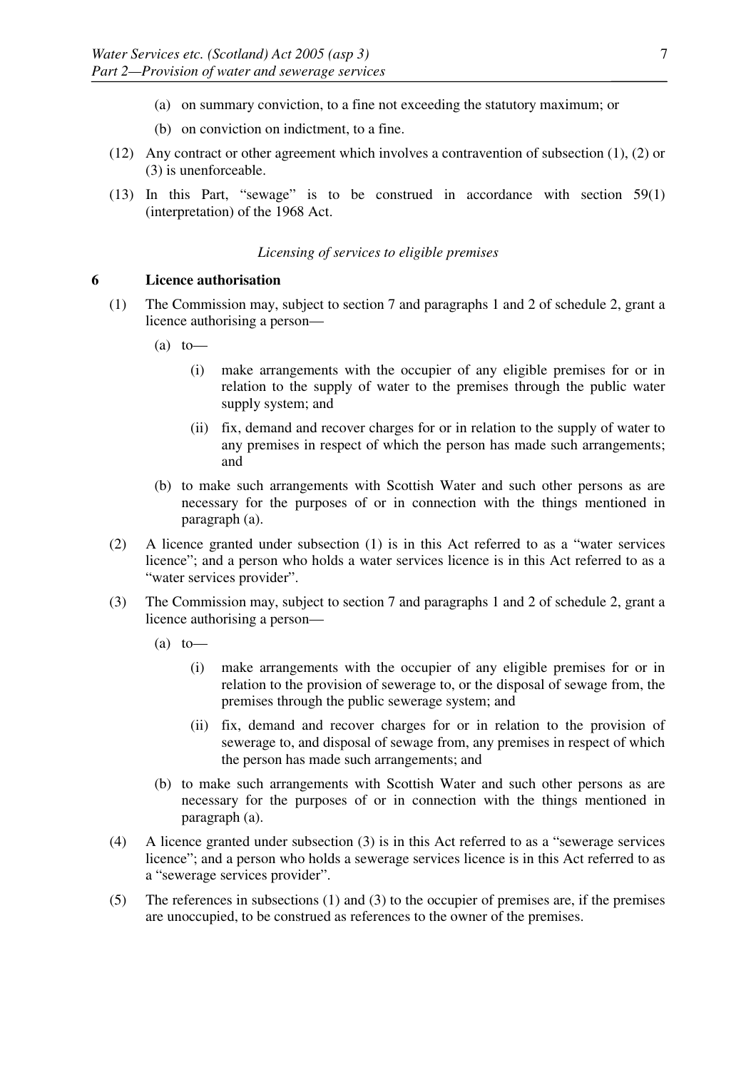(a) on summary conviction, to a fine not exceeding the statutory maximum; or

(b) on conviction on indictment, to a fine.

(12) Any contract or other agreement which involves a contravention of subsection (1), (2) or (3) is unenforceable.

(13) In this Part, "sewage" is to be construed in accordance with section 59(1) (interpretation) of the 1968 Act.

*Licensing of services to eligible premises*

## 6 Licence authorisation

(1) The Commission may, subject to section 7 and paragraphs 1 and 2 of schedule 2, grant a licence authorising a person—

(a) to—

(i) make arrangements with the occupier of any eligible premises for or in relation to the supply of water to the premises through the public water supply system; and

(ii) fix, demand and recover charges for or in relation to the supply of water to any premises in respect of which the person has made such arrangements; and

(b) to make such arrangements with Scottish Water and such other persons as are necessary for the purposes of or in connection with the things mentioned in paragraph (a).

(2) A licence granted under subsection (1) is in this Act referred to as a "water services licence"; and a person who holds a water services licence is in this Act referred to as a "water services provider".

(3) The Commission may, subject to section 7 and paragraphs 1 and 2 of schedule 2, grant a licence authorising a person—

(a) to—

(i) make arrangements with the occupier of any eligible premises for or in relation to the provision of sewerage to, or the disposal of sewage from, the premises through the public sewerage system; and

(ii) fix, demand and recover charges for or in relation to the provision of sewerage to, and disposal of sewage from, any premises in respect of which the person has made such arrangements; and

(b) to make such arrangements with Scottish Water and such other persons as are necessary for the purposes of or in connection with the things mentioned in paragraph (a).

(4) A licence granted under subsection (3) is in this Act referred to as a "sewerage services licence"; and a person who holds a sewerage services licence is in this Act referred to as a "sewerage services provider".

(5) The references in subsections (1) and (3) to the occupier of premises are, if the premises are unoccupied, to be construed as references to the owner of the premises.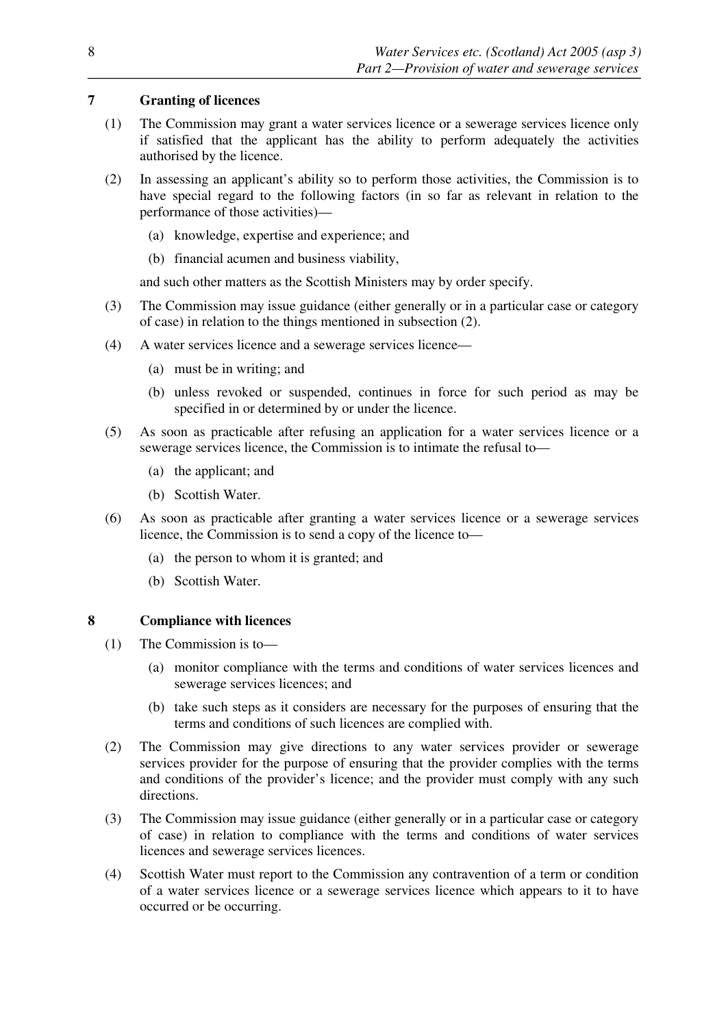### 7 Granting of licences

(1) The Commission may grant a water services licence or a sewerage services licence only if satisfied that the applicant has the ability to perform adequately the activities authorised by the licence.

(2) In assessing an applicant's ability so to perform those activities, the Commission is to have special regard to the following factors (in so far as relevant in relation to the performance of those activities)—

   (a) knowledge, expertise and experience; and

   (b) financial acumen and business viability,

and such other matters as the Scottish Ministers may by order specify.

(3) The Commission may issue guidance (either generally or in a particular case or category of case) in relation to the things mentioned in subsection (2).

(4) A water services licence and a sewerage services licence—

   (a) must be in writing; and

   (b) unless revoked or suspended, continues in force for such period as may be specified in or determined by or under the licence.

(5) As soon as practicable after refusing an application for a water services licence or a sewerage services licence, the Commission is to intimate the refusal to—

   (a) the applicant; and

   (b) Scottish Water.

(6) As soon as practicable after granting a water services licence or a sewerage services licence, the Commission is to send a copy of the licence to—

   (a) the person to whom it is granted; and

   (b) Scottish Water.

### 8 Compliance with licences

(1) The Commission is to—

   (a) monitor compliance with the terms and conditions of water services licences and sewerage services licences; and

   (b) take such steps as it considers are necessary for the purposes of ensuring that the terms and conditions of such licences are complied with.

(2) The Commission may give directions to any water services provider or sewerage services provider for the purpose of ensuring that the provider complies with the terms and conditions of the provider's licence; and the provider must comply with any such directions.

(3) The Commission may issue guidance (either generally or in a particular case or category of case) in relation to compliance with the terms and conditions of water services licences and sewerage services licences.

(4) Scottish Water must report to the Commission any contravention of a term or condition of a water services licence or a sewerage services licence which appears to it to have occurred or be occurring.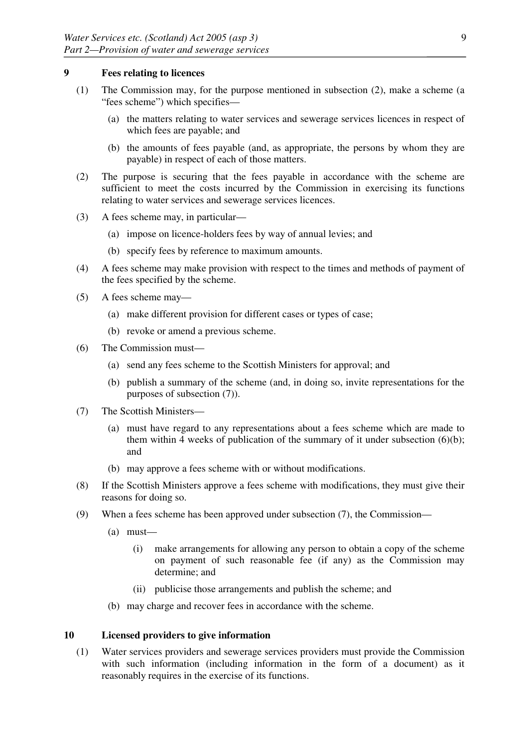### 9 Fees relating to licences

(1) The Commission may, for the purpose mentioned in subsection (2), make a scheme (a "fees scheme") which specifies—

(a) the matters relating to water services and sewerage services licences in respect of which fees are payable; and

(b) the amounts of fees payable (and, as appropriate, the persons by whom they are payable) in respect of each of those matters.

(2) The purpose is securing that the fees payable in accordance with the scheme are sufficient to meet the costs incurred by the Commission in exercising its functions relating to water services and sewerage services licences.

(3) A fees scheme may, in particular—

(a) impose on licence-holders fees by way of annual levies; and

(b) specify fees by reference to maximum amounts.

(4) A fees scheme may make provision with respect to the times and methods of payment of the fees specified by the scheme.

(5) A fees scheme may—

(a) make different provision for different cases or types of case;

(b) revoke or amend a previous scheme.

(6) The Commission must—

(a) send any fees scheme to the Scottish Ministers for approval; and

(b) publish a summary of the scheme (and, in doing so, invite representations for the purposes of subsection (7)).

(7) The Scottish Ministers—

(a) must have regard to any representations about a fees scheme which are made to them within 4 weeks of publication of the summary of it under subsection (6)(b); and

(b) may approve a fees scheme with or without modifications.

(8) If the Scottish Ministers approve a fees scheme with modifications, they must give their reasons for doing so.

(9) When a fees scheme has been approved under subsection (7), the Commission—

(a) must—

(i) make arrangements for allowing any person to obtain a copy of the scheme on payment of such reasonable fee (if any) as the Commission may determine; and

(ii) publicise those arrangements and publish the scheme; and

(b) may charge and recover fees in accordance with the scheme.

### 10 Licensed providers to give information

(1) Water services providers and sewerage services providers must provide the Commission with such information (including information in the form of a document) as it reasonably requires in the exercise of its functions.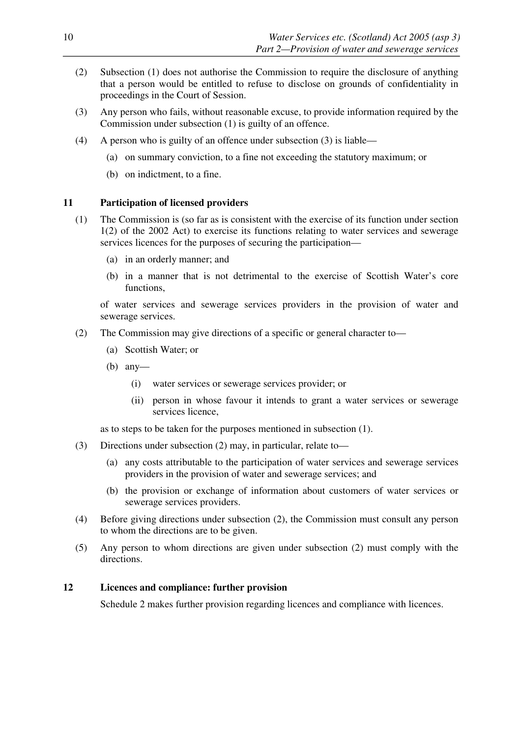(2) Subsection (1) does not authorise the Commission to require the disclosure of anything that a person would be entitled to refuse to disclose on grounds of confidentiality in proceedings in the Court of Session.

(3) Any person who fails, without reasonable excuse, to provide information required by the Commission under subsection (1) is guilty of an offence.

(4) A person who is guilty of an offence under subsection (3) is liable—

(a) on summary conviction, to a fine not exceeding the statutory maximum; or

(b) on indictment, to a fine.

### 11 Participation of licensed providers

(1) The Commission is (so far as is consistent with the exercise of its function under section 1(2) of the 2002 Act) to exercise its functions relating to water services and sewerage services licences for the purposes of securing the participation—

(a) in an orderly manner; and

(b) in a manner that is not detrimental to the exercise of Scottish Water's core functions,

of water services and sewerage services providers in the provision of water and sewerage services.

(2) The Commission may give directions of a specific or general character to—

(a) Scottish Water; or

(b) any—

(i) water services or sewerage services provider; or

(ii) person in whose favour it intends to grant a water services or sewerage services licence,

as to steps to be taken for the purposes mentioned in subsection (1).

(3) Directions under subsection (2) may, in particular, relate to—

(a) any costs attributable to the participation of water services and sewerage services providers in the provision of water and sewerage services; and

(b) the provision or exchange of information about customers of water services or sewerage services providers.

(4) Before giving directions under subsection (2), the Commission must consult any person to whom the directions are to be given.

(5) Any person to whom directions are given under subsection (2) must comply with the directions.

### 12 Licences and compliance: further provision

Schedule 2 makes further provision regarding licences and compliance with licences.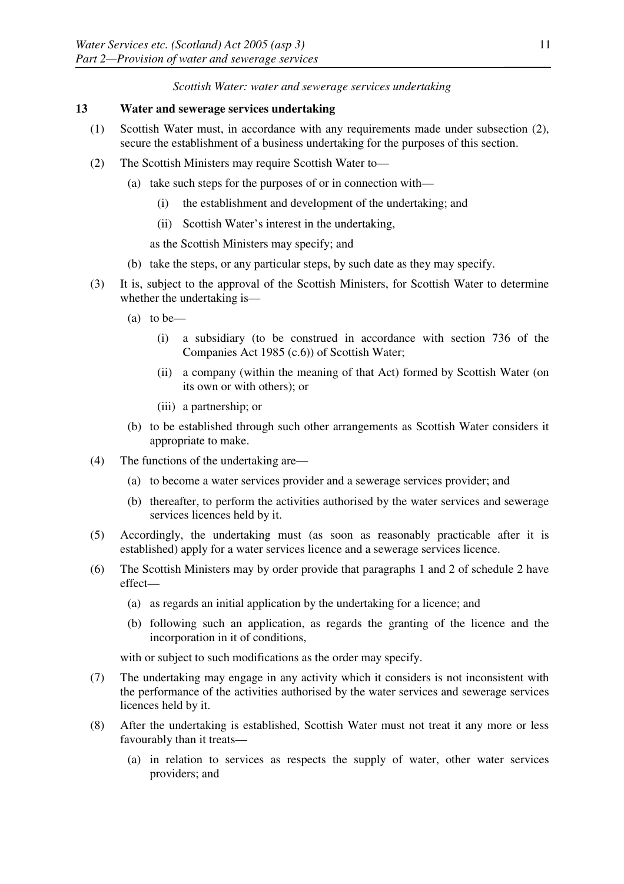*Scottish Water: water and sewerage services undertaking*

**13 Water and sewerage services undertaking**

(1) Scottish Water must, in accordance with any requirements made under subsection (2), secure the establishment of a business undertaking for the purposes of this section.

(2) The Scottish Ministers may require Scottish Water to—

(a) take such steps for the purposes of or in connection with—

(i) the establishment and development of the undertaking; and

(ii) Scottish Water's interest in the undertaking,

as the Scottish Ministers may specify; and

(b) take the steps, or any particular steps, by such date as they may specify.

(3) It is, subject to the approval of the Scottish Ministers, for Scottish Water to determine whether the undertaking is—

(a) to be—

(i) a subsidiary (to be construed in accordance with section 736 of the Companies Act 1985 (c.6)) of Scottish Water;

(ii) a company (within the meaning of that Act) formed by Scottish Water (on its own or with others); or

(iii) a partnership; or

(b) to be established through such other arrangements as Scottish Water considers it appropriate to make.

(4) The functions of the undertaking are—

(a) to become a water services provider and a sewerage services provider; and

(b) thereafter, to perform the activities authorised by the water services and sewerage services licences held by it.

(5) Accordingly, the undertaking must (as soon as reasonably practicable after it is established) apply for a water services licence and a sewerage services licence.

(6) The Scottish Ministers may by order provide that paragraphs 1 and 2 of schedule 2 have effect—

(a) as regards an initial application by the undertaking for a licence; and

(b) following such an application, as regards the granting of the licence and the incorporation in it of conditions,

with or subject to such modifications as the order may specify.

(7) The undertaking may engage in any activity which it considers is not inconsistent with the performance of the activities authorised by the water services and sewerage services licences held by it.

(8) After the undertaking is established, Scottish Water must not treat it any more or less favourably than it treats—

(a) in relation to services as respects the supply of water, other water services providers; and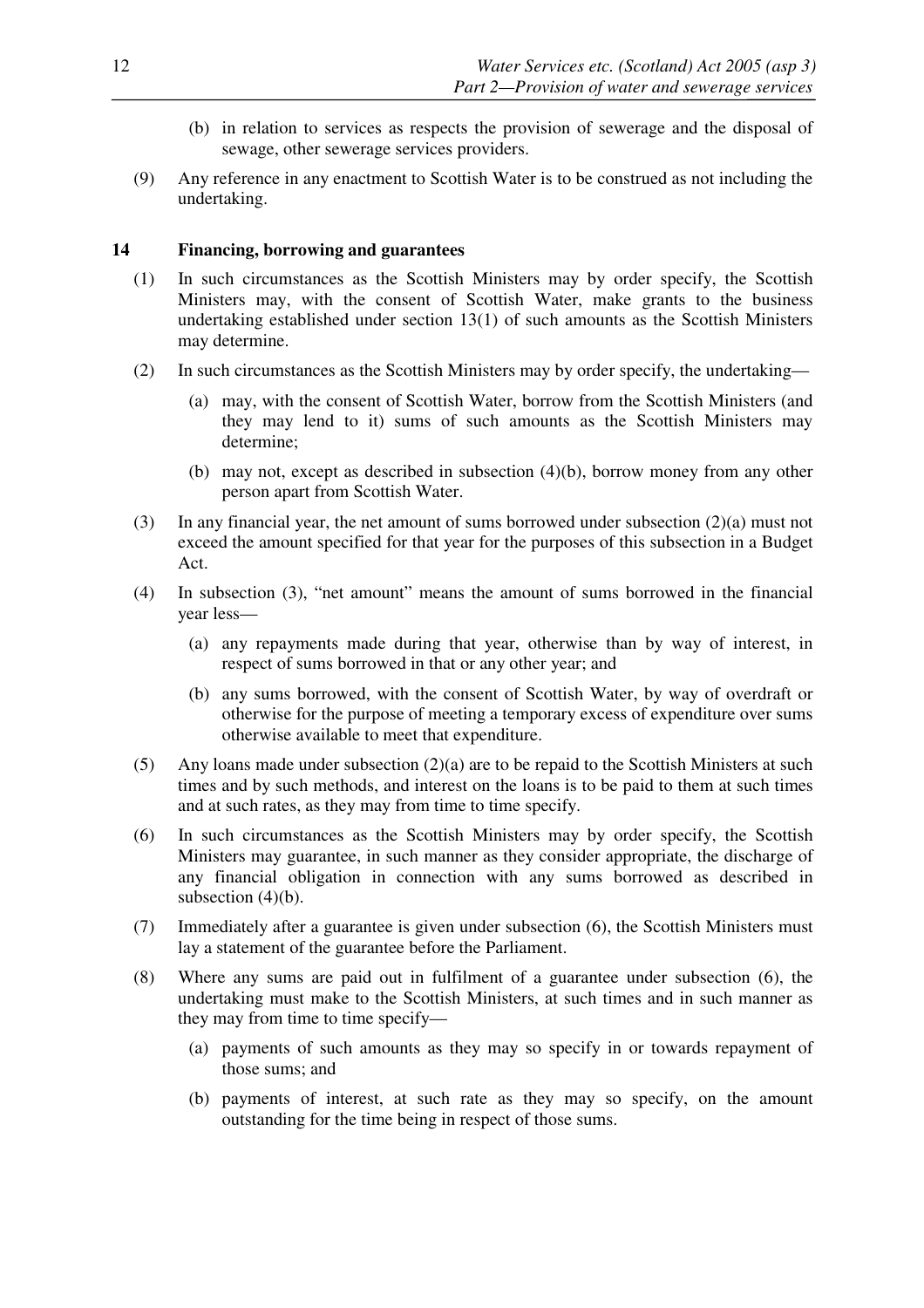(b) in relation to services as respects the provision of sewerage and the disposal of sewage, other sewerage services providers.

(9) Any reference in any enactment to Scottish Water is to be construed as not including the undertaking.

### 14 Financing, borrowing and guarantees

(1) In such circumstances as the Scottish Ministers may by order specify, the Scottish Ministers may, with the consent of Scottish Water, make grants to the business undertaking established under section 13(1) of such amounts as the Scottish Ministers may determine.

(2) In such circumstances as the Scottish Ministers may by order specify, the undertaking—

(a) may, with the consent of Scottish Water, borrow from the Scottish Ministers (and they may lend to it) sums of such amounts as the Scottish Ministers may determine;

(b) may not, except as described in subsection (4)(b), borrow money from any other person apart from Scottish Water.

(3) In any financial year, the net amount of sums borrowed under subsection (2)(a) must not exceed the amount specified for that year for the purposes of this subsection in a Budget Act.

(4) In subsection (3), "net amount" means the amount of sums borrowed in the financial year less—

(a) any repayments made during that year, otherwise than by way of interest, in respect of sums borrowed in that or any other year; and

(b) any sums borrowed, with the consent of Scottish Water, by way of overdraft or otherwise for the purpose of meeting a temporary excess of expenditure over sums otherwise available to meet that expenditure.

(5) Any loans made under subsection (2)(a) are to be repaid to the Scottish Ministers at such times and by such methods, and interest on the loans is to be paid to them at such times and at such rates, as they may from time to time specify.

(6) In such circumstances as the Scottish Ministers may by order specify, the Scottish Ministers may guarantee, in such manner as they consider appropriate, the discharge of any financial obligation in connection with any sums borrowed as described in subsection (4)(b).

(7) Immediately after a guarantee is given under subsection (6), the Scottish Ministers must lay a statement of the guarantee before the Parliament.

(8) Where any sums are paid out in fulfilment of a guarantee under subsection (6), the undertaking must make to the Scottish Ministers, at such times and in such manner as they may from time to time specify—

(a) payments of such amounts as they may so specify in or towards repayment of those sums; and

(b) payments of interest, at such rate as they may so specify, on the amount outstanding for the time being in respect of those sums.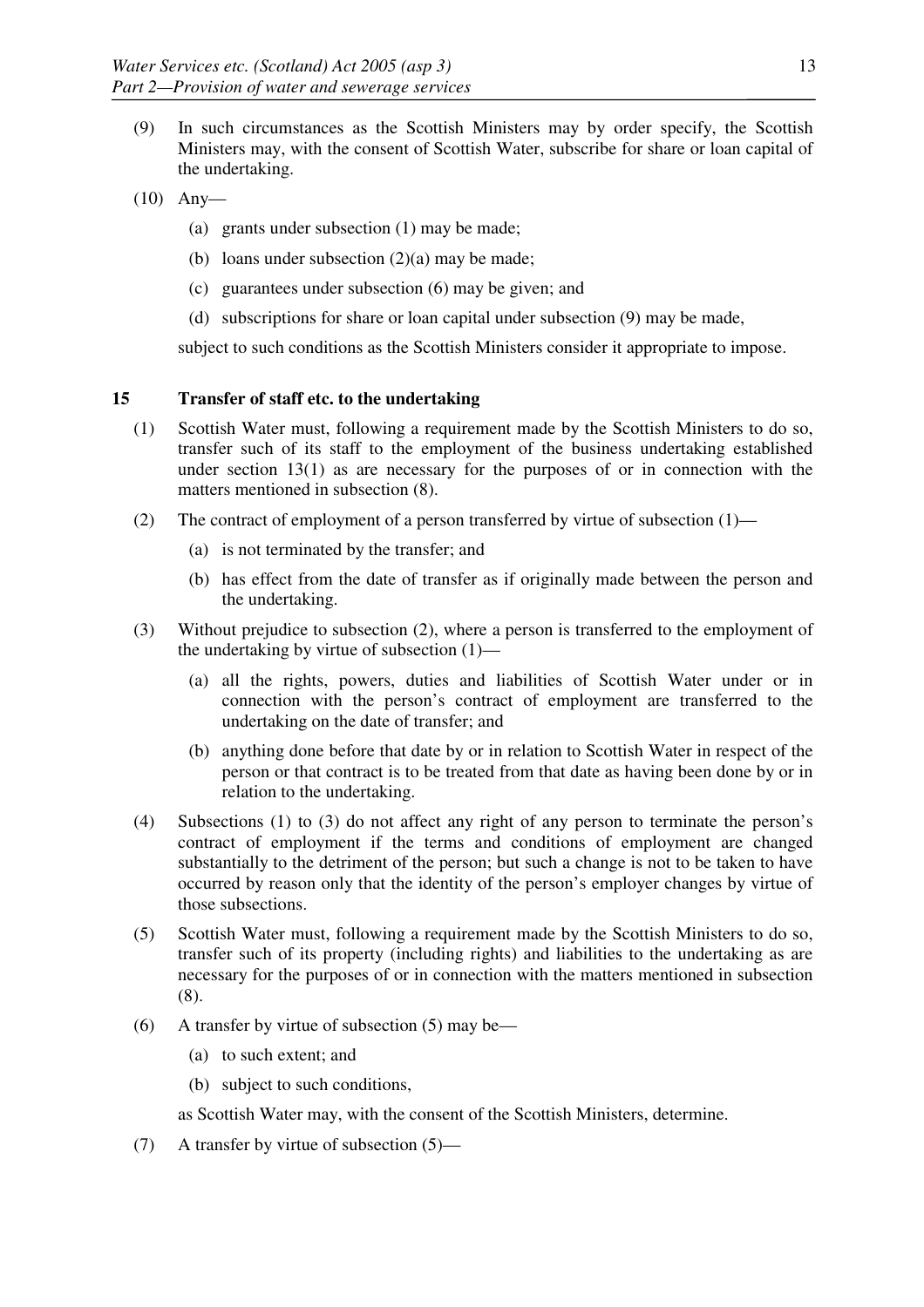(9) In such circumstances as the Scottish Ministers may by order specify, the Scottish Ministers may, with the consent of Scottish Water, subscribe for share or loan capital of the undertaking.

(10) Any—

(a) grants under subsection (1) may be made;

(b) loans under subsection (2)(a) may be made;

(c) guarantees under subsection (6) may be given; and

(d) subscriptions for share or loan capital under subsection (9) may be made,

subject to such conditions as the Scottish Ministers consider it appropriate to impose.

### 15 Transfer of staff etc. to the undertaking

(1) Scottish Water must, following a requirement made by the Scottish Ministers to do so, transfer such of its staff to the employment of the business undertaking established under section 13(1) as are necessary for the purposes of or in connection with the matters mentioned in subsection (8).

(2) The contract of employment of a person transferred by virtue of subsection (1)—

(a) is not terminated by the transfer; and

(b) has effect from the date of transfer as if originally made between the person and the undertaking.

(3) Without prejudice to subsection (2), where a person is transferred to the employment of the undertaking by virtue of subsection (1)—

(a) all the rights, powers, duties and liabilities of Scottish Water under or in connection with the person's contract of employment are transferred to the undertaking on the date of transfer; and

(b) anything done before that date by or in relation to Scottish Water in respect of the person or that contract is to be treated from that date as having been done by or in relation to the undertaking.

(4) Subsections (1) to (3) do not affect any right of any person to terminate the person's contract of employment if the terms and conditions of employment are changed substantially to the detriment of the person; but such a change is not to be taken to have occurred by reason only that the identity of the person's employer changes by virtue of those subsections.

(5) Scottish Water must, following a requirement made by the Scottish Ministers to do so, transfer such of its property (including rights) and liabilities to the undertaking as are necessary for the purposes of or in connection with the matters mentioned in subsection (8).

(6) A transfer by virtue of subsection (5) may be—

(a) to such extent; and

(b) subject to such conditions,

as Scottish Water may, with the consent of the Scottish Ministers, determine.

(7) A transfer by virtue of subsection (5)—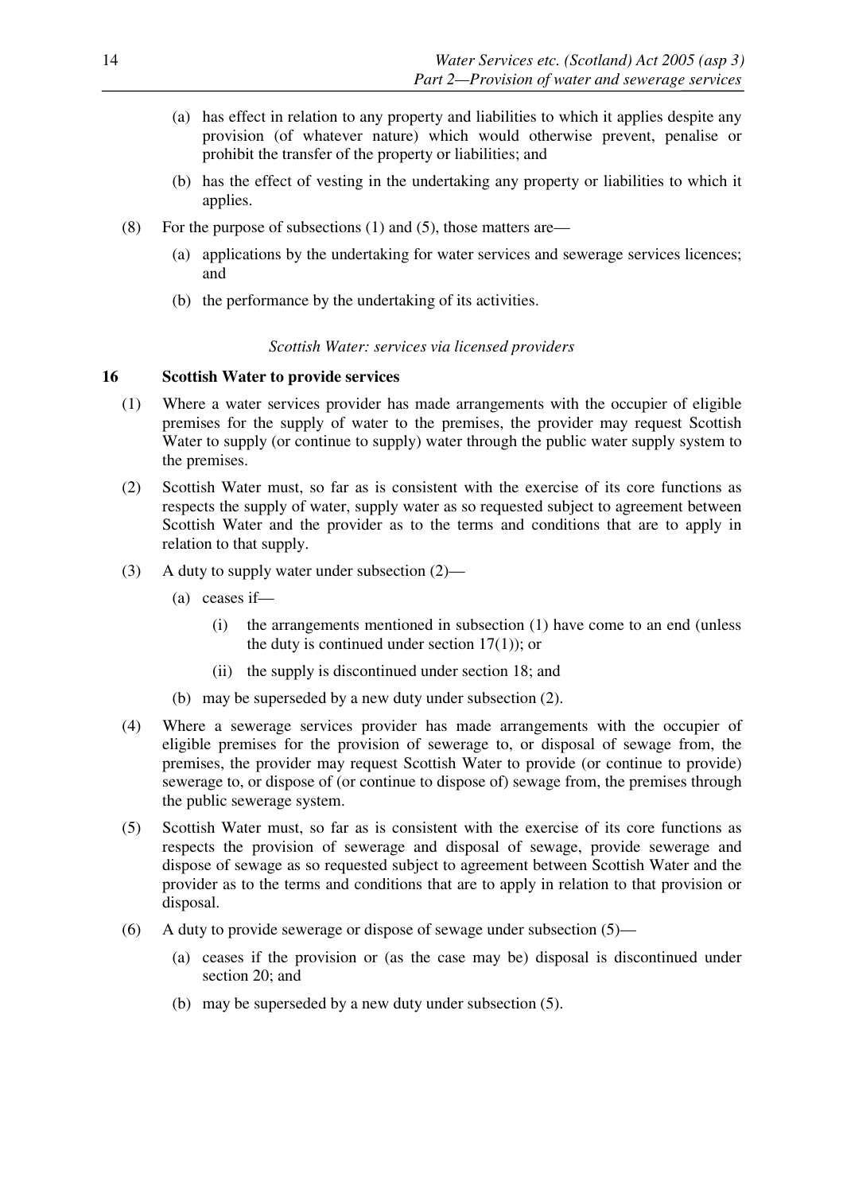(a) has effect in relation to any property and liabilities to which it applies despite any provision (of whatever nature) which would otherwise prevent, penalise or prohibit the transfer of the property or liabilities; and

(b) has the effect of vesting in the undertaking any property or liabilities to which it applies.

(8) For the purpose of subsections (1) and (5), those matters are—

(a) applications by the undertaking for water services and sewerage services licences; and

(b) the performance by the undertaking of its activities.

*Scottish Water: services via licensed providers*

**16 Scottish Water to provide services**

(1) Where a water services provider has made arrangements with the occupier of eligible premises for the supply of water to the premises, the provider may request Scottish Water to supply (or continue to supply) water through the public water supply system to the premises.

(2) Scottish Water must, so far as is consistent with the exercise of its core functions as respects the supply of water, supply water as so requested subject to agreement between Scottish Water and the provider as to the terms and conditions that are to apply in relation to that supply.

(3) A duty to supply water under subsection (2)—

(a) ceases if—

(i) the arrangements mentioned in subsection (1) have come to an end (unless the duty is continued under section 17(1)); or

(ii) the supply is discontinued under section 18; and

(b) may be superseded by a new duty under subsection (2).

(4) Where a sewerage services provider has made arrangements with the occupier of eligible premises for the provision of sewerage to, or disposal of sewage from, the premises, the provider may request Scottish Water to provide (or continue to provide) sewerage to, or dispose of (or continue to dispose of) sewage from, the premises through the public sewerage system.

(5) Scottish Water must, so far as is consistent with the exercise of its core functions as respects the provision of sewerage and disposal of sewage, provide sewerage and dispose of sewage as so requested subject to agreement between Scottish Water and the provider as to the terms and conditions that are to apply in relation to that provision or disposal.

(6) A duty to provide sewerage or dispose of sewage under subsection (5)—

(a) ceases if the provision or (as the case may be) disposal is discontinued under section 20; and

(b) may be superseded by a new duty under subsection (5).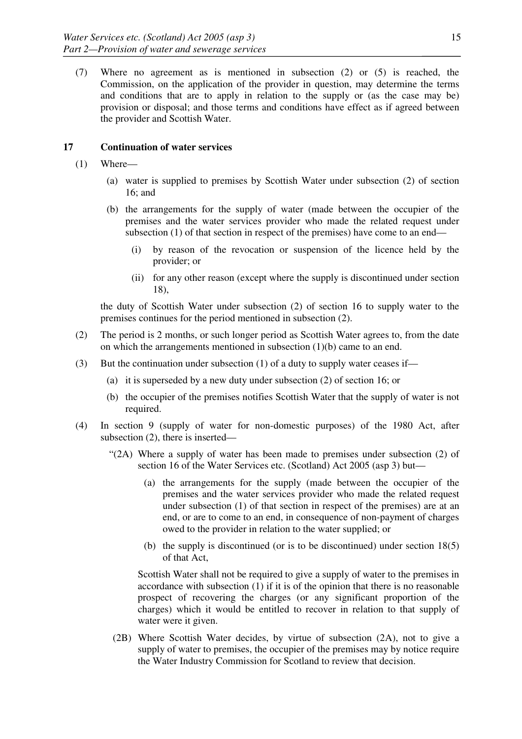(7) Where no agreement as is mentioned in subsection (2) or (5) is reached, the Commission, on the application of the provider in question, may determine the terms and conditions that are to apply in relation to the supply or (as the case may be) provision or disposal; and those terms and conditions have effect as if agreed between the provider and Scottish Water.

### 17 Continuation of water services

(1) Where—

(a) water is supplied to premises by Scottish Water under subsection (2) of section 16; and

(b) the arrangements for the supply of water (made between the occupier of the premises and the water services provider who made the related request under subsection (1) of that section in respect of the premises) have come to an end—

(i) by reason of the revocation or suspension of the licence held by the provider; or

(ii) for any other reason (except where the supply is discontinued under section 18),

the duty of Scottish Water under subsection (2) of section 16 to supply water to the premises continues for the period mentioned in subsection (2).

(2) The period is 2 months, or such longer period as Scottish Water agrees to, from the date on which the arrangements mentioned in subsection (1)(b) came to an end.

(3) But the continuation under subsection (1) of a duty to supply water ceases if—

(a) it is superseded by a new duty under subsection (2) of section 16; or

(b) the occupier of the premises notifies Scottish Water that the supply of water is not required.

(4) In section 9 (supply of water for non-domestic purposes) of the 1980 Act, after subsection (2), there is inserted—

"(2A) Where a supply of water has been made to premises under subsection (2) of section 16 of the Water Services etc. (Scotland) Act 2005 (asp 3) but—

(a) the arrangements for the supply (made between the occupier of the premises and the water services provider who made the related request under subsection (1) of that section in respect of the premises) are at an end, or are to come to an end, in consequence of non-payment of charges owed to the provider in relation to the water supplied; or

(b) the supply is discontinued (or is to be discontinued) under section 18(5) of that Act,

Scottish Water shall not be required to give a supply of water to the premises in accordance with subsection (1) if it is of the opinion that there is no reasonable prospect of recovering the charges (or any significant proportion of the charges) which it would be entitled to recover in relation to that supply of water were it given.

(2B) Where Scottish Water decides, by virtue of subsection (2A), not to give a supply of water to premises, the occupier of the premises may by notice require the Water Industry Commission for Scotland to review that decision.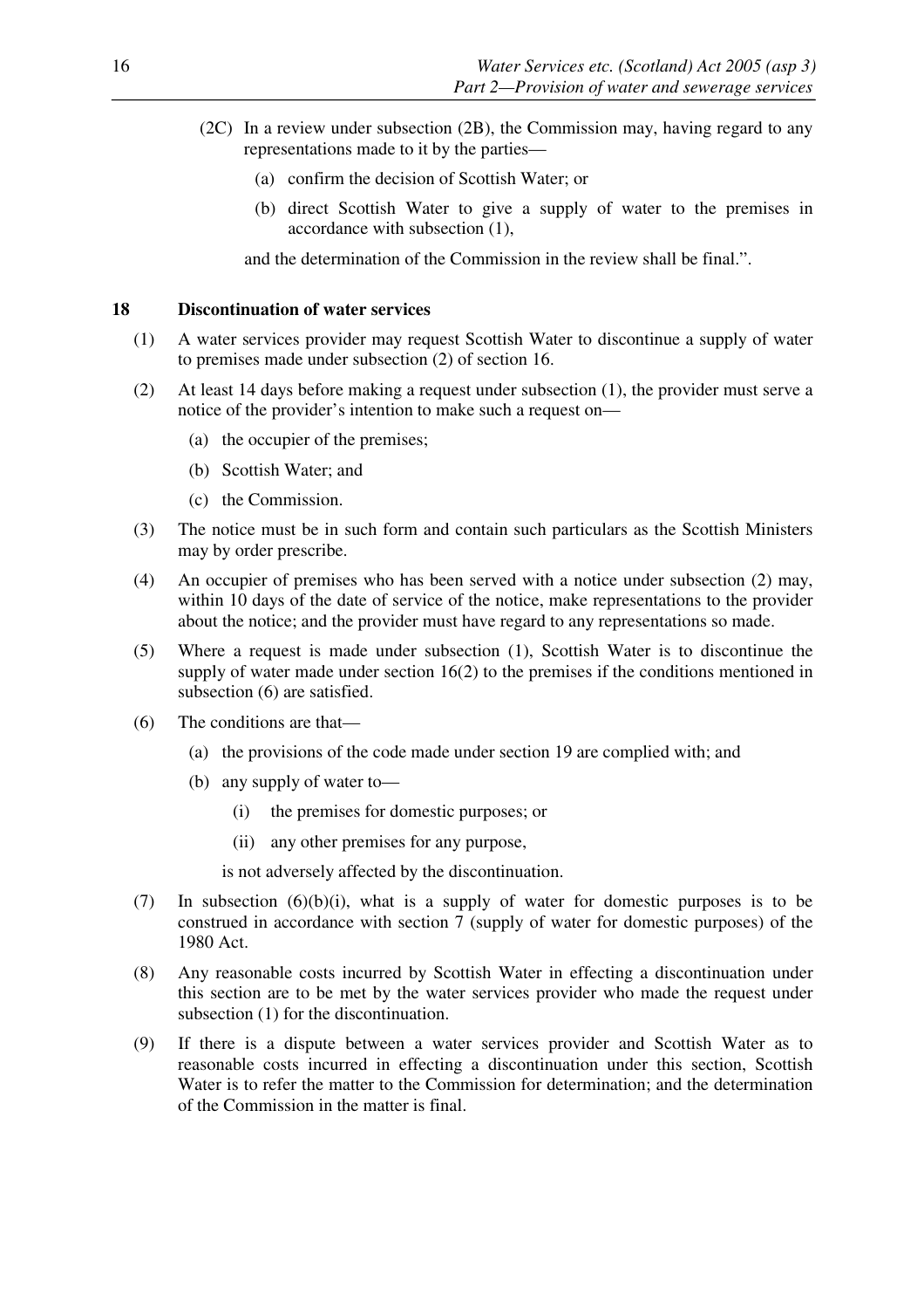(2C) In a review under subsection (2B), the Commission may, having regard to any representations made to it by the parties—

(a) confirm the decision of Scottish Water; or

(b) direct Scottish Water to give a supply of water to the premises in accordance with subsection (1),

and the determination of the Commission in the review shall be final.".

**18 Discontinuation of water services**

(1) A water services provider may request Scottish Water to discontinue a supply of water to premises made under subsection (2) of section 16.

(2) At least 14 days before making a request under subsection (1), the provider must serve a notice of the provider's intention to make such a request on—

(a) the occupier of the premises;

(b) Scottish Water; and

(c) the Commission.

(3) The notice must be in such form and contain such particulars as the Scottish Ministers may by order prescribe.

(4) An occupier of premises who has been served with a notice under subsection (2) may, within 10 days of the date of service of the notice, make representations to the provider about the notice; and the provider must have regard to any representations so made.

(5) Where a request is made under subsection (1), Scottish Water is to discontinue the supply of water made under section 16(2) to the premises if the conditions mentioned in subsection (6) are satisfied.

(6) The conditions are that—

(a) the provisions of the code made under section 19 are complied with; and

(b) any supply of water to—

(i) the premises for domestic purposes; or

(ii) any other premises for any purpose,

is not adversely affected by the discontinuation.

(7) In subsection (6)(b)(i), what is a supply of water for domestic purposes is to be construed in accordance with section 7 (supply of water for domestic purposes) of the 1980 Act.

(8) Any reasonable costs incurred by Scottish Water in effecting a discontinuation under this section are to be met by the water services provider who made the request under subsection (1) for the discontinuation.

(9) If there is a dispute between a water services provider and Scottish Water as to reasonable costs incurred in effecting a discontinuation under this section, Scottish Water is to refer the matter to the Commission for determination; and the determination of the Commission in the matter is final.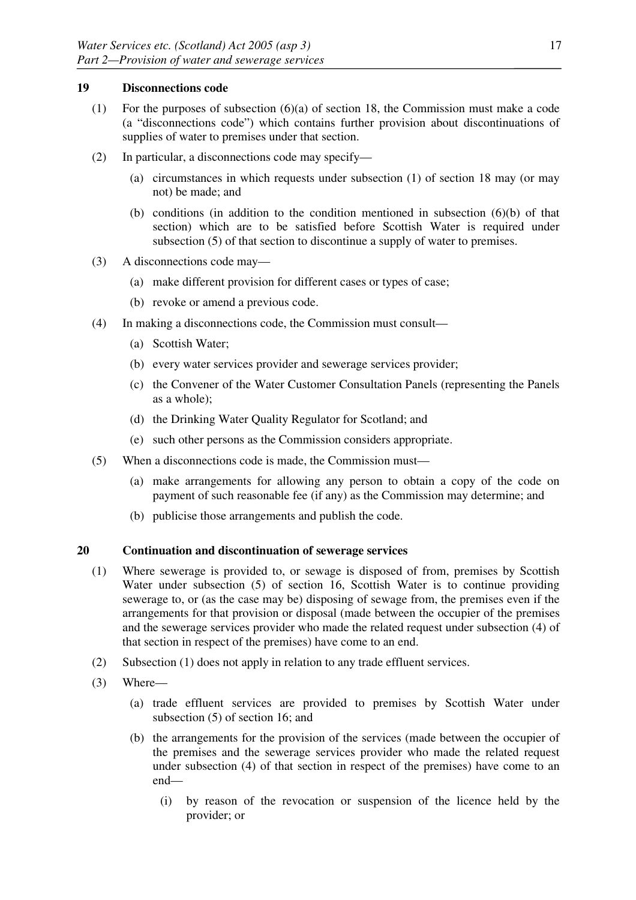### 19 Disconnections code

(1) For the purposes of subsection (6)(a) of section 18, the Commission must make a code (a "disconnections code") which contains further provision about discontinuations of supplies of water to premises under that section.

(2) In particular, a disconnections code may specify—

- (a) circumstances in which requests under subsection (1) of section 18 may (or may not) be made; and
- (b) conditions (in addition to the condition mentioned in subsection (6)(b) of that section) which are to be satisfied before Scottish Water is required under subsection (5) of that section to discontinue a supply of water to premises.

(3) A disconnections code may—

- (a) make different provision for different cases or types of case;
- (b) revoke or amend a previous code.

(4) In making a disconnections code, the Commission must consult—

- (a) Scottish Water;
- (b) every water services provider and sewerage services provider;
- (c) the Convener of the Water Customer Consultation Panels (representing the Panels as a whole);
- (d) the Drinking Water Quality Regulator for Scotland; and
- (e) such other persons as the Commission considers appropriate.

(5) When a disconnections code is made, the Commission must—

- (a) make arrangements for allowing any person to obtain a copy of the code on payment of such reasonable fee (if any) as the Commission may determine; and
- (b) publicise those arrangements and publish the code.

### 20 Continuation and discontinuation of sewerage services

(1) Where sewerage is provided to, or sewage is disposed of from, premises by Scottish Water under subsection (5) of section 16, Scottish Water is to continue providing sewerage to, or (as the case may be) disposing of sewage from, the premises even if the arrangements for that provision or disposal (made between the occupier of the premises and the sewerage services provider who made the related request under subsection (4) of that section in respect of the premises) have come to an end.

(2) Subsection (1) does not apply in relation to any trade effluent services.

(3) Where—

- (a) trade effluent services are provided to premises by Scottish Water under subsection (5) of section 16; and
- (b) the arrangements for the provision of the services (made between the occupier of the premises and the sewerage services provider who made the related request under subsection (4) of that section in respect of the premises) have come to an end—
  - (i) by reason of the revocation or suspension of the licence held by the provider; or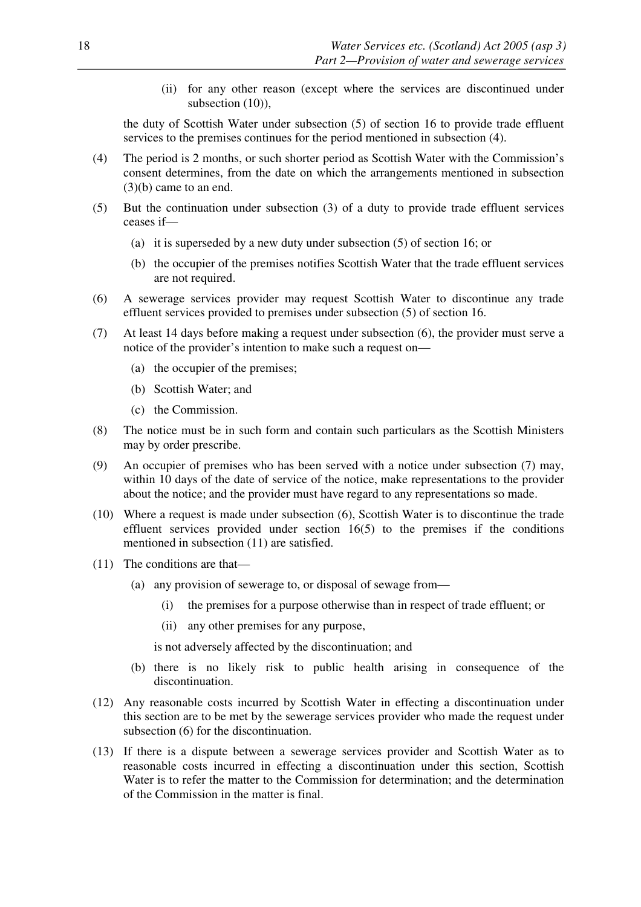(ii) for any other reason (except where the services are discontinued under subsection (10)),

the duty of Scottish Water under subsection (5) of section 16 to provide trade effluent services to the premises continues for the period mentioned in subsection (4).

(4) The period is 2 months, or such shorter period as Scottish Water with the Commission's consent determines, from the date on which the arrangements mentioned in subsection (3)(b) came to an end.

(5) But the continuation under subsection (3) of a duty to provide trade effluent services ceases if—

(a) it is superseded by a new duty under subsection (5) of section 16; or

(b) the occupier of the premises notifies Scottish Water that the trade effluent services are not required.

(6) A sewerage services provider may request Scottish Water to discontinue any trade effluent services provided to premises under subsection (5) of section 16.

(7) At least 14 days before making a request under subsection (6), the provider must serve a notice of the provider's intention to make such a request on—

(a) the occupier of the premises;

(b) Scottish Water; and

(c) the Commission.

(8) The notice must be in such form and contain such particulars as the Scottish Ministers may by order prescribe.

(9) An occupier of premises who has been served with a notice under subsection (7) may, within 10 days of the date of service of the notice, make representations to the provider about the notice; and the provider must have regard to any representations so made.

(10) Where a request is made under subsection (6), Scottish Water is to discontinue the trade effluent services provided under section 16(5) to the premises if the conditions mentioned in subsection (11) are satisfied.

(11) The conditions are that—

(a) any provision of sewerage to, or disposal of sewage from—

(i) the premises for a purpose otherwise than in respect of trade effluent; or

(ii) any other premises for any purpose,

is not adversely affected by the discontinuation; and

(b) there is no likely risk to public health arising in consequence of the discontinuation.

(12) Any reasonable costs incurred by Scottish Water in effecting a discontinuation under this section are to be met by the sewerage services provider who made the request under subsection (6) for the discontinuation.

(13) If there is a dispute between a sewerage services provider and Scottish Water as to reasonable costs incurred in effecting a discontinuation under this section, Scottish Water is to refer the matter to the Commission for determination; and the determination of the Commission in the matter is final.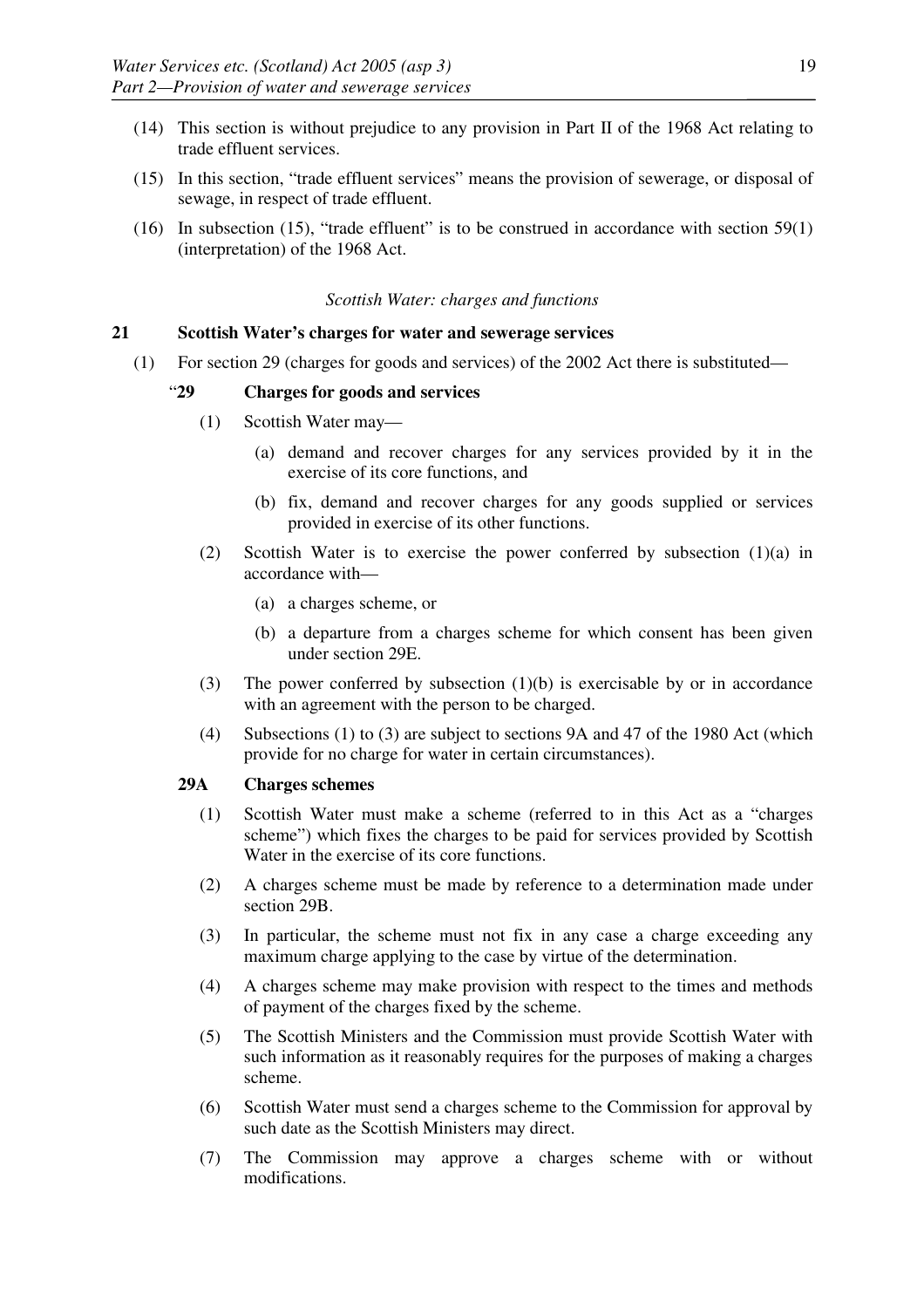(14) This section is without prejudice to any provision in Part II of the 1968 Act relating to trade effluent services.

(15) In this section, "trade effluent services" means the provision of sewerage, or disposal of sewage, in respect of trade effluent.

(16) In subsection (15), "trade effluent" is to be construed in accordance with section 59(1) (interpretation) of the 1968 Act.

*Scottish Water: charges and functions*

**21 Scottish Water's charges for water and sewerage services**

(1) For section 29 (charges for goods and services) of the 2002 Act there is substituted—

"**29 Charges for goods and services**

(1) Scottish Water may—

(a) demand and recover charges for any services provided by it in the exercise of its core functions, and

(b) fix, demand and recover charges for any goods supplied or services provided in exercise of its other functions.

(2) Scottish Water is to exercise the power conferred by subsection (1)(a) in accordance with—

(a) a charges scheme, or

(b) a departure from a charges scheme for which consent has been given under section 29E.

(3) The power conferred by subsection (1)(b) is exercisable by or in accordance with an agreement with the person to be charged.

(4) Subsections (1) to (3) are subject to sections 9A and 47 of the 1980 Act (which provide for no charge for water in certain circumstances).

**29A Charges schemes**

(1) Scottish Water must make a scheme (referred to in this Act as a "charges scheme") which fixes the charges to be paid for services provided by Scottish Water in the exercise of its core functions.

(2) A charges scheme must be made by reference to a determination made under section 29B.

(3) In particular, the scheme must not fix in any case a charge exceeding any maximum charge applying to the case by virtue of the determination.

(4) A charges scheme may make provision with respect to the times and methods of payment of the charges fixed by the scheme.

(5) The Scottish Ministers and the Commission must provide Scottish Water with such information as it reasonably requires for the purposes of making a charges scheme.

(6) Scottish Water must send a charges scheme to the Commission for approval by such date as the Scottish Ministers may direct.

(7) The Commission may approve a charges scheme with or without modifications.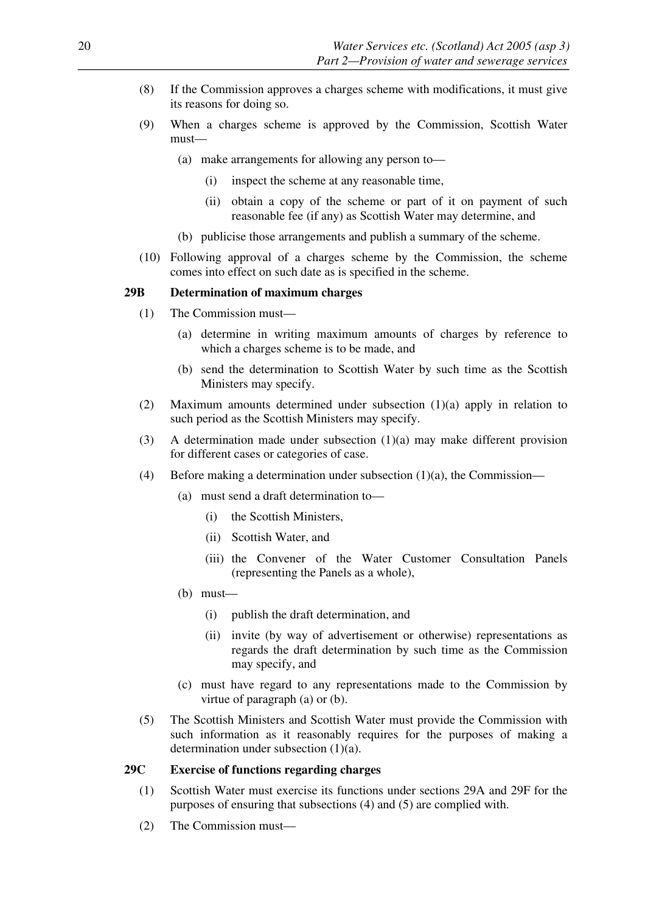(8) If the Commission approves a charges scheme with modifications, it must give its reasons for doing so.

(9) When a charges scheme is approved by the Commission, Scottish Water must—

   (a) make arrangements for allowing any person to—

      (i) inspect the scheme at any reasonable time,

      (ii) obtain a copy of the scheme or part of it on payment of such reasonable fee (if any) as Scottish Water may determine, and

   (b) publicise those arrangements and publish a summary of the scheme.

(10) Following approval of a charges scheme by the Commission, the scheme comes into effect on such date as is specified in the scheme.

**29B Determination of maximum charges**

(1) The Commission must—

   (a) determine in writing maximum amounts of charges by reference to which a charges scheme is to be made, and

   (b) send the determination to Scottish Water by such time as the Scottish Ministers may specify.

(2) Maximum amounts determined under subsection (1)(a) apply in relation to such period as the Scottish Ministers may specify.

(3) A determination made under subsection (1)(a) may make different provision for different cases or categories of case.

(4) Before making a determination under subsection (1)(a), the Commission—

   (a) must send a draft determination to—

      (i) the Scottish Ministers,

      (ii) Scottish Water, and

      (iii) the Convener of the Water Customer Consultation Panels (representing the Panels as a whole),

   (b) must—

      (i) publish the draft determination, and

      (ii) invite (by way of advertisement or otherwise) representations as regards the draft determination by such time as the Commission may specify, and

   (c) must have regard to any representations made to the Commission by virtue of paragraph (a) or (b).

(5) The Scottish Ministers and Scottish Water must provide the Commission with such information as it reasonably requires for the purposes of making a determination under subsection (1)(a).

**29C Exercise of functions regarding charges**

(1) Scottish Water must exercise its functions under sections 29A and 29F for the purposes of ensuring that subsections (4) and (5) are complied with.

(2) The Commission must—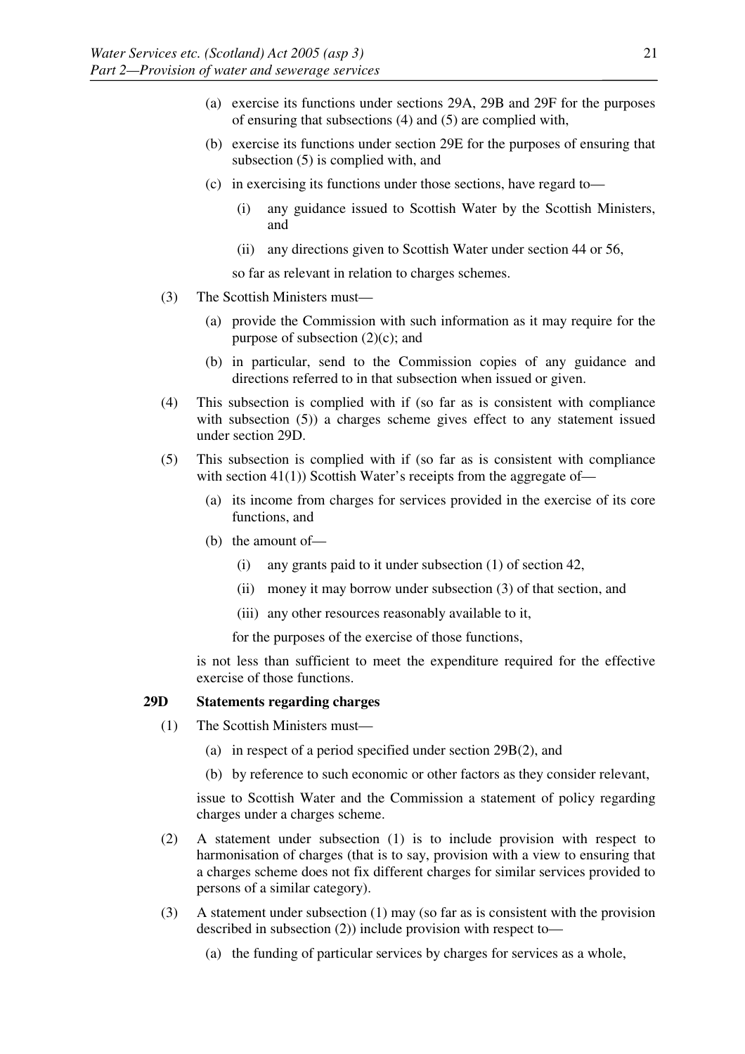(a) exercise its functions under sections 29A, 29B and 29F for the purposes of ensuring that subsections (4) and (5) are complied with,

(b) exercise its functions under section 29E for the purposes of ensuring that subsection (5) is complied with, and

(c) in exercising its functions under those sections, have regard to—

(i) any guidance issued to Scottish Water by the Scottish Ministers, and

(ii) any directions given to Scottish Water under section 44 or 56,

so far as relevant in relation to charges schemes.

(3) The Scottish Ministers must—

(a) provide the Commission with such information as it may require for the purpose of subsection (2)(c); and

(b) in particular, send to the Commission copies of any guidance and directions referred to in that subsection when issued or given.

(4) This subsection is complied with if (so far as is consistent with compliance with subsection (5)) a charges scheme gives effect to any statement issued under section 29D.

(5) This subsection is complied with if (so far as is consistent with compliance with section 41(1)) Scottish Water's receipts from the aggregate of—

(a) its income from charges for services provided in the exercise of its core functions, and

(b) the amount of—

(i) any grants paid to it under subsection (1) of section 42,

(ii) money it may borrow under subsection (3) of that section, and

(iii) any other resources reasonably available to it,

for the purposes of the exercise of those functions,

is not less than sufficient to meet the expenditure required for the effective exercise of those functions.

### 29D Statements regarding charges

(1) The Scottish Ministers must—

(a) in respect of a period specified under section 29B(2), and

(b) by reference to such economic or other factors as they consider relevant,

issue to Scottish Water and the Commission a statement of policy regarding charges under a charges scheme.

(2) A statement under subsection (1) is to include provision with respect to harmonisation of charges (that is to say, provision with a view to ensuring that a charges scheme does not fix different charges for similar services provided to persons of a similar category).

(3) A statement under subsection (1) may (so far as is consistent with the provision described in subsection (2)) include provision with respect to—

(a) the funding of particular services by charges for services as a whole,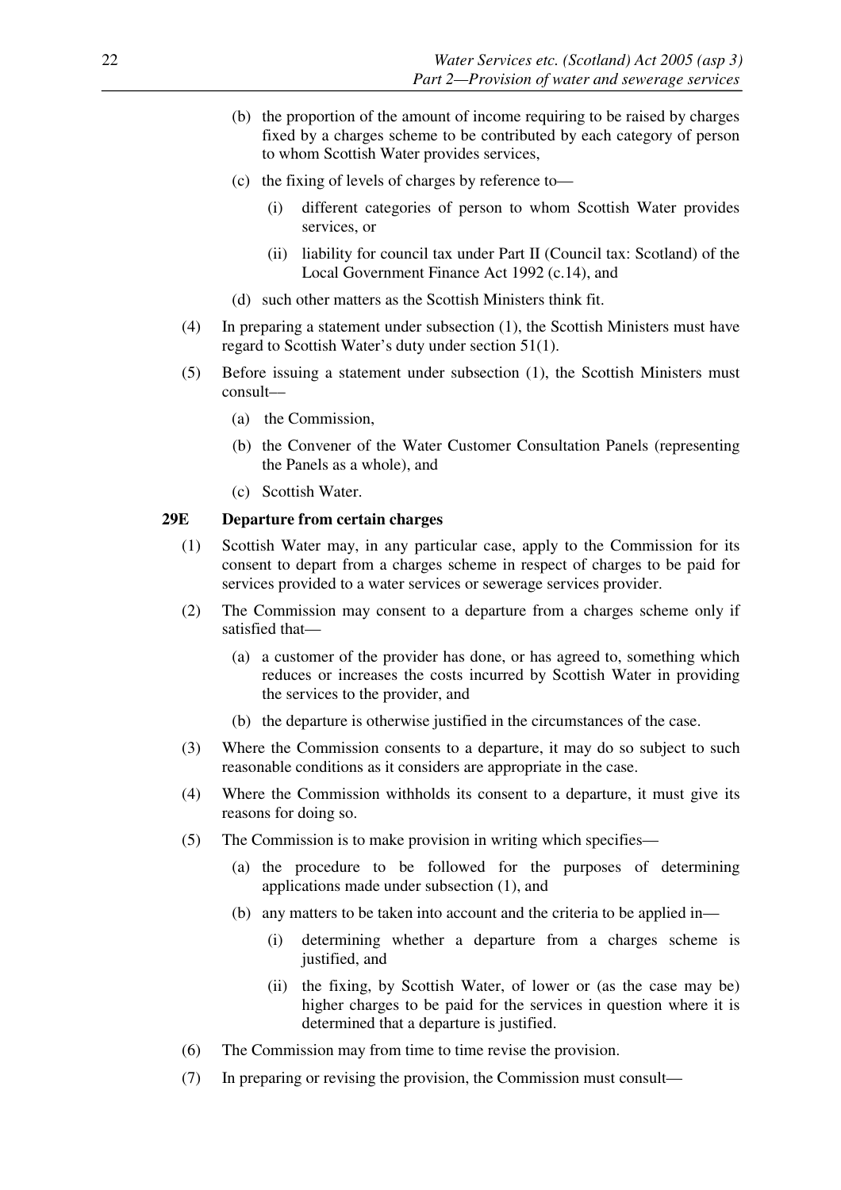(b) the proportion of the amount of income requiring to be raised by charges fixed by a charges scheme to be contributed by each category of person to whom Scottish Water provides services,

(c) the fixing of levels of charges by reference to—

(i) different categories of person to whom Scottish Water provides services, or

(ii) liability for council tax under Part II (Council tax: Scotland) of the Local Government Finance Act 1992 (c.14), and

(d) such other matters as the Scottish Ministers think fit.

(4) In preparing a statement under subsection (1), the Scottish Ministers must have regard to Scottish Water's duty under section 51(1).

(5) Before issuing a statement under subsection (1), the Scottish Ministers must consult—

(a) the Commission,

(b) the Convener of the Water Customer Consultation Panels (representing the Panels as a whole), and

(c) Scottish Water.

**29E Departure from certain charges**

(1) Scottish Water may, in any particular case, apply to the Commission for its consent to depart from a charges scheme in respect of charges to be paid for services provided to a water services or sewerage services provider.

(2) The Commission may consent to a departure from a charges scheme only if satisfied that—

(a) a customer of the provider has done, or has agreed to, something which reduces or increases the costs incurred by Scottish Water in providing the services to the provider, and

(b) the departure is otherwise justified in the circumstances of the case.

(3) Where the Commission consents to a departure, it may do so subject to such reasonable conditions as it considers are appropriate in the case.

(4) Where the Commission withholds its consent to a departure, it must give its reasons for doing so.

(5) The Commission is to make provision in writing which specifies—

(a) the procedure to be followed for the purposes of determining applications made under subsection (1), and

(b) any matters to be taken into account and the criteria to be applied in—

(i) determining whether a departure from a charges scheme is justified, and

(ii) the fixing, by Scottish Water, of lower or (as the case may be) higher charges to be paid for the services in question where it is determined that a departure is justified.

(6) The Commission may from time to time revise the provision.

(7) In preparing or revising the provision, the Commission must consult—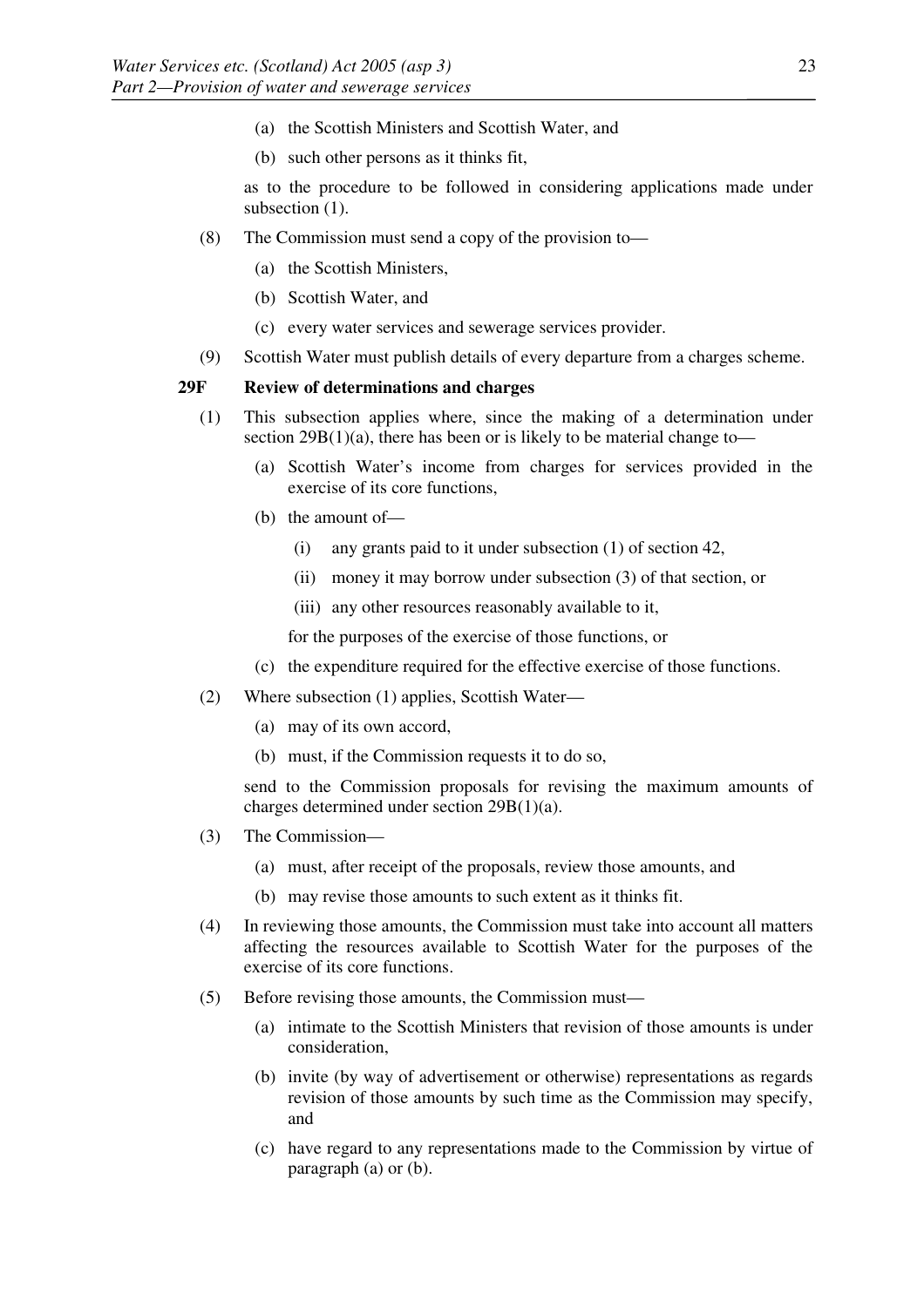(a) the Scottish Ministers and Scottish Water, and

(b) such other persons as it thinks fit,

as to the procedure to be followed in considering applications made under subsection (1).

(8) The Commission must send a copy of the provision to—

(a) the Scottish Ministers,

(b) Scottish Water, and

(c) every water services and sewerage services provider.

(9) Scottish Water must publish details of every departure from a charges scheme.

**29F Review of determinations and charges**

(1) This subsection applies where, since the making of a determination under section 29B(1)(a), there has been or is likely to be material change to—

(a) Scottish Water's income from charges for services provided in the exercise of its core functions,

(b) the amount of—

(i) any grants paid to it under subsection (1) of section 42,

(ii) money it may borrow under subsection (3) of that section, or

(iii) any other resources reasonably available to it,

for the purposes of the exercise of those functions, or

(c) the expenditure required for the effective exercise of those functions.

(2) Where subsection (1) applies, Scottish Water—

(a) may of its own accord,

(b) must, if the Commission requests it to do so,

send to the Commission proposals for revising the maximum amounts of charges determined under section 29B(1)(a).

(3) The Commission—

(a) must, after receipt of the proposals, review those amounts, and

(b) may revise those amounts to such extent as it thinks fit.

(4) In reviewing those amounts, the Commission must take into account all matters affecting the resources available to Scottish Water for the purposes of the exercise of its core functions.

(5) Before revising those amounts, the Commission must—

(a) intimate to the Scottish Ministers that revision of those amounts is under consideration,

(b) invite (by way of advertisement or otherwise) representations as regards revision of those amounts by such time as the Commission may specify, and

(c) have regard to any representations made to the Commission by virtue of paragraph (a) or (b).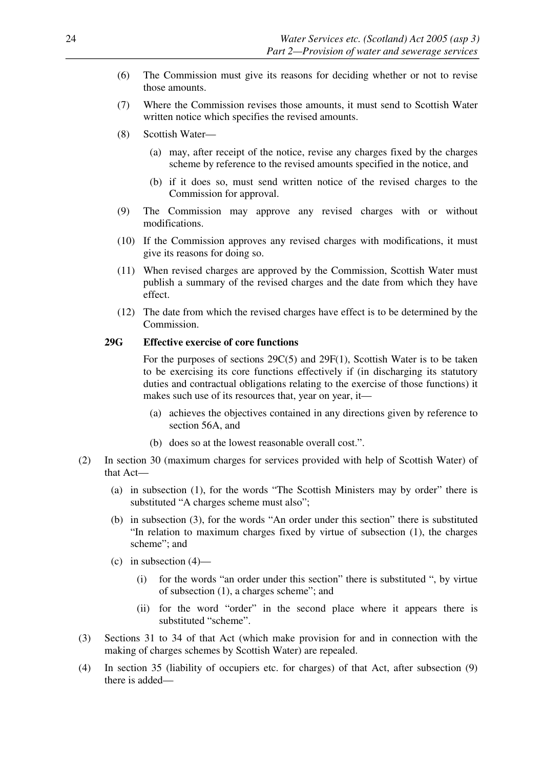(6) The Commission must give its reasons for deciding whether or not to revise those amounts.

(7) Where the Commission revises those amounts, it must send to Scottish Water written notice which specifies the revised amounts.

(8) Scottish Water—

(a) may, after receipt of the notice, revise any charges fixed by the charges scheme by reference to the revised amounts specified in the notice, and

(b) if it does so, must send written notice of the revised charges to the Commission for approval.

(9) The Commission may approve any revised charges with or without modifications.

(10) If the Commission approves any revised charges with modifications, it must give its reasons for doing so.

(11) When revised charges are approved by the Commission, Scottish Water must publish a summary of the revised charges and the date from which they have effect.

(12) The date from which the revised charges have effect is to be determined by the Commission.

**29G Effective exercise of core functions**

For the purposes of sections 29C(5) and 29F(1), Scottish Water is to be taken to be exercising its core functions effectively if (in discharging its statutory duties and contractual obligations relating to the exercise of those functions) it makes such use of its resources that, year on year, it—

(a) achieves the objectives contained in any directions given by reference to section 56A, and

(b) does so at the lowest reasonable overall cost.".

(2) In section 30 (maximum charges for services provided with help of Scottish Water) of that Act—

(a) in subsection (1), for the words "The Scottish Ministers may by order" there is substituted "A charges scheme must also";

(b) in subsection (3), for the words "An order under this section" there is substituted "In relation to maximum charges fixed by virtue of subsection (1), the charges scheme"; and

(c) in subsection (4)—

(i) for the words "an order under this section" there is substituted ", by virtue of subsection (1), a charges scheme"; and

(ii) for the word "order" in the second place where it appears there is substituted "scheme".

(3) Sections 31 to 34 of that Act (which make provision for and in connection with the making of charges schemes by Scottish Water) are repealed.

(4) In section 35 (liability of occupiers etc. for charges) of that Act, after subsection (9) there is added—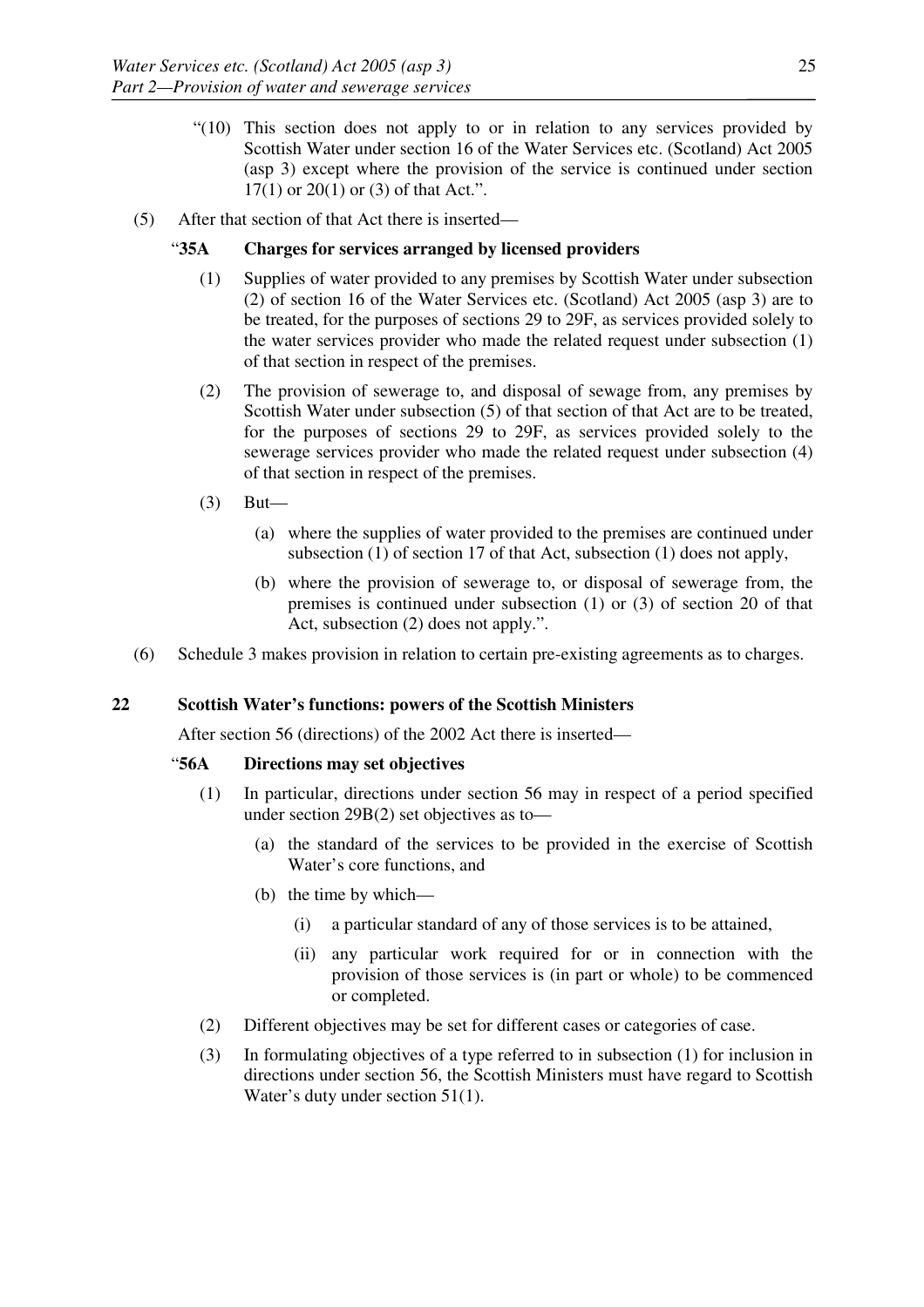"(10) This section does not apply to or in relation to any services provided by Scottish Water under section 16 of the Water Services etc. (Scotland) Act 2005 (asp 3) except where the provision of the service is continued under section 17(1) or 20(1) or (3) of that Act.".

(5) After that section of that Act there is inserted—

"**35A Charges for services arranged by licensed providers**

(1) Supplies of water provided to any premises by Scottish Water under subsection (2) of section 16 of the Water Services etc. (Scotland) Act 2005 (asp 3) are to be treated, for the purposes of sections 29 to 29F, as services provided solely to the water services provider who made the related request under subsection (1) of that section in respect of the premises.

(2) The provision of sewerage to, and disposal of sewage from, any premises by Scottish Water under subsection (5) of that section of that Act are to be treated, for the purposes of sections 29 to 29F, as services provided solely to the sewerage services provider who made the related request under subsection (4) of that section in respect of the premises.

(3) But—

(a) where the supplies of water provided to the premises are continued under subsection (1) of section 17 of that Act, subsection (1) does not apply,

(b) where the provision of sewerage to, or disposal of sewerage from, the premises is continued under subsection (1) or (3) of section 20 of that Act, subsection (2) does not apply.".

(6) Schedule 3 makes provision in relation to certain pre-existing agreements as to charges.

## 22 Scottish Water's functions: powers of the Scottish Ministers

After section 56 (directions) of the 2002 Act there is inserted—

"**56A Directions may set objectives**

(1) In particular, directions under section 56 may in respect of a period specified under section 29B(2) set objectives as to—

(a) the standard of the services to be provided in the exercise of Scottish Water's core functions, and

(b) the time by which—

(i) a particular standard of any of those services is to be attained,

(ii) any particular work required for or in connection with the provision of those services is (in part or whole) to be commenced or completed.

(2) Different objectives may be set for different cases or categories of case.

(3) In formulating objectives of a type referred to in subsection (1) for inclusion in directions under section 56, the Scottish Ministers must have regard to Scottish Water's duty under section 51(1).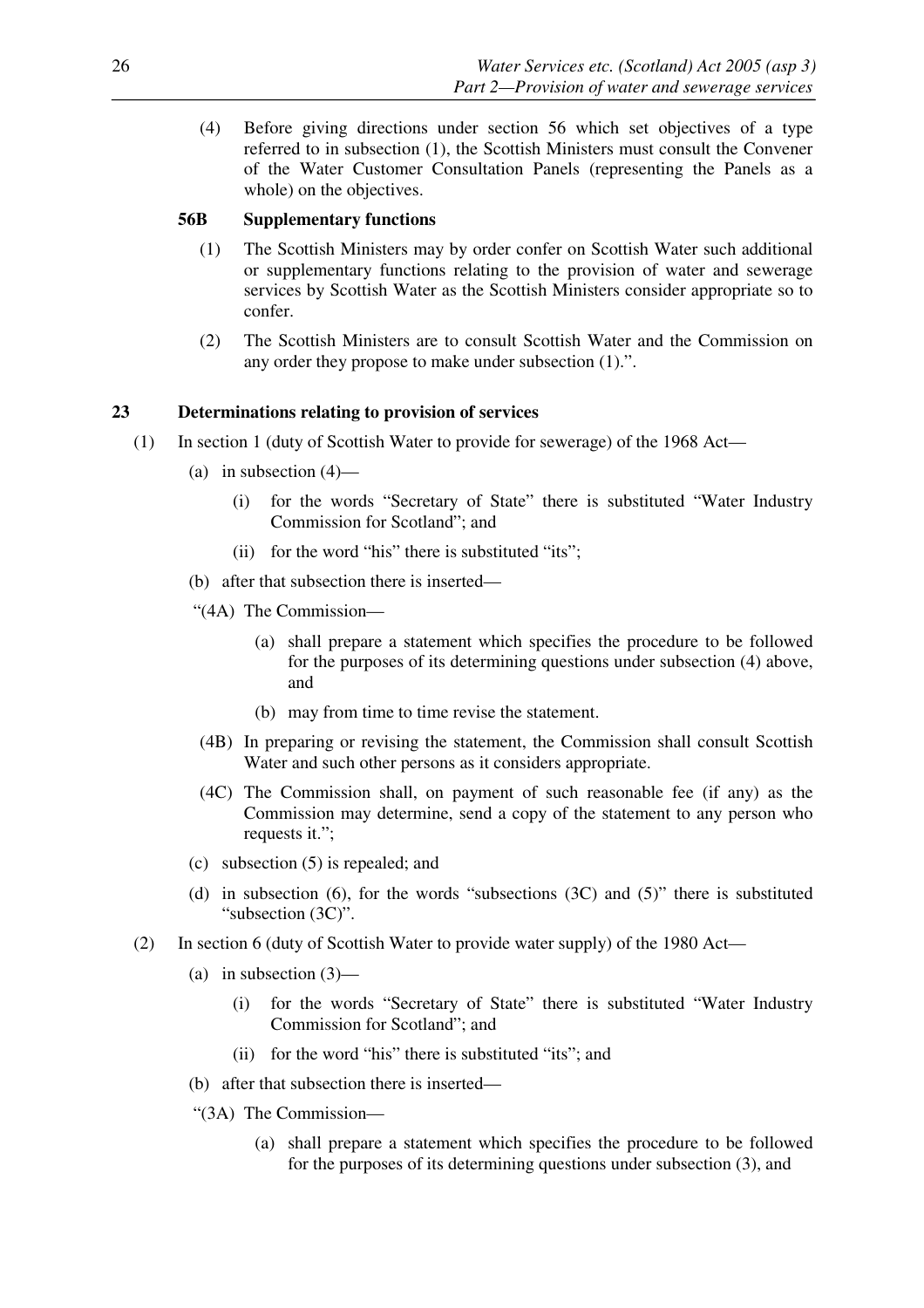(4) Before giving directions under section 56 which set objectives of a type referred to in subsection (1), the Scottish Ministers must consult the Convener of the Water Customer Consultation Panels (representing the Panels as a whole) on the objectives.

**56B Supplementary functions**

(1) The Scottish Ministers may by order confer on Scottish Water such additional or supplementary functions relating to the provision of water and sewerage services by Scottish Water as the Scottish Ministers consider appropriate so to confer.

(2) The Scottish Ministers are to consult Scottish Water and the Commission on any order they propose to make under subsection (1).".

## 23 Determinations relating to provision of services

(1) In section 1 (duty of Scottish Water to provide for sewerage) of the 1968 Act—

(a) in subsection (4)—

(i) for the words "Secretary of State" there is substituted "Water Industry Commission for Scotland"; and

(ii) for the word "his" there is substituted "its";

(b) after that subsection there is inserted—

"(4A) The Commission—

(a) shall prepare a statement which specifies the procedure to be followed for the purposes of its determining questions under subsection (4) above, and

(b) may from time to time revise the statement.

(4B) In preparing or revising the statement, the Commission shall consult Scottish Water and such other persons as it considers appropriate.

(4C) The Commission shall, on payment of such reasonable fee (if any) as the Commission may determine, send a copy of the statement to any person who requests it.";

(c) subsection (5) is repealed; and

(d) in subsection (6), for the words "subsections (3C) and (5)" there is substituted "subsection (3C)".

(2) In section 6 (duty of Scottish Water to provide water supply) of the 1980 Act—

(a) in subsection (3)—

(i) for the words "Secretary of State" there is substituted "Water Industry Commission for Scotland"; and

(ii) for the word "his" there is substituted "its"; and

(b) after that subsection there is inserted—

"(3A) The Commission—

(a) shall prepare a statement which specifies the procedure to be followed for the purposes of its determining questions under subsection (3), and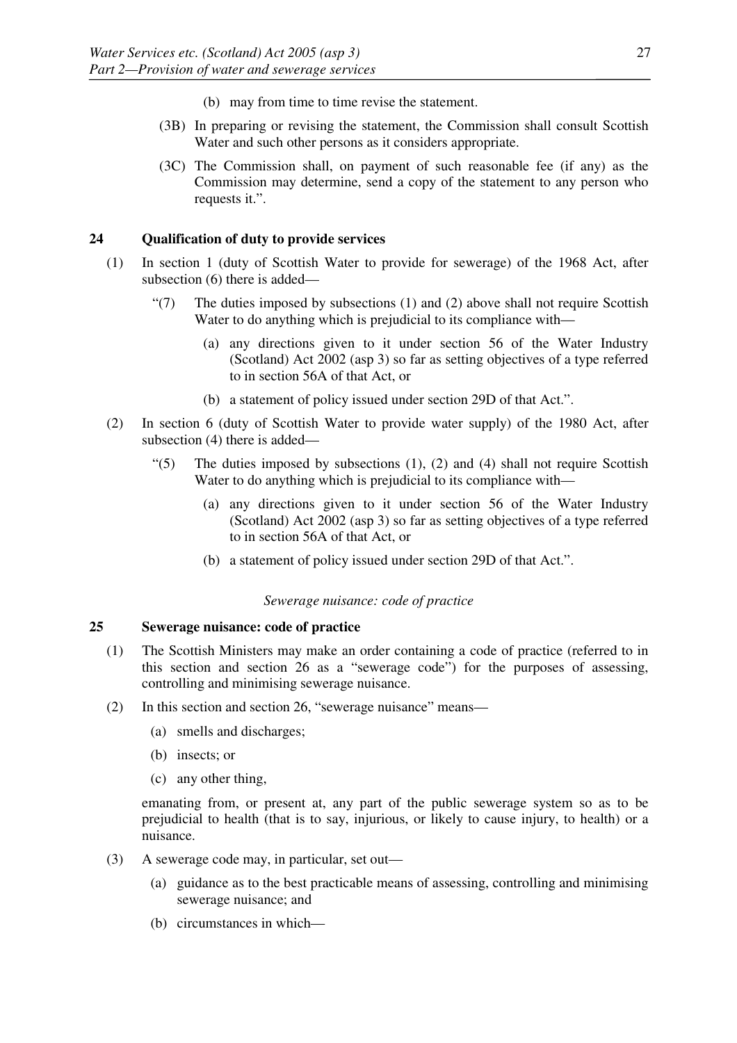(b) may from time to time revise the statement.

(3B) In preparing or revising the statement, the Commission shall consult Scottish Water and such other persons as it considers appropriate.

(3C) The Commission shall, on payment of such reasonable fee (if any) as the Commission may determine, send a copy of the statement to any person who requests it.".

### 24 Qualification of duty to provide services

(1) In section 1 (duty of Scottish Water to provide for sewerage) of the 1968 Act, after subsection (6) there is added—

"(7) The duties imposed by subsections (1) and (2) above shall not require Scottish Water to do anything which is prejudicial to its compliance with—

(a) any directions given to it under section 56 of the Water Industry (Scotland) Act 2002 (asp 3) so far as setting objectives of a type referred to in section 56A of that Act, or

(b) a statement of policy issued under section 29D of that Act.".

(2) In section 6 (duty of Scottish Water to provide water supply) of the 1980 Act, after subsection (4) there is added—

"(5) The duties imposed by subsections (1), (2) and (4) shall not require Scottish Water to do anything which is prejudicial to its compliance with—

(a) any directions given to it under section 56 of the Water Industry (Scotland) Act 2002 (asp 3) so far as setting objectives of a type referred to in section 56A of that Act, or

(b) a statement of policy issued under section 29D of that Act.".

*Sewerage nuisance: code of practice*

### 25 Sewerage nuisance: code of practice

(1) The Scottish Ministers may make an order containing a code of practice (referred to in this section and section 26 as a "sewerage code") for the purposes of assessing, controlling and minimising sewerage nuisance.

(2) In this section and section 26, "sewerage nuisance" means—

(a) smells and discharges;

(b) insects; or

(c) any other thing,

emanating from, or present at, any part of the public sewerage system so as to be prejudicial to health (that is to say, injurious, or likely to cause injury, to health) or a nuisance.

(3) A sewerage code may, in particular, set out—

(a) guidance as to the best practicable means of assessing, controlling and minimising sewerage nuisance; and

(b) circumstances in which—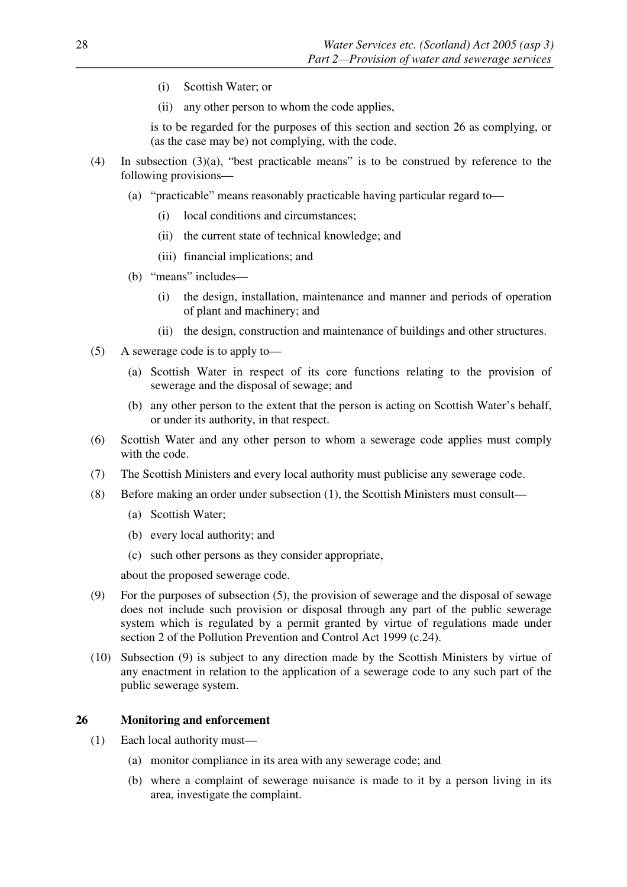(i) Scottish Water; or

(ii) any other person to whom the code applies,

is to be regarded for the purposes of this section and section 26 as complying, or (as the case may be) not complying, with the code.

(4) In subsection (3)(a), "best practicable means" is to be construed by reference to the following provisions—

(a) "practicable" means reasonably practicable having particular regard to—

(i) local conditions and circumstances;

(ii) the current state of technical knowledge; and

(iii) financial implications; and

(b) "means" includes—

(i) the design, installation, maintenance and manner and periods of operation of plant and machinery; and

(ii) the design, construction and maintenance of buildings and other structures.

(5) A sewerage code is to apply to—

(a) Scottish Water in respect of its core functions relating to the provision of sewerage and the disposal of sewage; and

(b) any other person to the extent that the person is acting on Scottish Water's behalf, or under its authority, in that respect.

(6) Scottish Water and any other person to whom a sewerage code applies must comply with the code.

(7) The Scottish Ministers and every local authority must publicise any sewerage code.

(8) Before making an order under subsection (1), the Scottish Ministers must consult—

(a) Scottish Water;

(b) every local authority; and

(c) such other persons as they consider appropriate,

about the proposed sewerage code.

(9) For the purposes of subsection (5), the provision of sewerage and the disposal of sewage does not include such provision or disposal through any part of the public sewerage system which is regulated by a permit granted by virtue of regulations made under section 2 of the Pollution Prevention and Control Act 1999 (c.24).

(10) Subsection (9) is subject to any direction made by the Scottish Ministers by virtue of any enactment in relation to the application of a sewerage code to any such part of the public sewerage system.

## 26 Monitoring and enforcement

(1) Each local authority must—

(a) monitor compliance in its area with any sewerage code; and

(b) where a complaint of sewerage nuisance is made to it by a person living in its area, investigate the complaint.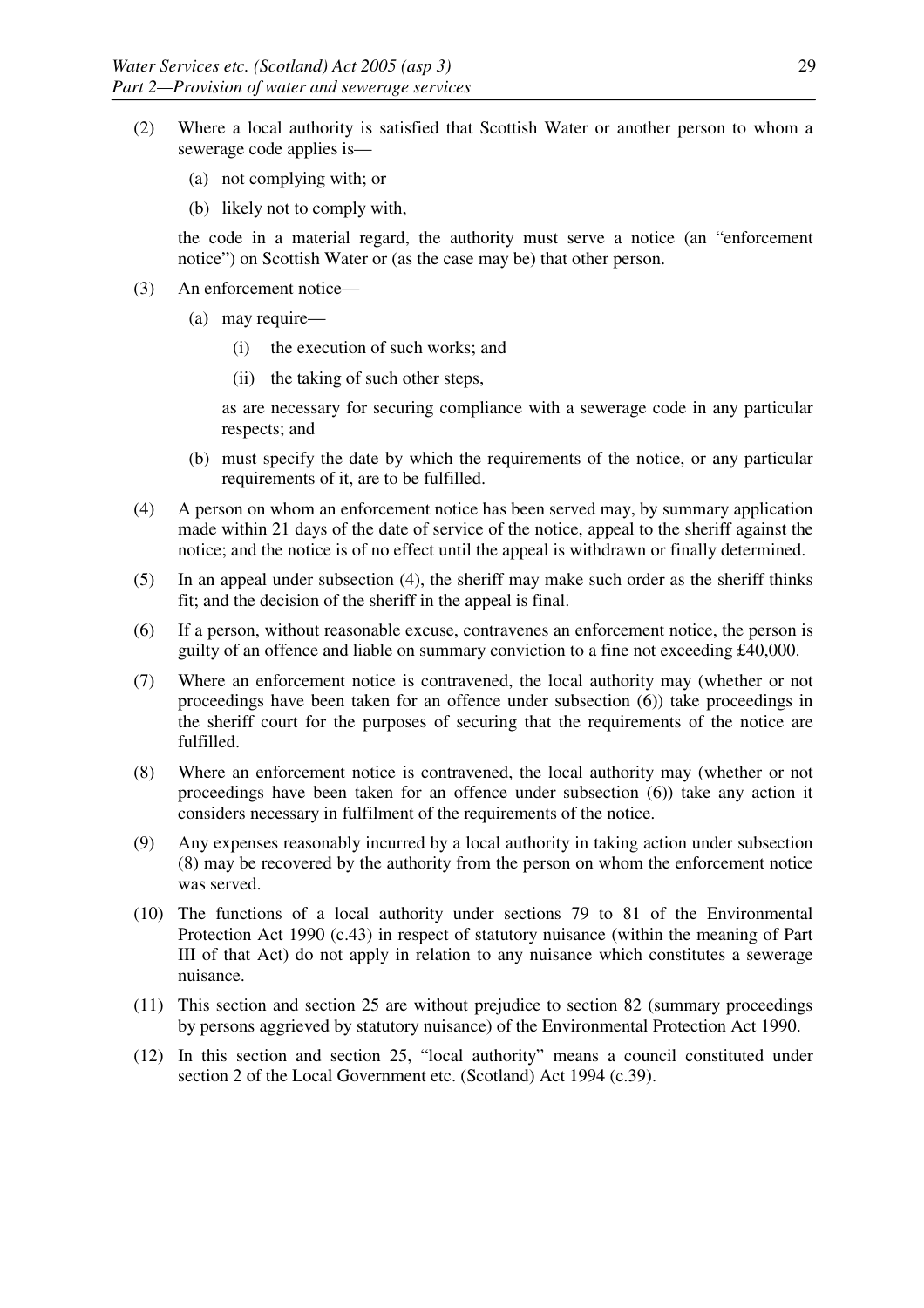(2) Where a local authority is satisfied that Scottish Water or another person to whom a sewerage code applies is—

(a) not complying with; or

(b) likely not to comply with,

the code in a material regard, the authority must serve a notice (an "enforcement notice") on Scottish Water or (as the case may be) that other person.

(3) An enforcement notice—

(a) may require—

(i) the execution of such works; and

(ii) the taking of such other steps,

as are necessary for securing compliance with a sewerage code in any particular respects; and

(b) must specify the date by which the requirements of the notice, or any particular requirements of it, are to be fulfilled.

(4) A person on whom an enforcement notice has been served may, by summary application made within 21 days of the date of service of the notice, appeal to the sheriff against the notice; and the notice is of no effect until the appeal is withdrawn or finally determined.

(5) In an appeal under subsection (4), the sheriff may make such order as the sheriff thinks fit; and the decision of the sheriff in the appeal is final.

(6) If a person, without reasonable excuse, contravenes an enforcement notice, the person is guilty of an offence and liable on summary conviction to a fine not exceeding £40,000.

(7) Where an enforcement notice is contravened, the local authority may (whether or not proceedings have been taken for an offence under subsection (6)) take proceedings in the sheriff court for the purposes of securing that the requirements of the notice are fulfilled.

(8) Where an enforcement notice is contravened, the local authority may (whether or not proceedings have been taken for an offence under subsection (6)) take any action it considers necessary in fulfilment of the requirements of the notice.

(9) Any expenses reasonably incurred by a local authority in taking action under subsection (8) may be recovered by the authority from the person on whom the enforcement notice was served.

(10) The functions of a local authority under sections 79 to 81 of the Environmental Protection Act 1990 (c.43) in respect of statutory nuisance (within the meaning of Part III of that Act) do not apply in relation to any nuisance which constitutes a sewerage nuisance.

(11) This section and section 25 are without prejudice to section 82 (summary proceedings by persons aggrieved by statutory nuisance) of the Environmental Protection Act 1990.

(12) In this section and section 25, "local authority" means a council constituted under section 2 of the Local Government etc. (Scotland) Act 1994 (c.39).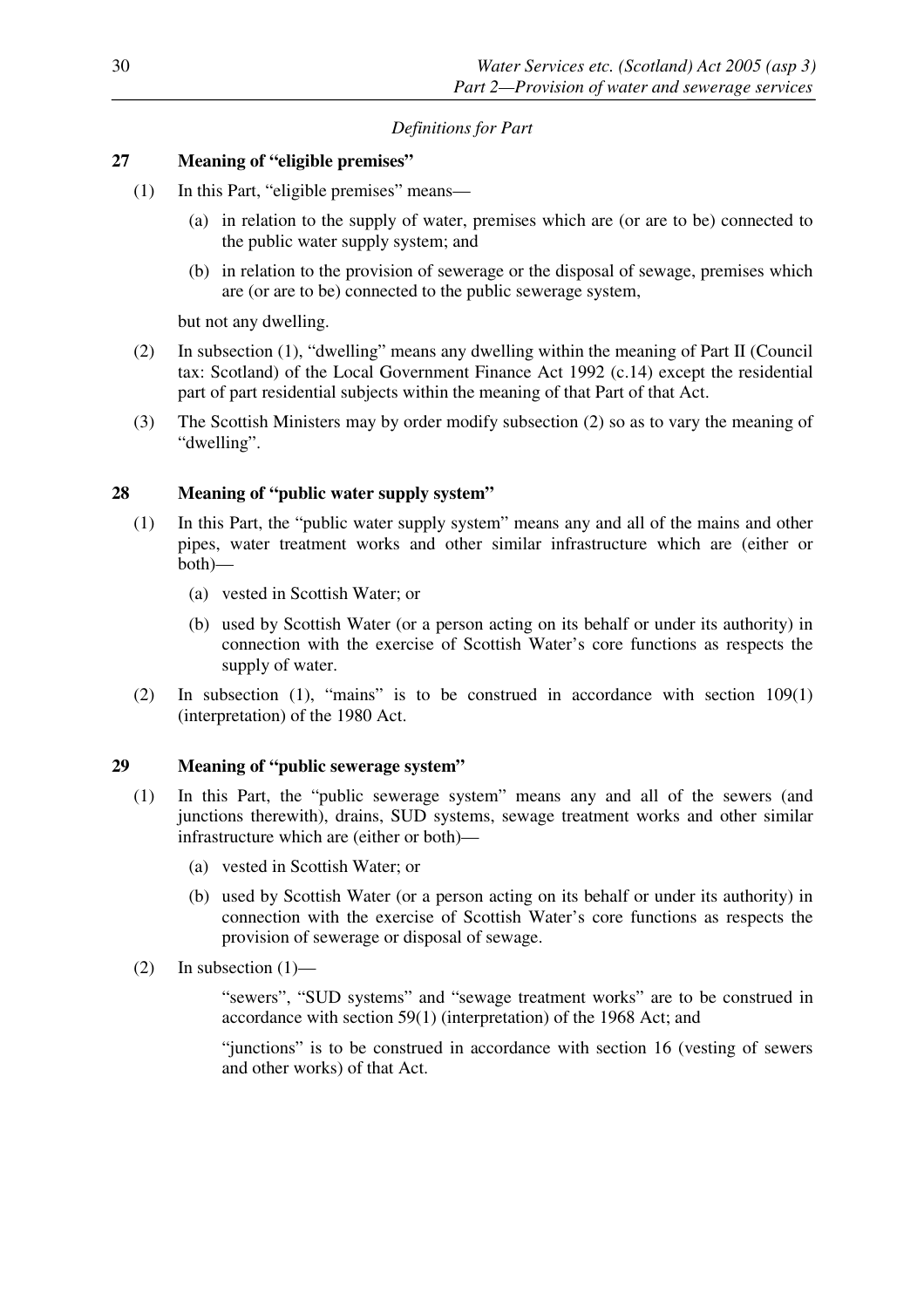*Definitions for Part*

**27 Meaning of "eligible premises"**

(1) In this Part, "eligible premises" means—

(a) in relation to the supply of water, premises which are (or are to be) connected to the public water supply system; and

(b) in relation to the provision of sewerage or the disposal of sewage, premises which are (or are to be) connected to the public sewerage system,

but not any dwelling.

(2) In subsection (1), "dwelling" means any dwelling within the meaning of Part II (Council tax: Scotland) of the Local Government Finance Act 1992 (c.14) except the residential part of part residential subjects within the meaning of that Part of that Act.

(3) The Scottish Ministers may by order modify subsection (2) so as to vary the meaning of "dwelling".

**28 Meaning of "public water supply system"**

(1) In this Part, the "public water supply system" means any and all of the mains and other pipes, water treatment works and other similar infrastructure which are (either or both)—

(a) vested in Scottish Water; or

(b) used by Scottish Water (or a person acting on its behalf or under its authority) in connection with the exercise of Scottish Water's core functions as respects the supply of water.

(2) In subsection (1), "mains" is to be construed in accordance with section 109(1) (interpretation) of the 1980 Act.

**29 Meaning of "public sewerage system"**

(1) In this Part, the "public sewerage system" means any and all of the sewers (and junctions therewith), drains, SUD systems, sewage treatment works and other similar infrastructure which are (either or both)—

(a) vested in Scottish Water; or

(b) used by Scottish Water (or a person acting on its behalf or under its authority) in connection with the exercise of Scottish Water's core functions as respects the provision of sewerage or disposal of sewage.

(2) In subsection (1)—

"sewers", "SUD systems" and "sewage treatment works" are to be construed in accordance with section 59(1) (interpretation) of the 1968 Act; and

"junctions" is to be construed in accordance with section 16 (vesting of sewers and other works) of that Act.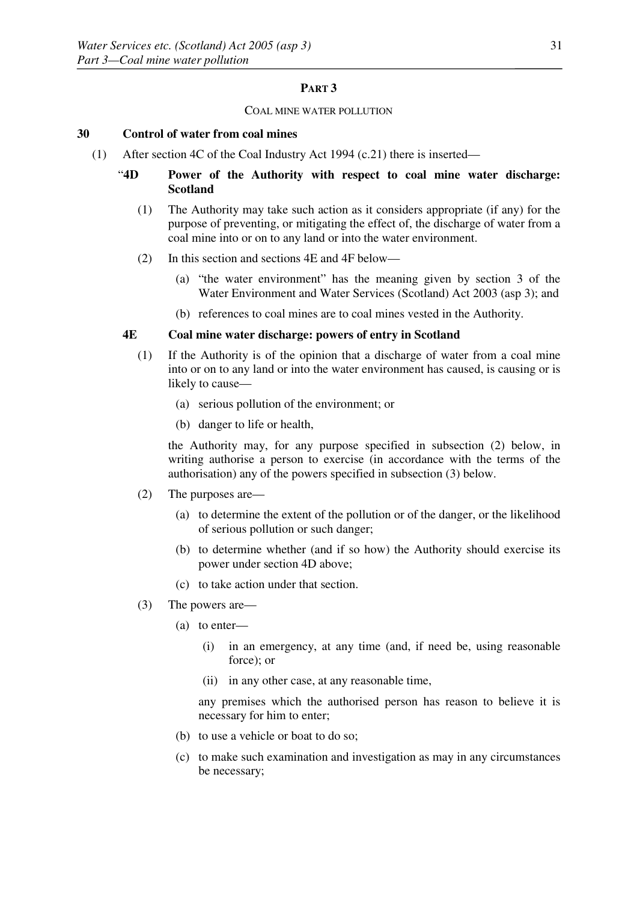## PART 3

COAL MINE WATER POLLUTION

### 30 Control of water from coal mines

(1) After section 4C of the Coal Industry Act 1994 (c.21) there is inserted—

"**4D Power of the Authority with respect to coal mine water discharge: Scotland**

(1) The Authority may take such action as it considers appropriate (if any) for the purpose of preventing, or mitigating the effect of, the discharge of water from a coal mine into or on to any land or into the water environment.

(2) In this section and sections 4E and 4F below—

(a) "the water environment" has the meaning given by section 3 of the Water Environment and Water Services (Scotland) Act 2003 (asp 3); and

(b) references to coal mines are to coal mines vested in the Authority.

**4E Coal mine water discharge: powers of entry in Scotland**

(1) If the Authority is of the opinion that a discharge of water from a coal mine into or on to any land or into the water environment has caused, is causing or is likely to cause—

(a) serious pollution of the environment; or

(b) danger to life or health,

the Authority may, for any purpose specified in subsection (2) below, in writing authorise a person to exercise (in accordance with the terms of the authorisation) any of the powers specified in subsection (3) below.

(2) The purposes are—

(a) to determine the extent of the pollution or of the danger, or the likelihood of serious pollution or such danger;

(b) to determine whether (and if so how) the Authority should exercise its power under section 4D above;

(c) to take action under that section.

(3) The powers are—

(a) to enter—

(i) in an emergency, at any time (and, if need be, using reasonable force); or

(ii) in any other case, at any reasonable time,

any premises which the authorised person has reason to believe it is necessary for him to enter;

(b) to use a vehicle or boat to do so;

(c) to make such examination and investigation as may in any circumstances be necessary;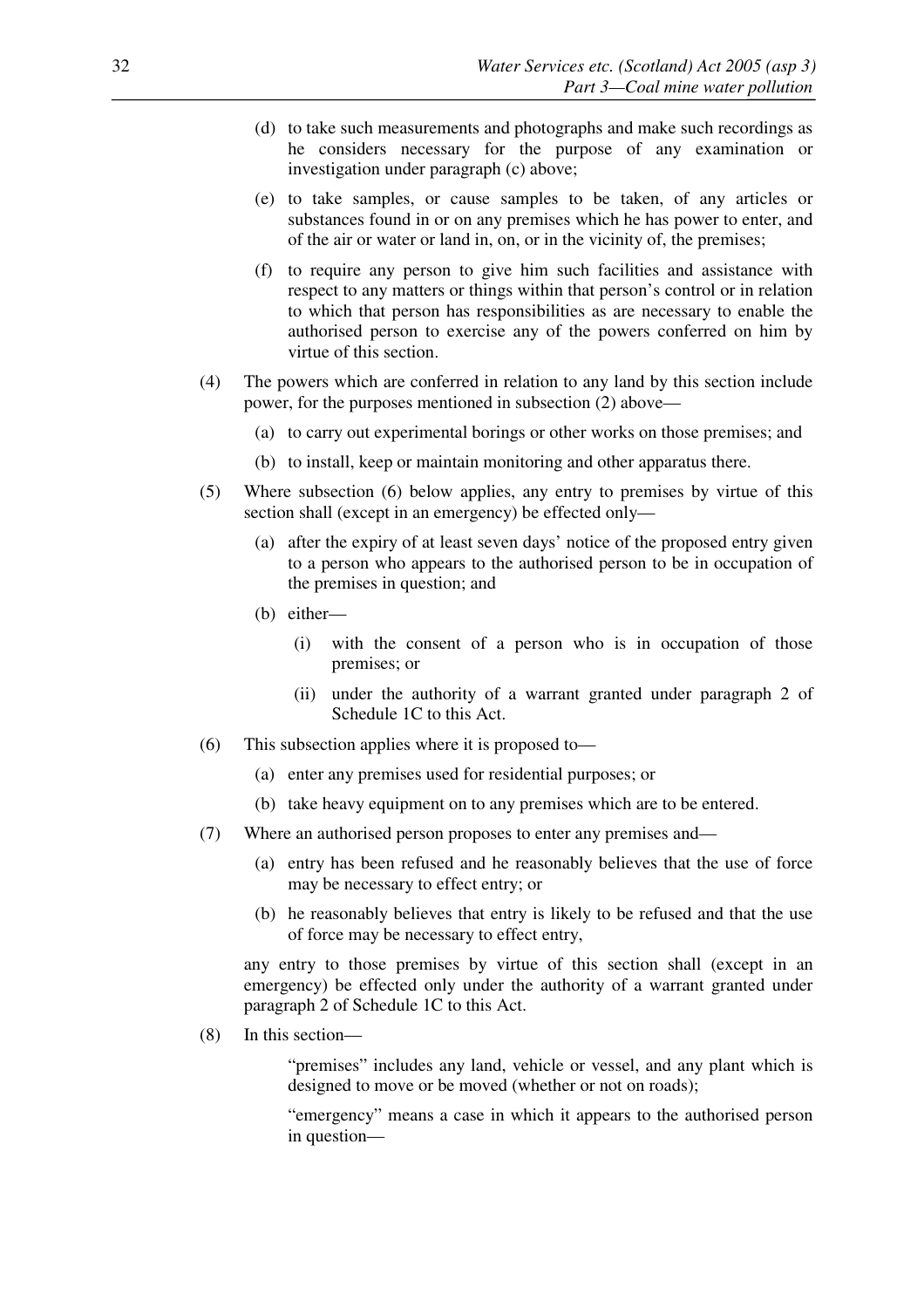(d) to take such measurements and photographs and make such recordings as he considers necessary for the purpose of any examination or investigation under paragraph (c) above;

(e) to take samples, or cause samples to be taken, of any articles or substances found in or on any premises which he has power to enter, and of the air or water or land in, on, or in the vicinity of, the premises;

(f) to require any person to give him such facilities and assistance with respect to any matters or things within that person's control or in relation to which that person has responsibilities as are necessary to enable the authorised person to exercise any of the powers conferred on him by virtue of this section.

(4) The powers which are conferred in relation to any land by this section include power, for the purposes mentioned in subsection (2) above—

(a) to carry out experimental borings or other works on those premises; and

(b) to install, keep or maintain monitoring and other apparatus there.

(5) Where subsection (6) below applies, any entry to premises by virtue of this section shall (except in an emergency) be effected only—

(a) after the expiry of at least seven days' notice of the proposed entry given to a person who appears to the authorised person to be in occupation of the premises in question; and

(b) either—

(i) with the consent of a person who is in occupation of those premises; or

(ii) under the authority of a warrant granted under paragraph 2 of Schedule 1C to this Act.

(6) This subsection applies where it is proposed to—

(a) enter any premises used for residential purposes; or

(b) take heavy equipment on to any premises which are to be entered.

(7) Where an authorised person proposes to enter any premises and—

(a) entry has been refused and he reasonably believes that the use of force may be necessary to effect entry; or

(b) he reasonably believes that entry is likely to be refused and that the use of force may be necessary to effect entry,

any entry to those premises by virtue of this section shall (except in an emergency) be effected only under the authority of a warrant granted under paragraph 2 of Schedule 1C to this Act.

(8) In this section—

"premises" includes any land, vehicle or vessel, and any plant which is designed to move or be moved (whether or not on roads);

"emergency" means a case in which it appears to the authorised person in question—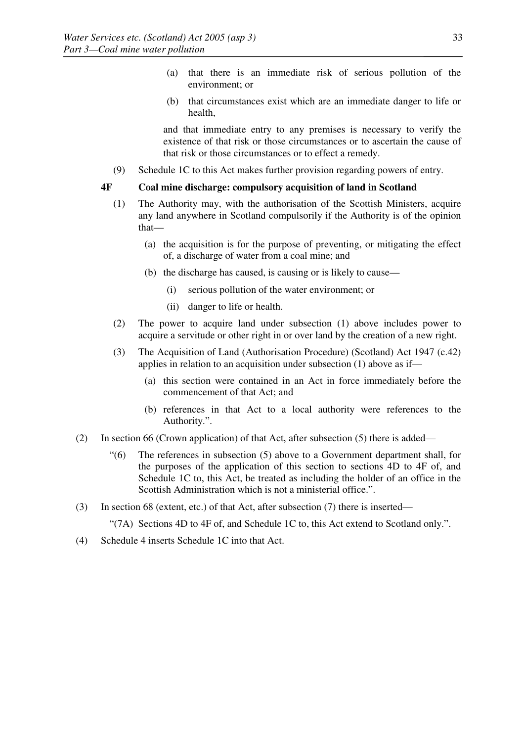(a) that there is an immediate risk of serious pollution of the environment; or

(b) that circumstances exist which are an immediate danger to life or health,

and that immediate entry to any premises is necessary to verify the existence of that risk or those circumstances or to ascertain the cause of that risk or those circumstances or to effect a remedy.

(9) Schedule 1C to this Act makes further provision regarding powers of entry.

**4F Coal mine discharge: compulsory acquisition of land in Scotland**

(1) The Authority may, with the authorisation of the Scottish Ministers, acquire any land anywhere in Scotland compulsorily if the Authority is of the opinion that—

(a) the acquisition is for the purpose of preventing, or mitigating the effect of, a discharge of water from a coal mine; and

(b) the discharge has caused, is causing or is likely to cause—

(i) serious pollution of the water environment; or

(ii) danger to life or health.

(2) The power to acquire land under subsection (1) above includes power to acquire a servitude or other right in or over land by the creation of a new right.

(3) The Acquisition of Land (Authorisation Procedure) (Scotland) Act 1947 (c.42) applies in relation to an acquisition under subsection (1) above as if—

(a) this section were contained in an Act in force immediately before the commencement of that Act; and

(b) references in that Act to a local authority were references to the Authority.".

(2) In section 66 (Crown application) of that Act, after subsection (5) there is added—

"(6) The references in subsection (5) above to a Government department shall, for the purposes of the application of this section to sections 4D to 4F of, and Schedule 1C to, this Act, be treated as including the holder of an office in the Scottish Administration which is not a ministerial office.".

(3) In section 68 (extent, etc.) of that Act, after subsection (7) there is inserted—

"(7A) Sections 4D to 4F of, and Schedule 1C to, this Act extend to Scotland only.".

(4) Schedule 4 inserts Schedule 1C into that Act.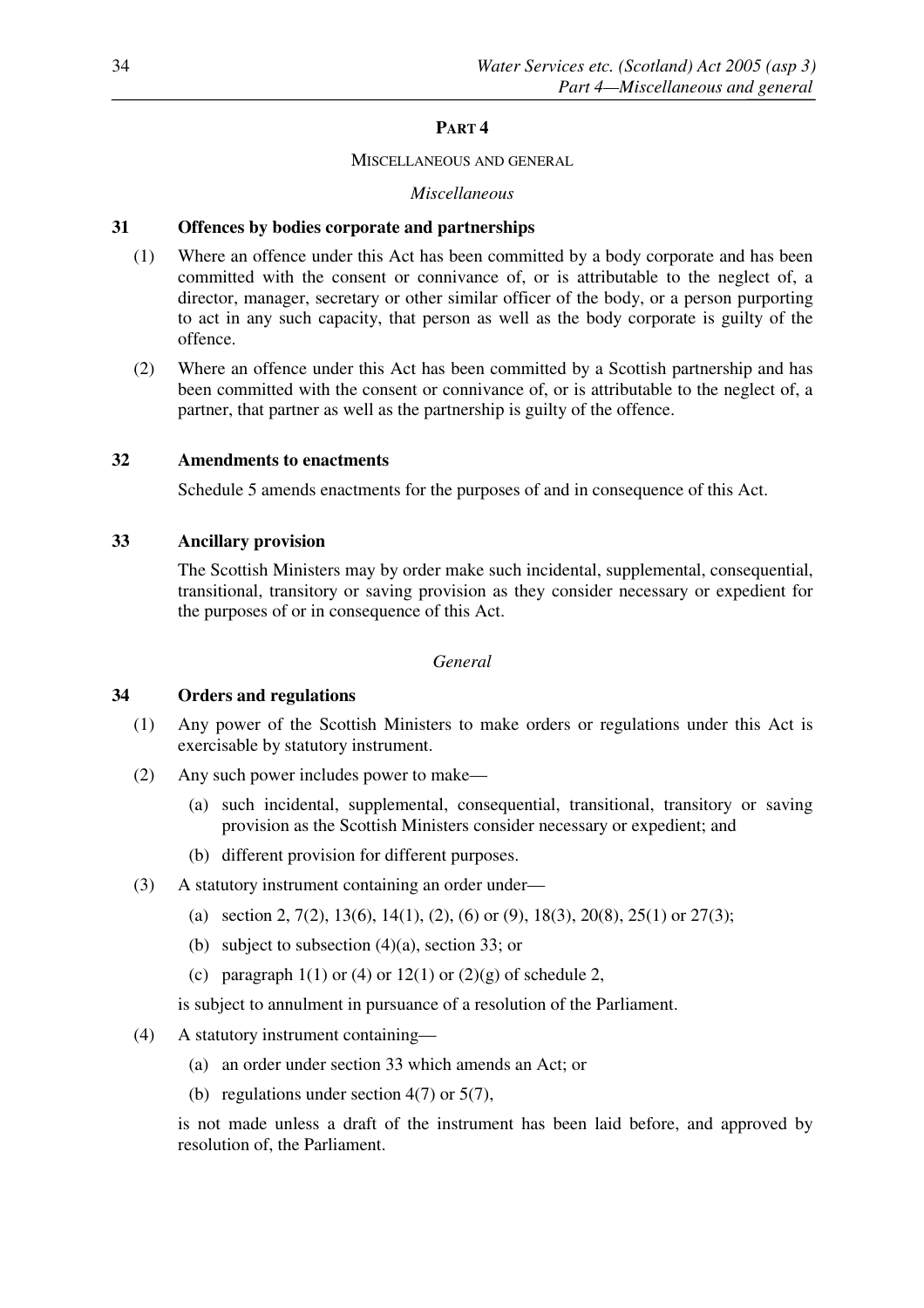## PART 4

MISCELLANEOUS AND GENERAL

*Miscellaneous*

### 31 Offences by bodies corporate and partnerships

(1) Where an offence under this Act has been committed by a body corporate and has been committed with the consent or connivance of, or is attributable to the neglect of, a director, manager, secretary or other similar officer of the body, or a person purporting to act in any such capacity, that person as well as the body corporate is guilty of the offence.

(2) Where an offence under this Act has been committed by a Scottish partnership and has been committed with the consent or connivance of, or is attributable to the neglect of, a partner, that partner as well as the partnership is guilty of the offence.

### 32 Amendments to enactments

Schedule 5 amends enactments for the purposes of and in consequence of this Act.

### 33 Ancillary provision

The Scottish Ministers may by order make such incidental, supplemental, consequential, transitional, transitory or saving provision as they consider necessary or expedient for the purposes of or in consequence of this Act.

*General*

### 34 Orders and regulations

(1) Any power of the Scottish Ministers to make orders or regulations under this Act is exercisable by statutory instrument.

(2) Any such power includes power to make—

(a) such incidental, supplemental, consequential, transitional, transitory or saving provision as the Scottish Ministers consider necessary or expedient; and

(b) different provision for different purposes.

(3) A statutory instrument containing an order under—

(a) section 2, 7(2), 13(6), 14(1), (2), (6) or (9), 18(3), 20(8), 25(1) or 27(3);

(b) subject to subsection (4)(a), section 33; or

(c) paragraph 1(1) or (4) or 12(1) or (2)(g) of schedule 2,

is subject to annulment in pursuance of a resolution of the Parliament.

(4) A statutory instrument containing—

(a) an order under section 33 which amends an Act; or

(b) regulations under section 4(7) or 5(7),

is not made unless a draft of the instrument has been laid before, and approved by resolution of, the Parliament.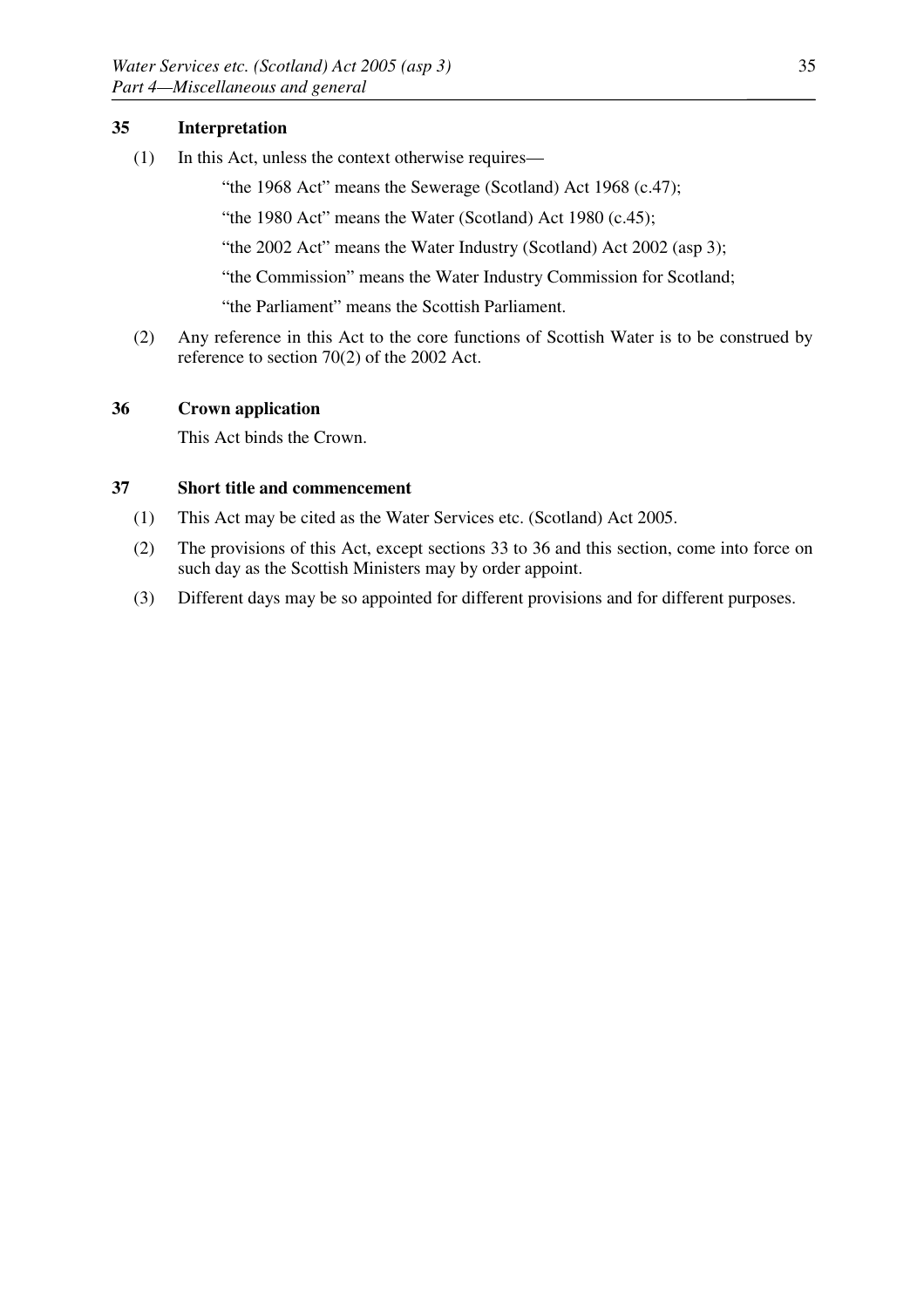### 35 Interpretation

(1) In this Act, unless the context otherwise requires—

"the 1968 Act" means the Sewerage (Scotland) Act 1968 (c.47);

"the 1980 Act" means the Water (Scotland) Act 1980 (c.45);

"the 2002 Act" means the Water Industry (Scotland) Act 2002 (asp 3);

"the Commission" means the Water Industry Commission for Scotland;

"the Parliament" means the Scottish Parliament.

(2) Any reference in this Act to the core functions of Scottish Water is to be construed by reference to section 70(2) of the 2002 Act.

### 36 Crown application

This Act binds the Crown.

### 37 Short title and commencement

(1) This Act may be cited as the Water Services etc. (Scotland) Act 2005.

(2) The provisions of this Act, except sections 33 to 36 and this section, come into force on such day as the Scottish Ministers may by order appoint.

(3) Different days may be so appointed for different provisions and for different purposes.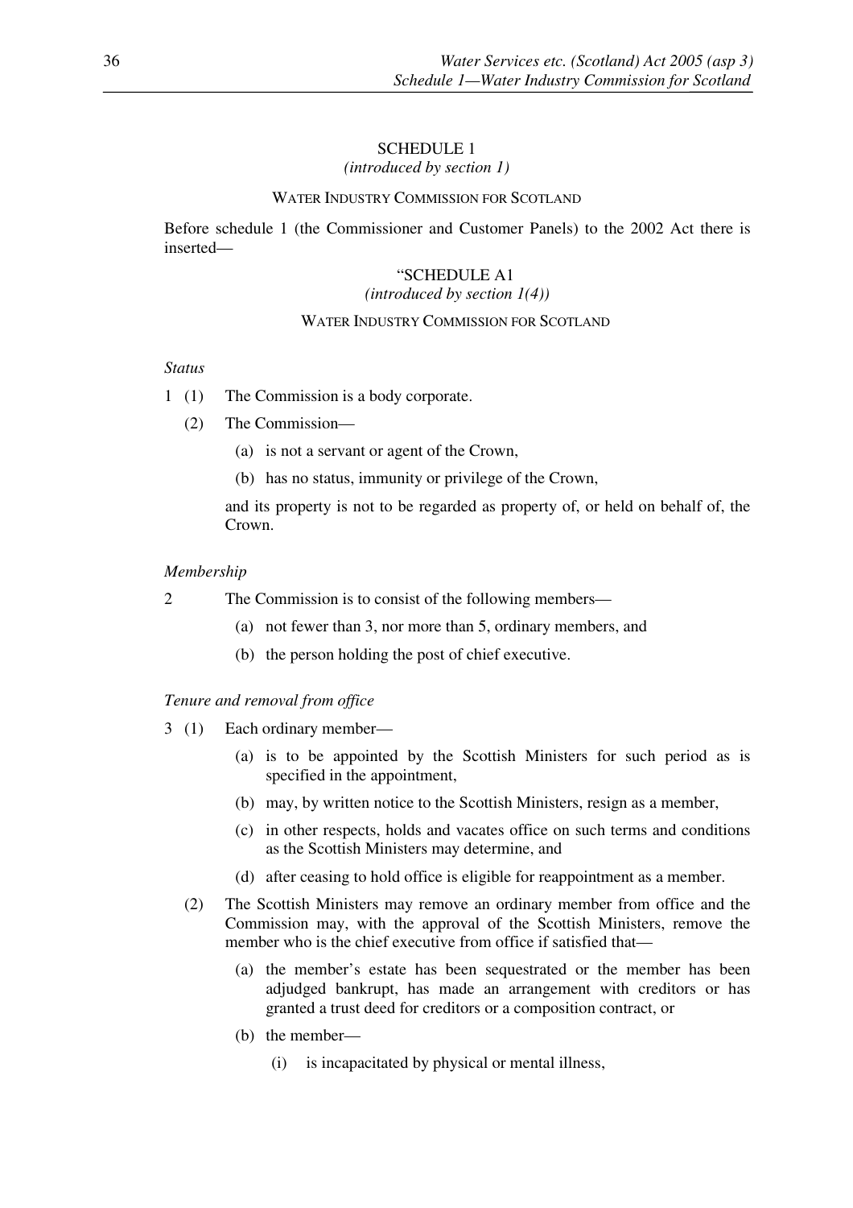SCHEDULE 1

*(introduced by section 1)*

WATER INDUSTRY COMMISSION FOR SCOTLAND

Before schedule 1 (the Commissioner and Customer Panels) to the 2002 Act there is inserted—

"SCHEDULE A1

*(introduced by section 1(4))*

WATER INDUSTRY COMMISSION FOR SCOTLAND

*Status*

1 (1) The Commission is a body corporate.

(2) The Commission—

(a) is not a servant or agent of the Crown,

(b) has no status, immunity or privilege of the Crown,

and its property is not to be regarded as property of, or held on behalf of, the Crown.

*Membership*

2 The Commission is to consist of the following members—

(a) not fewer than 3, nor more than 5, ordinary members, and

(b) the person holding the post of chief executive.

*Tenure and removal from office*

3 (1) Each ordinary member—

(a) is to be appointed by the Scottish Ministers for such period as is specified in the appointment,

(b) may, by written notice to the Scottish Ministers, resign as a member,

(c) in other respects, holds and vacates office on such terms and conditions as the Scottish Ministers may determine, and

(d) after ceasing to hold office is eligible for reappointment as a member.

(2) The Scottish Ministers may remove an ordinary member from office and the Commission may, with the approval of the Scottish Ministers, remove the member who is the chief executive from office if satisfied that—

(a) the member's estate has been sequestrated or the member has been adjudged bankrupt, has made an arrangement with creditors or has granted a trust deed for creditors or a composition contract, or

(b) the member—

(i) is incapacitated by physical or mental illness,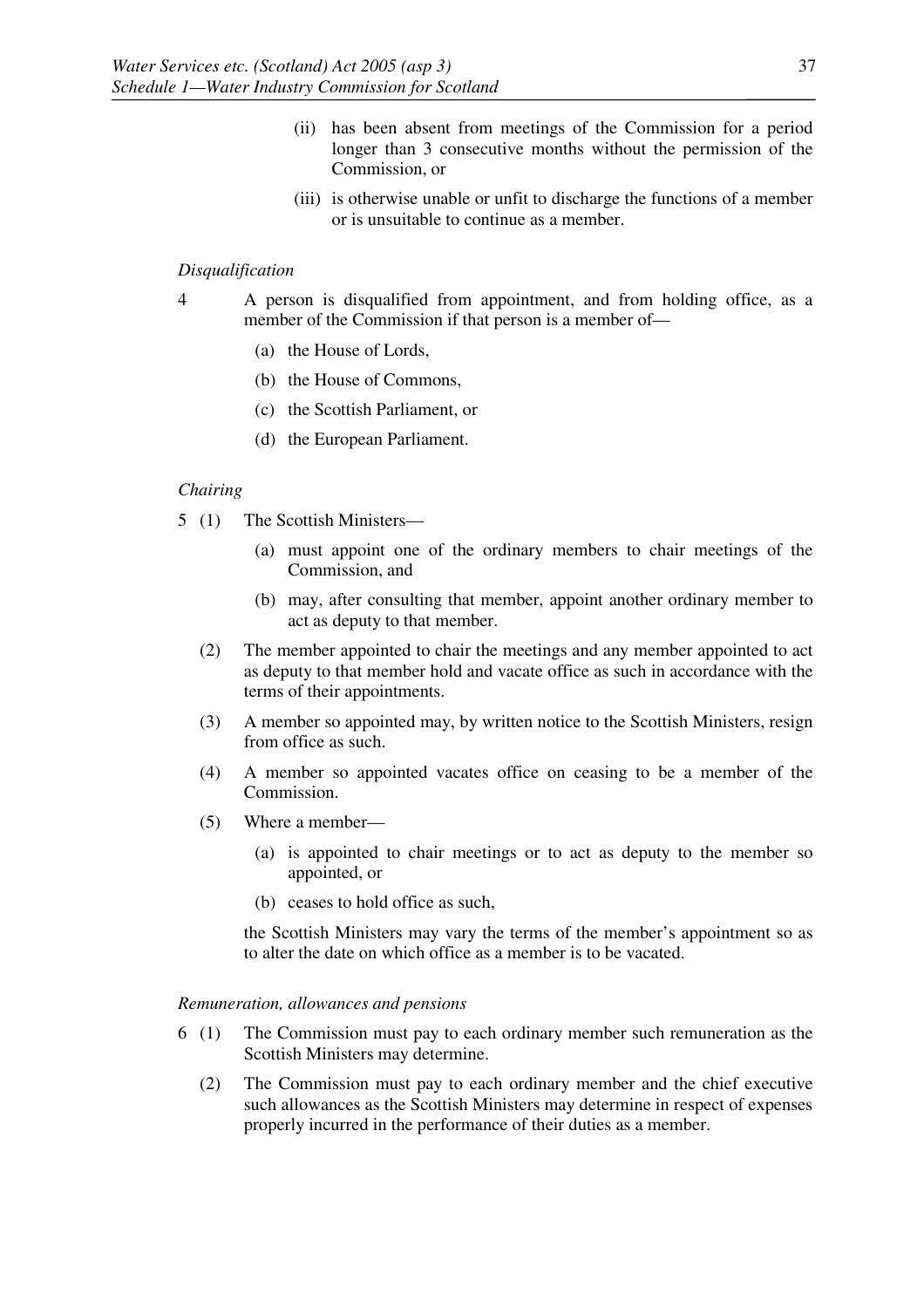(ii) has been absent from meetings of the Commission for a period longer than 3 consecutive months without the permission of the Commission, or

(iii) is otherwise unable or unfit to discharge the functions of a member or is unsuitable to continue as a member.

*Disqualification*

4 A person is disqualified from appointment, and from holding office, as a member of the Commission if that person is a member of—

(a) the House of Lords,

(b) the House of Commons,

(c) the Scottish Parliament, or

(d) the European Parliament.

*Chairing*

5 (1) The Scottish Ministers—

(a) must appoint one of the ordinary members to chair meetings of the Commission, and

(b) may, after consulting that member, appoint another ordinary member to act as deputy to that member.

(2) The member appointed to chair the meetings and any member appointed to act as deputy to that member hold and vacate office as such in accordance with the terms of their appointments.

(3) A member so appointed may, by written notice to the Scottish Ministers, resign from office as such.

(4) A member so appointed vacates office on ceasing to be a member of the Commission.

(5) Where a member—

(a) is appointed to chair meetings or to act as deputy to the member so appointed, or

(b) ceases to hold office as such,

the Scottish Ministers may vary the terms of the member's appointment so as to alter the date on which office as a member is to be vacated.

*Remuneration, allowances and pensions*

6 (1) The Commission must pay to each ordinary member such remuneration as the Scottish Ministers may determine.

(2) The Commission must pay to each ordinary member and the chief executive such allowances as the Scottish Ministers may determine in respect of expenses properly incurred in the performance of their duties as a member.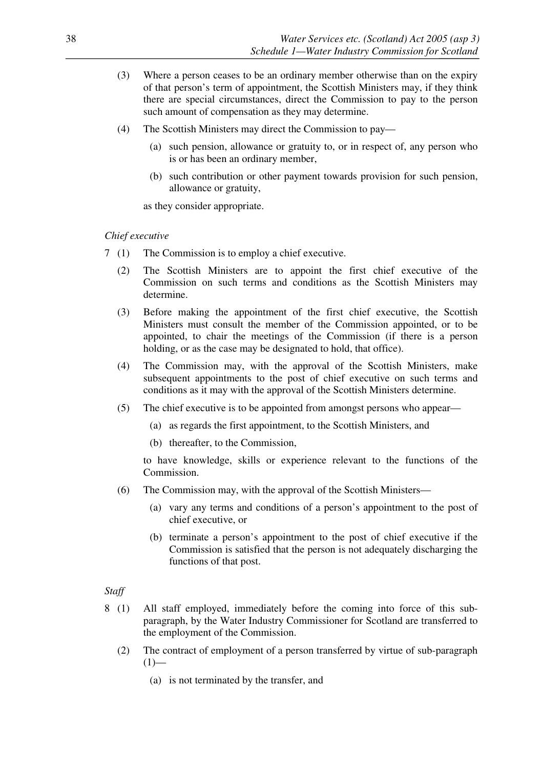(3) Where a person ceases to be an ordinary member otherwise than on the expiry of that person's term of appointment, the Scottish Ministers may, if they think there are special circumstances, direct the Commission to pay to the person such amount of compensation as they may determine.

(4) The Scottish Ministers may direct the Commission to pay—

(a) such pension, allowance or gratuity to, or in respect of, any person who is or has been an ordinary member,

(b) such contribution or other payment towards provision for such pension, allowance or gratuity,

as they consider appropriate.

*Chief executive*

7 (1) The Commission is to employ a chief executive.

(2) The Scottish Ministers are to appoint the first chief executive of the Commission on such terms and conditions as the Scottish Ministers may determine.

(3) Before making the appointment of the first chief executive, the Scottish Ministers must consult the member of the Commission appointed, or to be appointed, to chair the meetings of the Commission (if there is a person holding, or as the case may be designated to hold, that office).

(4) The Commission may, with the approval of the Scottish Ministers, make subsequent appointments to the post of chief executive on such terms and conditions as it may with the approval of the Scottish Ministers determine.

(5) The chief executive is to be appointed from amongst persons who appear—

(a) as regards the first appointment, to the Scottish Ministers, and

(b) thereafter, to the Commission,

to have knowledge, skills or experience relevant to the functions of the Commission.

(6) The Commission may, with the approval of the Scottish Ministers—

(a) vary any terms and conditions of a person's appointment to the post of chief executive, or

(b) terminate a person's appointment to the post of chief executive if the Commission is satisfied that the person is not adequately discharging the functions of that post.

*Staff*

8 (1) All staff employed, immediately before the coming into force of this sub-paragraph, by the Water Industry Commissioner for Scotland are transferred to the employment of the Commission.

(2) The contract of employment of a person transferred by virtue of sub-paragraph (1)—

(a) is not terminated by the transfer, and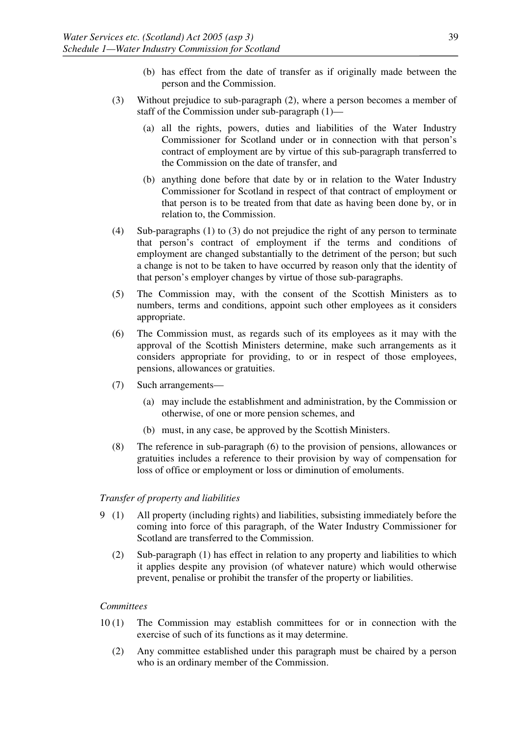(b) has effect from the date of transfer as if originally made between the person and the Commission.

(3) Without prejudice to sub-paragraph (2), where a person becomes a member of staff of the Commission under sub-paragraph (1)—

(a) all the rights, powers, duties and liabilities of the Water Industry Commissioner for Scotland under or in connection with that person's contract of employment are by virtue of this sub-paragraph transferred to the Commission on the date of transfer, and

(b) anything done before that date by or in relation to the Water Industry Commissioner for Scotland in respect of that contract of employment or that person is to be treated from that date as having been done by, or in relation to, the Commission.

(4) Sub-paragraphs (1) to (3) do not prejudice the right of any person to terminate that person's contract of employment if the terms and conditions of employment are changed substantially to the detriment of the person; but such a change is not to be taken to have occurred by reason only that the identity of that person's employer changes by virtue of those sub-paragraphs.

(5) The Commission may, with the consent of the Scottish Ministers as to numbers, terms and conditions, appoint such other employees as it considers appropriate.

(6) The Commission must, as regards such of its employees as it may with the approval of the Scottish Ministers determine, make such arrangements as it considers appropriate for providing, to or in respect of those employees, pensions, allowances or gratuities.

(7) Such arrangements—

(a) may include the establishment and administration, by the Commission or otherwise, of one or more pension schemes, and

(b) must, in any case, be approved by the Scottish Ministers.

(8) The reference in sub-paragraph (6) to the provision of pensions, allowances or gratuities includes a reference to their provision by way of compensation for loss of office or employment or loss or diminution of emoluments.

*Transfer of property and liabilities*

9 (1) All property (including rights) and liabilities, subsisting immediately before the coming into force of this paragraph, of the Water Industry Commissioner for Scotland are transferred to the Commission.

(2) Sub-paragraph (1) has effect in relation to any property and liabilities to which it applies despite any provision (of whatever nature) which would otherwise prevent, penalise or prohibit the transfer of the property or liabilities.

*Committees*

10 (1) The Commission may establish committees for or in connection with the exercise of such of its functions as it may determine.

(2) Any committee established under this paragraph must be chaired by a person who is an ordinary member of the Commission.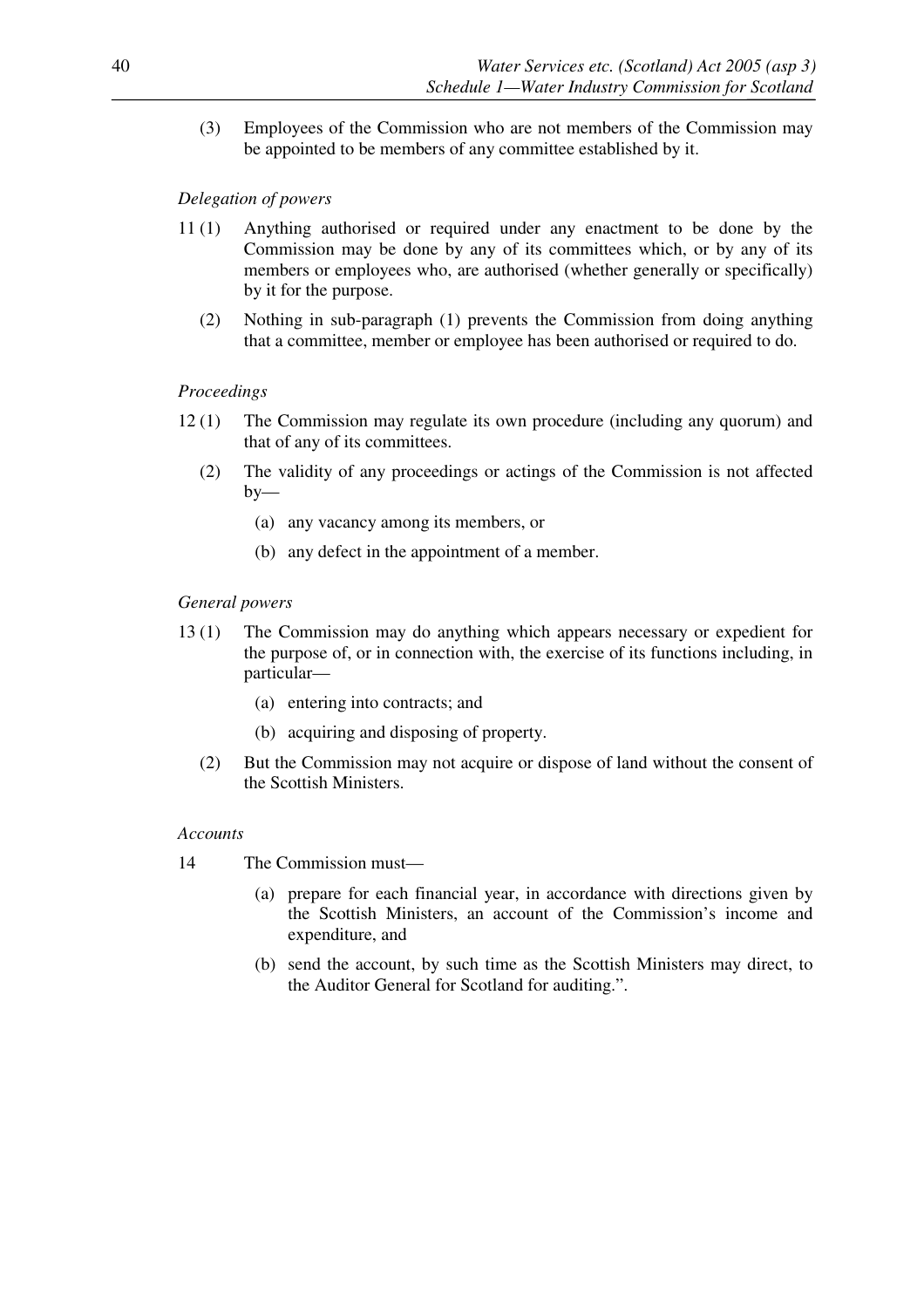(3) Employees of the Commission who are not members of the Commission may be appointed to be members of any committee established by it.

*Delegation of powers*

11 (1) Anything authorised or required under any enactment to be done by the Commission may be done by any of its committees which, or by any of its members or employees who, are authorised (whether generally or specifically) by it for the purpose.

(2) Nothing in sub-paragraph (1) prevents the Commission from doing anything that a committee, member or employee has been authorised or required to do.

*Proceedings*

12 (1) The Commission may regulate its own procedure (including any quorum) and that of any of its committees.

(2) The validity of any proceedings or actings of the Commission is not affected by—

(a) any vacancy among its members, or

(b) any defect in the appointment of a member.

*General powers*

13 (1) The Commission may do anything which appears necessary or expedient for the purpose of, or in connection with, the exercise of its functions including, in particular—

(a) entering into contracts; and

(b) acquiring and disposing of property.

(2) But the Commission may not acquire or dispose of land without the consent of the Scottish Ministers.

*Accounts*

14 The Commission must—

(a) prepare for each financial year, in accordance with directions given by the Scottish Ministers, an account of the Commission's income and expenditure, and

(b) send the account, by such time as the Scottish Ministers may direct, to the Auditor General for Scotland for auditing.".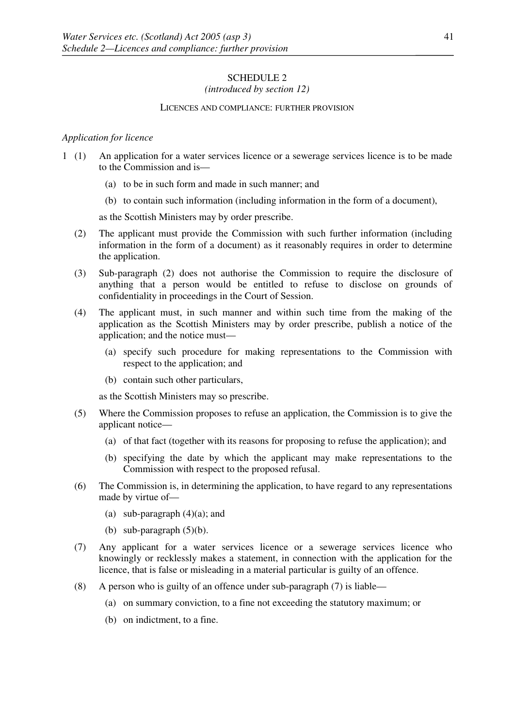# SCHEDULE 2

*(introduced by section 12)*

## LICENCES AND COMPLIANCE: FURTHER PROVISION

*Application for licence*

1 (1) An application for a water services licence or a sewerage services licence is to be made to the Commission and is—

(a) to be in such form and made in such manner; and

(b) to contain such information (including information in the form of a document),

as the Scottish Ministers may by order prescribe.

(2) The applicant must provide the Commission with such further information (including information in the form of a document) as it reasonably requires in order to determine the application.

(3) Sub-paragraph (2) does not authorise the Commission to require the disclosure of anything that a person would be entitled to refuse to disclose on grounds of confidentiality in proceedings in the Court of Session.

(4) The applicant must, in such manner and within such time from the making of the application as the Scottish Ministers may by order prescribe, publish a notice of the application; and the notice must—

(a) specify such procedure for making representations to the Commission with respect to the application; and

(b) contain such other particulars,

as the Scottish Ministers may so prescribe.

(5) Where the Commission proposes to refuse an application, the Commission is to give the applicant notice—

(a) of that fact (together with its reasons for proposing to refuse the application); and

(b) specifying the date by which the applicant may make representations to the Commission with respect to the proposed refusal.

(6) The Commission is, in determining the application, to have regard to any representations made by virtue of—

(a) sub-paragraph (4)(a); and

(b) sub-paragraph (5)(b).

(7) Any applicant for a water services licence or a sewerage services licence who knowingly or recklessly makes a statement, in connection with the application for the licence, that is false or misleading in a material particular is guilty of an offence.

(8) A person who is guilty of an offence under sub-paragraph (7) is liable—

(a) on summary conviction, to a fine not exceeding the statutory maximum; or

(b) on indictment, to a fine.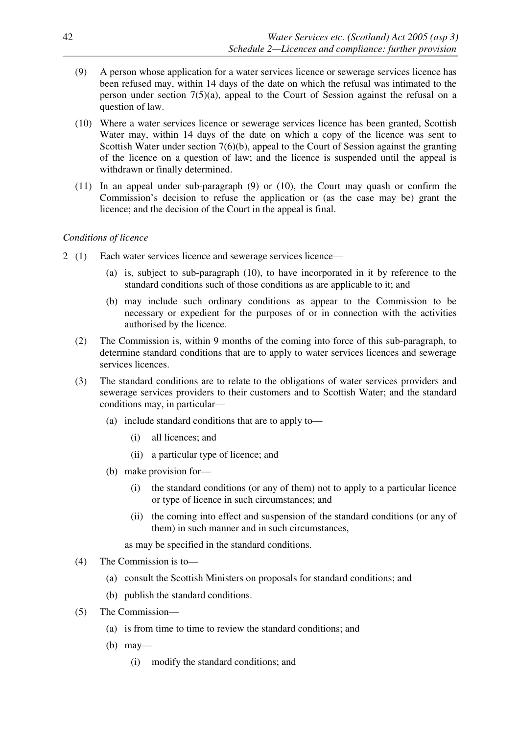(9) A person whose application for a water services licence or sewerage services licence has been refused may, within 14 days of the date on which the refusal was intimated to the person under section 7(5)(a), appeal to the Court of Session against the refusal on a question of law.

(10) Where a water services licence or sewerage services licence has been granted, Scottish Water may, within 14 days of the date on which a copy of the licence was sent to Scottish Water under section 7(6)(b), appeal to the Court of Session against the granting of the licence on a question of law; and the licence is suspended until the appeal is withdrawn or finally determined.

(11) In an appeal under sub-paragraph (9) or (10), the Court may quash or confirm the Commission's decision to refuse the application or (as the case may be) grant the licence; and the decision of the Court in the appeal is final.

*Conditions of licence*

2 (1) Each water services licence and sewerage services licence—

(a) is, subject to sub-paragraph (10), to have incorporated in it by reference to the standard conditions such of those conditions as are applicable to it; and

(b) may include such ordinary conditions as appear to the Commission to be necessary or expedient for the purposes of or in connection with the activities authorised by the licence.

(2) The Commission is, within 9 months of the coming into force of this sub-paragraph, to determine standard conditions that are to apply to water services licences and sewerage services licences.

(3) The standard conditions are to relate to the obligations of water services providers and sewerage services providers to their customers and to Scottish Water; and the standard conditions may, in particular—

(a) include standard conditions that are to apply to—

(i) all licences; and

(ii) a particular type of licence; and

(b) make provision for—

(i) the standard conditions (or any of them) not to apply to a particular licence or type of licence in such circumstances; and

(ii) the coming into effect and suspension of the standard conditions (or any of them) in such manner and in such circumstances,

as may be specified in the standard conditions.

(4) The Commission is to—

(a) consult the Scottish Ministers on proposals for standard conditions; and

(b) publish the standard conditions.

(5) The Commission—

(a) is from time to time to review the standard conditions; and

(b) may—

(i) modify the standard conditions; and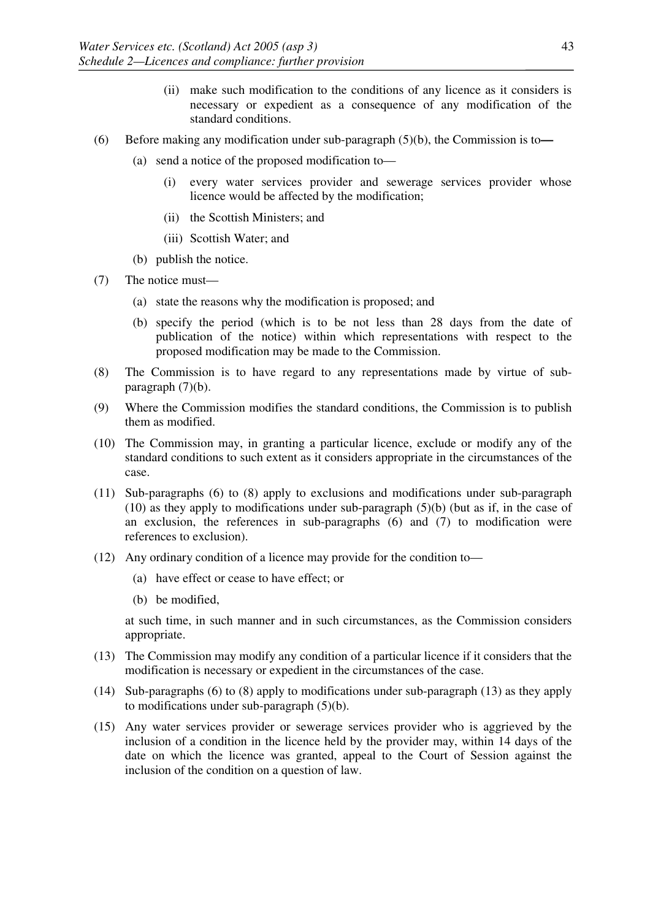(ii) make such modification to the conditions of any licence as it considers is necessary or expedient as a consequence of any modification of the standard conditions.

(6) Before making any modification under sub-paragraph (5)(b), the Commission is to—

(a) send a notice of the proposed modification to—

(i) every water services provider and sewerage services provider whose licence would be affected by the modification;

(ii) the Scottish Ministers; and

(iii) Scottish Water; and

(b) publish the notice.

(7) The notice must—

(a) state the reasons why the modification is proposed; and

(b) specify the period (which is to be not less than 28 days from the date of publication of the notice) within which representations with respect to the proposed modification may be made to the Commission.

(8) The Commission is to have regard to any representations made by virtue of sub-paragraph (7)(b).

(9) Where the Commission modifies the standard conditions, the Commission is to publish them as modified.

(10) The Commission may, in granting a particular licence, exclude or modify any of the standard conditions to such extent as it considers appropriate in the circumstances of the case.

(11) Sub-paragraphs (6) to (8) apply to exclusions and modifications under sub-paragraph (10) as they apply to modifications under sub-paragraph (5)(b) (but as if, in the case of an exclusion, the references in sub-paragraphs (6) and (7) to modification were references to exclusion).

(12) Any ordinary condition of a licence may provide for the condition to—

(a) have effect or cease to have effect; or

(b) be modified,

at such time, in such manner and in such circumstances, as the Commission considers appropriate.

(13) The Commission may modify any condition of a particular licence if it considers that the modification is necessary or expedient in the circumstances of the case.

(14) Sub-paragraphs (6) to (8) apply to modifications under sub-paragraph (13) as they apply to modifications under sub-paragraph (5)(b).

(15) Any water services provider or sewerage services provider who is aggrieved by the inclusion of a condition in the licence held by the provider may, within 14 days of the date on which the licence was granted, appeal to the Court of Session against the inclusion of the condition on a question of law.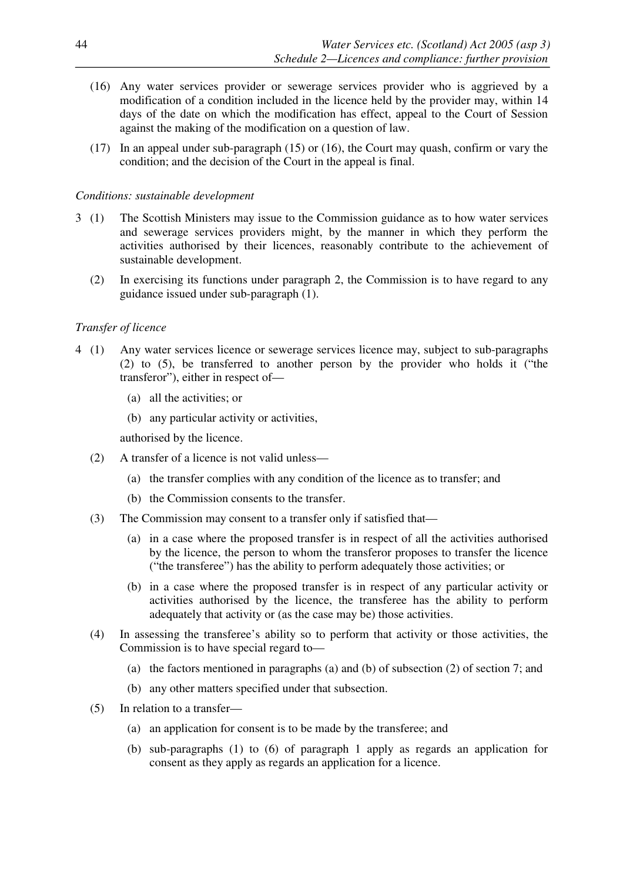(16) Any water services provider or sewerage services provider who is aggrieved by a modification of a condition included in the licence held by the provider may, within 14 days of the date on which the modification has effect, appeal to the Court of Session against the making of the modification on a question of law.

(17) In an appeal under sub-paragraph (15) or (16), the Court may quash, confirm or vary the condition; and the decision of the Court in the appeal is final.

*Conditions: sustainable development*

3 (1) The Scottish Ministers may issue to the Commission guidance as to how water services and sewerage services providers might, by the manner in which they perform the activities authorised by their licences, reasonably contribute to the achievement of sustainable development.

(2) In exercising its functions under paragraph 2, the Commission is to have regard to any guidance issued under sub-paragraph (1).

*Transfer of licence*

4 (1) Any water services licence or sewerage services licence may, subject to sub-paragraphs (2) to (5), be transferred to another person by the provider who holds it ("the transferor"), either in respect of—

(a) all the activities; or

(b) any particular activity or activities,

authorised by the licence.

(2) A transfer of a licence is not valid unless—

(a) the transfer complies with any condition of the licence as to transfer; and

(b) the Commission consents to the transfer.

(3) The Commission may consent to a transfer only if satisfied that—

(a) in a case where the proposed transfer is in respect of all the activities authorised by the licence, the person to whom the transferor proposes to transfer the licence ("the transferee") has the ability to perform adequately those activities; or

(b) in a case where the proposed transfer is in respect of any particular activity or activities authorised by the licence, the transferee has the ability to perform adequately that activity or (as the case may be) those activities.

(4) In assessing the transferee's ability so to perform that activity or those activities, the Commission is to have special regard to—

(a) the factors mentioned in paragraphs (a) and (b) of subsection (2) of section 7; and

(b) any other matters specified under that subsection.

(5) In relation to a transfer—

(a) an application for consent is to be made by the transferee; and

(b) sub-paragraphs (1) to (6) of paragraph 1 apply as regards an application for consent as they apply as regards an application for a licence.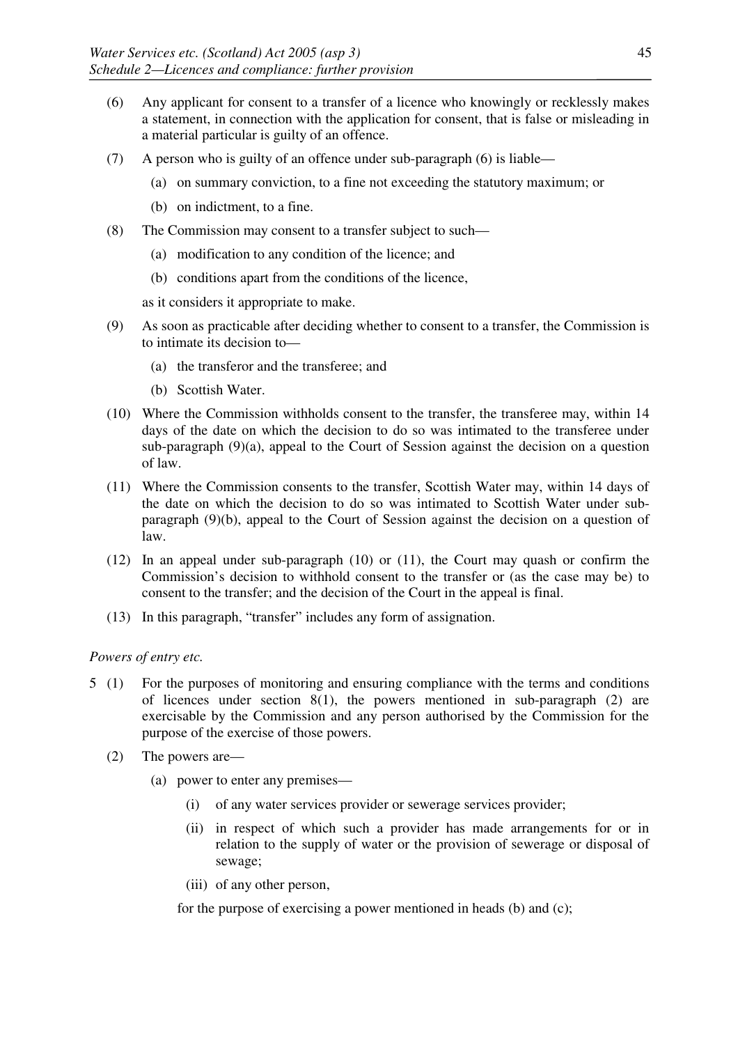(6) Any applicant for consent to a transfer of a licence who knowingly or recklessly makes a statement, in connection with the application for consent, that is false or misleading in a material particular is guilty of an offence.

(7) A person who is guilty of an offence under sub-paragraph (6) is liable—

(a) on summary conviction, to a fine not exceeding the statutory maximum; or

(b) on indictment, to a fine.

(8) The Commission may consent to a transfer subject to such—

(a) modification to any condition of the licence; and

(b) conditions apart from the conditions of the licence,

as it considers it appropriate to make.

(9) As soon as practicable after deciding whether to consent to a transfer, the Commission is to intimate its decision to—

(a) the transferor and the transferee; and

(b) Scottish Water.

(10) Where the Commission withholds consent to the transfer, the transferee may, within 14 days of the date on which the decision to do so was intimated to the transferee under sub-paragraph (9)(a), appeal to the Court of Session against the decision on a question of law.

(11) Where the Commission consents to the transfer, Scottish Water may, within 14 days of the date on which the decision to do so was intimated to Scottish Water under sub-paragraph (9)(b), appeal to the Court of Session against the decision on a question of law.

(12) In an appeal under sub-paragraph (10) or (11), the Court may quash or confirm the Commission's decision to withhold consent to the transfer or (as the case may be) to consent to the transfer; and the decision of the Court in the appeal is final.

(13) In this paragraph, "transfer" includes any form of assignation.

*Powers of entry etc.*

5 (1) For the purposes of monitoring and ensuring compliance with the terms and conditions of licences under section 8(1), the powers mentioned in sub-paragraph (2) are exercisable by the Commission and any person authorised by the Commission for the purpose of the exercise of those powers.

(2) The powers are—

(a) power to enter any premises—

(i) of any water services provider or sewerage services provider;

(ii) in respect of which such a provider has made arrangements for or in relation to the supply of water or the provision of sewerage or disposal of sewage;

(iii) of any other person,

for the purpose of exercising a power mentioned in heads (b) and (c);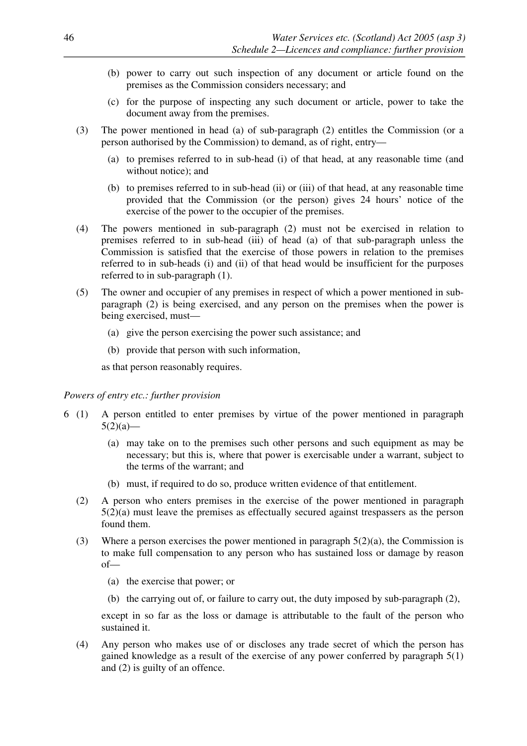(b) power to carry out such inspection of any document or article found on the premises as the Commission considers necessary; and

(c) for the purpose of inspecting any such document or article, power to take the document away from the premises.

(3) The power mentioned in head (a) of sub-paragraph (2) entitles the Commission (or a person authorised by the Commission) to demand, as of right, entry—

(a) to premises referred to in sub-head (i) of that head, at any reasonable time (and without notice); and

(b) to premises referred to in sub-head (ii) or (iii) of that head, at any reasonable time provided that the Commission (or the person) gives 24 hours' notice of the exercise of the power to the occupier of the premises.

(4) The powers mentioned in sub-paragraph (2) must not be exercised in relation to premises referred to in sub-head (iii) of head (a) of that sub-paragraph unless the Commission is satisfied that the exercise of those powers in relation to the premises referred to in sub-heads (i) and (ii) of that head would be insufficient for the purposes referred to in sub-paragraph (1).

(5) The owner and occupier of any premises in respect of which a power mentioned in sub-paragraph (2) is being exercised, and any person on the premises when the power is being exercised, must—

(a) give the person exercising the power such assistance; and

(b) provide that person with such information,

as that person reasonably requires.

*Powers of entry etc.: further provision*

6 (1) A person entitled to enter premises by virtue of the power mentioned in paragraph 5(2)(a)—

(a) may take on to the premises such other persons and such equipment as may be necessary; but this is, where that power is exercisable under a warrant, subject to the terms of the warrant; and

(b) must, if required to do so, produce written evidence of that entitlement.

(2) A person who enters premises in the exercise of the power mentioned in paragraph 5(2)(a) must leave the premises as effectually secured against trespassers as the person found them.

(3) Where a person exercises the power mentioned in paragraph 5(2)(a), the Commission is to make full compensation to any person who has sustained loss or damage by reason of—

(a) the exercise that power; or

(b) the carrying out of, or failure to carry out, the duty imposed by sub-paragraph (2),

except in so far as the loss or damage is attributable to the fault of the person who sustained it.

(4) Any person who makes use of or discloses any trade secret of which the person has gained knowledge as a result of the exercise of any power conferred by paragraph 5(1) and (2) is guilty of an offence.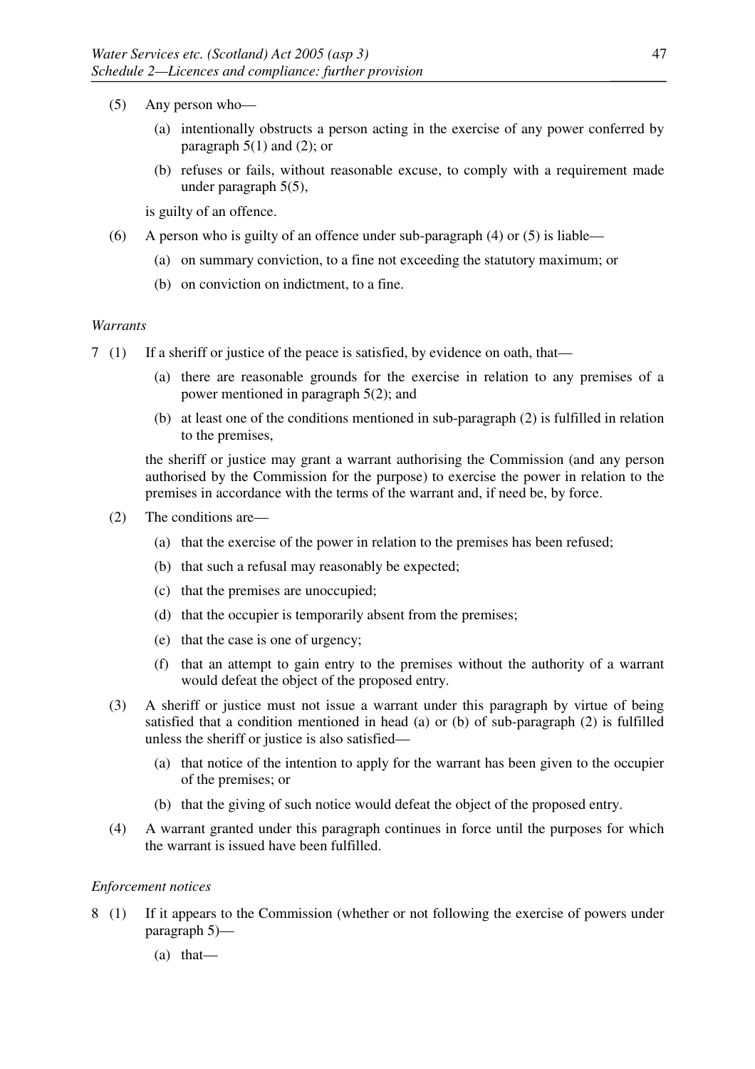(5) Any person who—

(a) intentionally obstructs a person acting in the exercise of any power conferred by paragraph 5(1) and (2); or

(b) refuses or fails, without reasonable excuse, to comply with a requirement made under paragraph 5(5),

is guilty of an offence.

(6) A person who is guilty of an offence under sub-paragraph (4) or (5) is liable—

(a) on summary conviction, to a fine not exceeding the statutory maximum; or

(b) on conviction on indictment, to a fine.

*Warrants*

7 (1) If a sheriff or justice of the peace is satisfied, by evidence on oath, that—

(a) there are reasonable grounds for the exercise in relation to any premises of a power mentioned in paragraph 5(2); and

(b) at least one of the conditions mentioned in sub-paragraph (2) is fulfilled in relation to the premises,

the sheriff or justice may grant a warrant authorising the Commission (and any person authorised by the Commission for the purpose) to exercise the power in relation to the premises in accordance with the terms of the warrant and, if need be, by force.

(2) The conditions are—

(a) that the exercise of the power in relation to the premises has been refused;

(b) that such a refusal may reasonably be expected;

(c) that the premises are unoccupied;

(d) that the occupier is temporarily absent from the premises;

(e) that the case is one of urgency;

(f) that an attempt to gain entry to the premises without the authority of a warrant would defeat the object of the proposed entry.

(3) A sheriff or justice must not issue a warrant under this paragraph by virtue of being satisfied that a condition mentioned in head (a) or (b) of sub-paragraph (2) is fulfilled unless the sheriff or justice is also satisfied—

(a) that notice of the intention to apply for the warrant has been given to the occupier of the premises; or

(b) that the giving of such notice would defeat the object of the proposed entry.

(4) A warrant granted under this paragraph continues in force until the purposes for which the warrant is issued have been fulfilled.

*Enforcement notices*

8 (1) If it appears to the Commission (whether or not following the exercise of powers under paragraph 5)—

(a) that—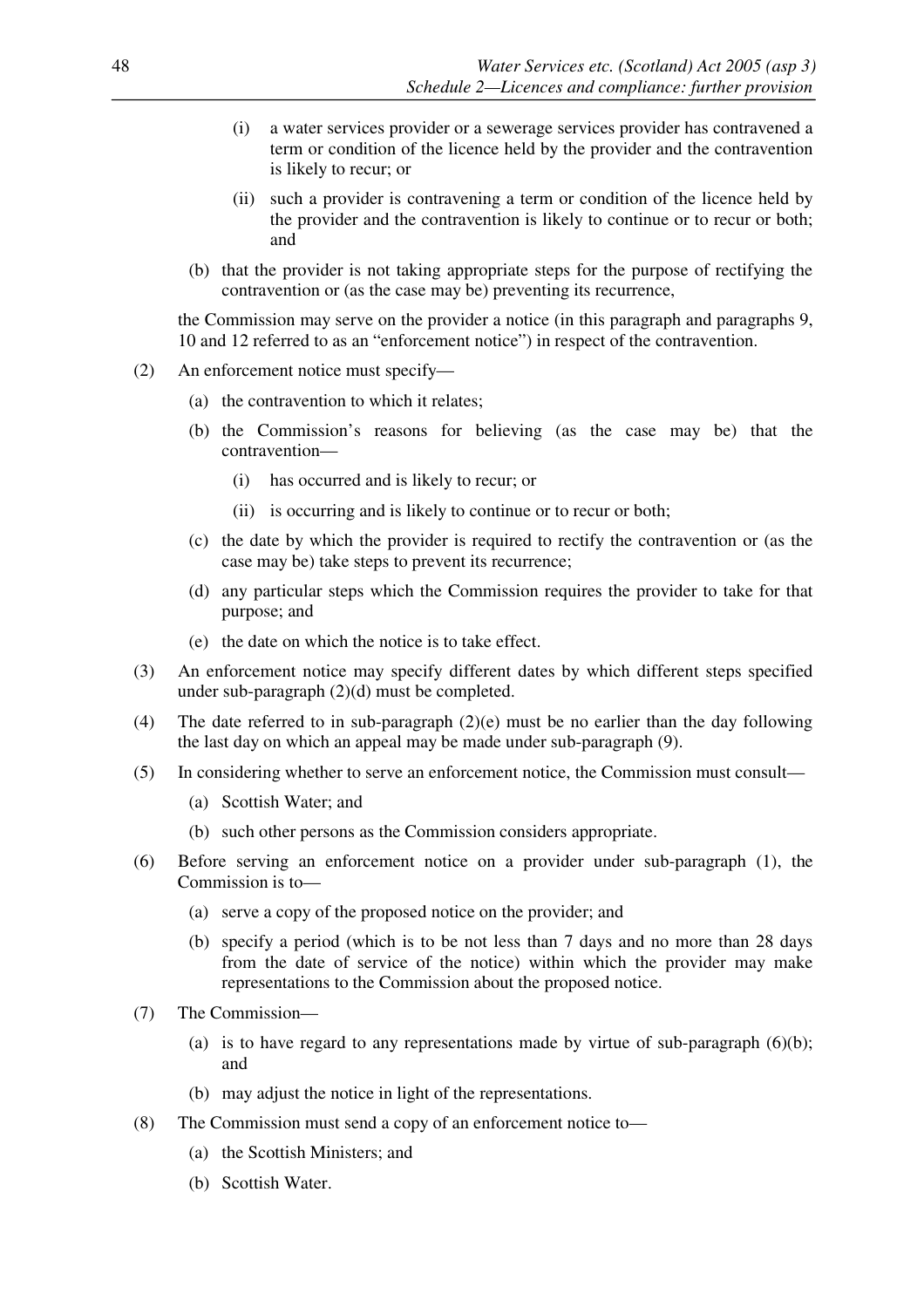(i) a water services provider or a sewerage services provider has contravened a term or condition of the licence held by the provider and the contravention is likely to recur; or

(ii) such a provider is contravening a term or condition of the licence held by the provider and the contravention is likely to continue or to recur or both; and

(b) that the provider is not taking appropriate steps for the purpose of rectifying the contravention or (as the case may be) preventing its recurrence,

the Commission may serve on the provider a notice (in this paragraph and paragraphs 9, 10 and 12 referred to as an "enforcement notice") in respect of the contravention.

(2) An enforcement notice must specify—

(a) the contravention to which it relates;

(b) the Commission's reasons for believing (as the case may be) that the contravention—

(i) has occurred and is likely to recur; or

(ii) is occurring and is likely to continue or to recur or both;

(c) the date by which the provider is required to rectify the contravention or (as the case may be) take steps to prevent its recurrence;

(d) any particular steps which the Commission requires the provider to take for that purpose; and

(e) the date on which the notice is to take effect.

(3) An enforcement notice may specify different dates by which different steps specified under sub-paragraph (2)(d) must be completed.

(4) The date referred to in sub-paragraph (2)(e) must be no earlier than the day following the last day on which an appeal may be made under sub-paragraph (9).

(5) In considering whether to serve an enforcement notice, the Commission must consult—

(a) Scottish Water; and

(b) such other persons as the Commission considers appropriate.

(6) Before serving an enforcement notice on a provider under sub-paragraph (1), the Commission is to—

(a) serve a copy of the proposed notice on the provider; and

(b) specify a period (which is to be not less than 7 days and no more than 28 days from the date of service of the notice) within which the provider may make representations to the Commission about the proposed notice.

(7) The Commission—

(a) is to have regard to any representations made by virtue of sub-paragraph (6)(b); and

(b) may adjust the notice in light of the representations.

(8) The Commission must send a copy of an enforcement notice to—

(a) the Scottish Ministers; and

(b) Scottish Water.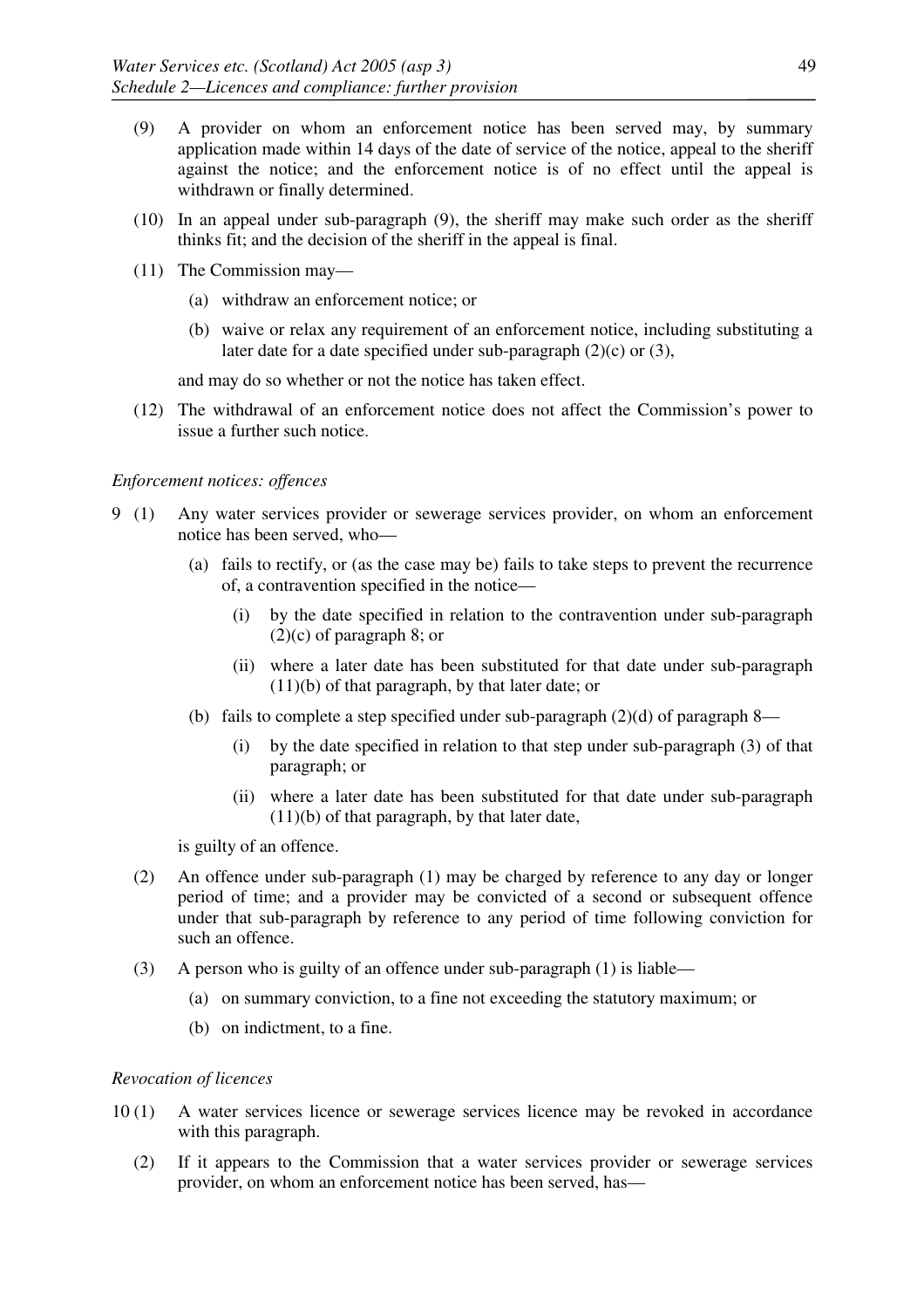(9) A provider on whom an enforcement notice has been served may, by summary application made within 14 days of the date of service of the notice, appeal to the sheriff against the notice; and the enforcement notice is of no effect until the appeal is withdrawn or finally determined.

(10) In an appeal under sub-paragraph (9), the sheriff may make such order as the sheriff thinks fit; and the decision of the sheriff in the appeal is final.

(11) The Commission may—

(a) withdraw an enforcement notice; or

(b) waive or relax any requirement of an enforcement notice, including substituting a later date for a date specified under sub-paragraph (2)(c) or (3),

and may do so whether or not the notice has taken effect.

(12) The withdrawal of an enforcement notice does not affect the Commission's power to issue a further such notice.

*Enforcement notices: offences*

9 (1) Any water services provider or sewerage services provider, on whom an enforcement notice has been served, who—

(a) fails to rectify, or (as the case may be) fails to take steps to prevent the recurrence of, a contravention specified in the notice—

(i) by the date specified in relation to the contravention under sub-paragraph (2)(c) of paragraph 8; or

(ii) where a later date has been substituted for that date under sub-paragraph (11)(b) of that paragraph, by that later date; or

(b) fails to complete a step specified under sub-paragraph (2)(d) of paragraph 8—

(i) by the date specified in relation to that step under sub-paragraph (3) of that paragraph; or

(ii) where a later date has been substituted for that date under sub-paragraph (11)(b) of that paragraph, by that later date,

is guilty of an offence.

(2) An offence under sub-paragraph (1) may be charged by reference to any day or longer period of time; and a provider may be convicted of a second or subsequent offence under that sub-paragraph by reference to any period of time following conviction for such an offence.

(3) A person who is guilty of an offence under sub-paragraph (1) is liable—

(a) on summary conviction, to a fine not exceeding the statutory maximum; or

(b) on indictment, to a fine.

*Revocation of licences*

10 (1) A water services licence or sewerage services licence may be revoked in accordance with this paragraph.

(2) If it appears to the Commission that a water services provider or sewerage services provider, on whom an enforcement notice has been served, has—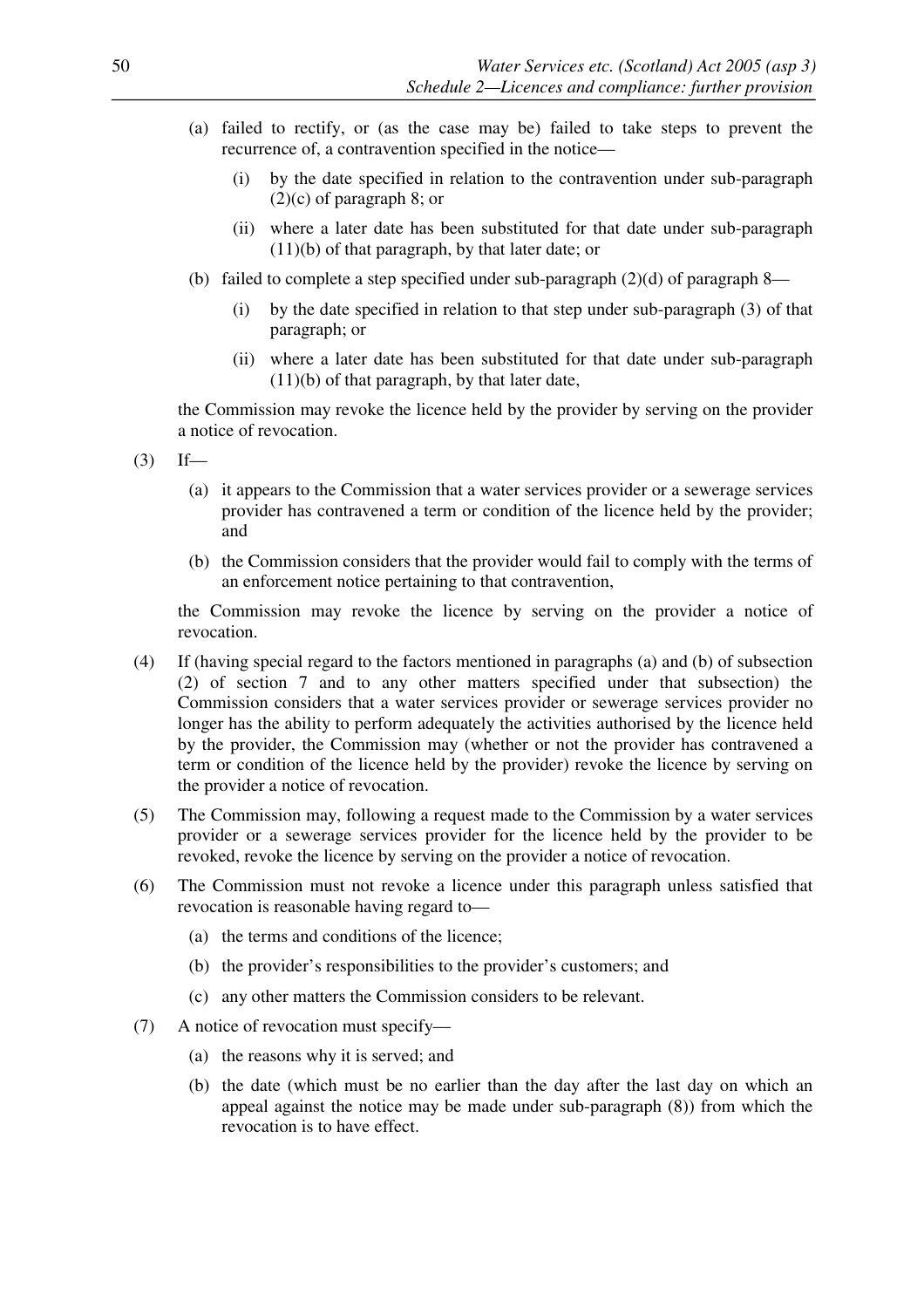(a) failed to rectify, or (as the case may be) failed to take steps to prevent the recurrence of, a contravention specified in the notice—

(i) by the date specified in relation to the contravention under sub-paragraph (2)(c) of paragraph 8; or

(ii) where a later date has been substituted for that date under sub-paragraph (11)(b) of that paragraph, by that later date; or

(b) failed to complete a step specified under sub-paragraph (2)(d) of paragraph 8—

(i) by the date specified in relation to that step under sub-paragraph (3) of that paragraph; or

(ii) where a later date has been substituted for that date under sub-paragraph (11)(b) of that paragraph, by that later date,

the Commission may revoke the licence held by the provider by serving on the provider a notice of revocation.

(3) If—

(a) it appears to the Commission that a water services provider or a sewerage services provider has contravened a term or condition of the licence held by the provider; and

(b) the Commission considers that the provider would fail to comply with the terms of an enforcement notice pertaining to that contravention,

the Commission may revoke the licence by serving on the provider a notice of revocation.

(4) If (having special regard to the factors mentioned in paragraphs (a) and (b) of subsection (2) of section 7 and to any other matters specified under that subsection) the Commission considers that a water services provider or sewerage services provider no longer has the ability to perform adequately the activities authorised by the licence held by the provider, the Commission may (whether or not the provider has contravened a term or condition of the licence held by the provider) revoke the licence by serving on the provider a notice of revocation.

(5) The Commission may, following a request made to the Commission by a water services provider or a sewerage services provider for the licence held by the provider to be revoked, revoke the licence by serving on the provider a notice of revocation.

(6) The Commission must not revoke a licence under this paragraph unless satisfied that revocation is reasonable having regard to—

(a) the terms and conditions of the licence;

(b) the provider's responsibilities to the provider's customers; and

(c) any other matters the Commission considers to be relevant.

(7) A notice of revocation must specify—

(a) the reasons why it is served; and

(b) the date (which must be no earlier than the day after the last day on which an appeal against the notice may be made under sub-paragraph (8)) from which the revocation is to have effect.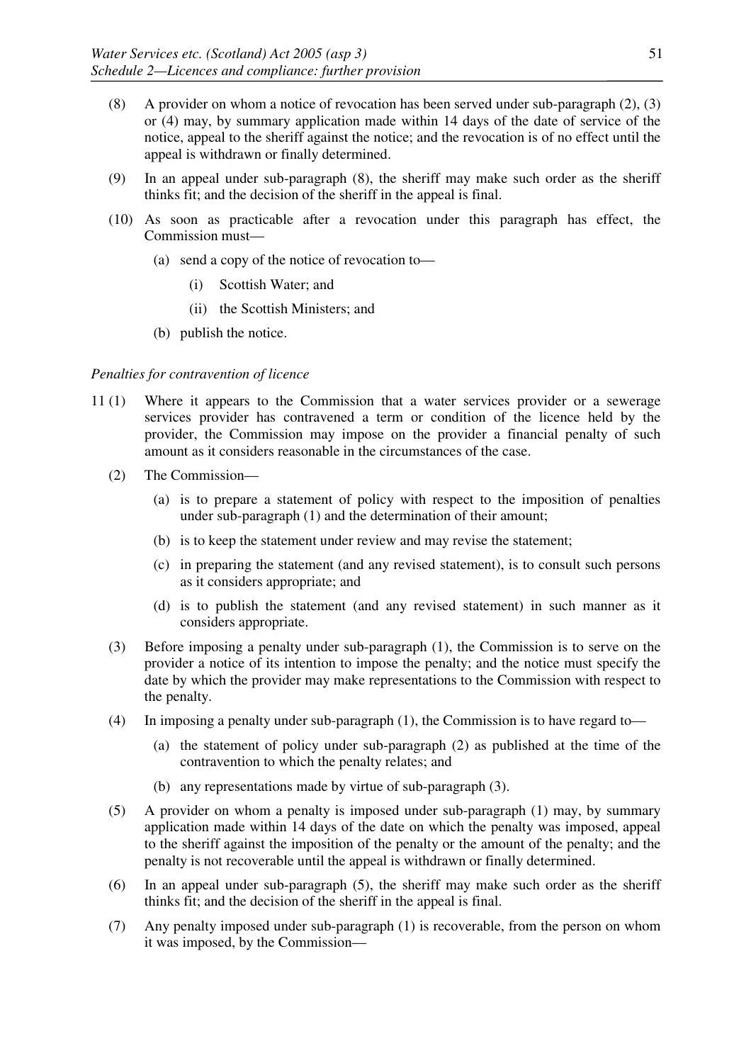(8) A provider on whom a notice of revocation has been served under sub-paragraph (2), (3) or (4) may, by summary application made within 14 days of the date of service of the notice, appeal to the sheriff against the notice; and the revocation is of no effect until the appeal is withdrawn or finally determined.

(9) In an appeal under sub-paragraph (8), the sheriff may make such order as the sheriff thinks fit; and the decision of the sheriff in the appeal is final.

(10) As soon as practicable after a revocation under this paragraph has effect, the Commission must—

- (a) send a copy of the notice of revocation to—
  - (i) Scottish Water; and
  - (ii) the Scottish Ministers; and
- (b) publish the notice.

*Penalties for contravention of licence*

11 (1) Where it appears to the Commission that a water services provider or a sewerage services provider has contravened a term or condition of the licence held by the provider, the Commission may impose on the provider a financial penalty of such amount as it considers reasonable in the circumstances of the case.

(2) The Commission—

- (a) is to prepare a statement of policy with respect to the imposition of penalties under sub-paragraph (1) and the determination of their amount;
- (b) is to keep the statement under review and may revise the statement;
- (c) in preparing the statement (and any revised statement), is to consult such persons as it considers appropriate; and
- (d) is to publish the statement (and any revised statement) in such manner as it considers appropriate.

(3) Before imposing a penalty under sub-paragraph (1), the Commission is to serve on the provider a notice of its intention to impose the penalty; and the notice must specify the date by which the provider may make representations to the Commission with respect to the penalty.

(4) In imposing a penalty under sub-paragraph (1), the Commission is to have regard to—

- (a) the statement of policy under sub-paragraph (2) as published at the time of the contravention to which the penalty relates; and
- (b) any representations made by virtue of sub-paragraph (3).

(5) A provider on whom a penalty is imposed under sub-paragraph (1) may, by summary application made within 14 days of the date on which the penalty was imposed, appeal to the sheriff against the imposition of the penalty or the amount of the penalty; and the penalty is not recoverable until the appeal is withdrawn or finally determined.

(6) In an appeal under sub-paragraph (5), the sheriff may make such order as the sheriff thinks fit; and the decision of the sheriff in the appeal is final.

(7) Any penalty imposed under sub-paragraph (1) is recoverable, from the person on whom it was imposed, by the Commission—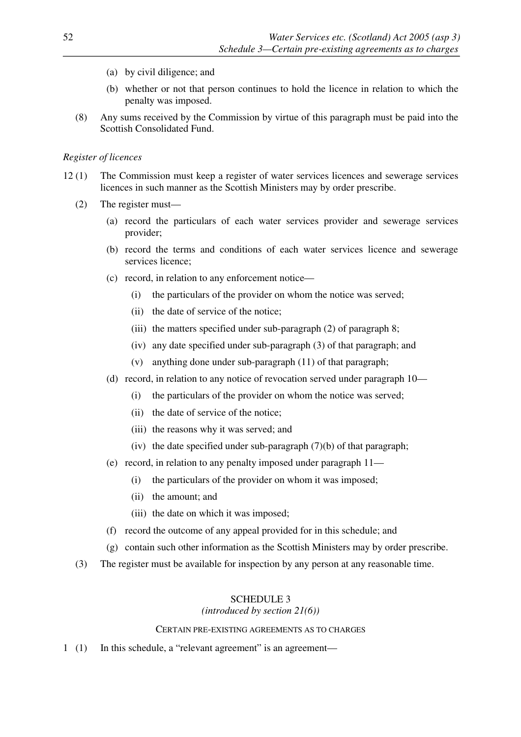(a) by civil diligence; and

(b) whether or not that person continues to hold the licence in relation to which the penalty was imposed.

(8) Any sums received by the Commission by virtue of this paragraph must be paid into the Scottish Consolidated Fund.

*Register of licences*

12 (1) The Commission must keep a register of water services licences and sewerage services licences in such manner as the Scottish Ministers may by order prescribe.

(2) The register must—

(a) record the particulars of each water services provider and sewerage services provider;

(b) record the terms and conditions of each water services licence and sewerage services licence;

(c) record, in relation to any enforcement notice—

(i) the particulars of the provider on whom the notice was served;

(ii) the date of service of the notice;

(iii) the matters specified under sub-paragraph (2) of paragraph 8;

(iv) any date specified under sub-paragraph (3) of that paragraph; and

(v) anything done under sub-paragraph (11) of that paragraph;

(d) record, in relation to any notice of revocation served under paragraph 10—

(i) the particulars of the provider on whom the notice was served;

(ii) the date of service of the notice;

(iii) the reasons why it was served; and

(iv) the date specified under sub-paragraph (7)(b) of that paragraph;

(e) record, in relation to any penalty imposed under paragraph 11—

(i) the particulars of the provider on whom it was imposed;

(ii) the amount; and

(iii) the date on which it was imposed;

(f) record the outcome of any appeal provided for in this schedule; and

(g) contain such other information as the Scottish Ministers may by order prescribe.

(3) The register must be available for inspection by any person at any reasonable time.

## SCHEDULE 3
*(introduced by section 21(6))*

### CERTAIN PRE-EXISTING AGREEMENTS AS TO CHARGES

1 (1) In this schedule, a "relevant agreement" is an agreement—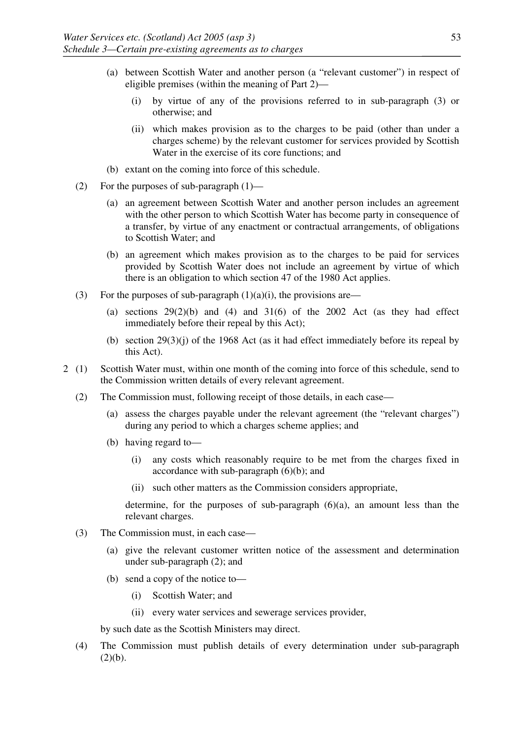(a) between Scottish Water and another person (a "relevant customer") in respect of eligible premises (within the meaning of Part 2)—

(i) by virtue of any of the provisions referred to in sub-paragraph (3) or otherwise; and

(ii) which makes provision as to the charges to be paid (other than under a charges scheme) by the relevant customer for services provided by Scottish Water in the exercise of its core functions; and

(b) extant on the coming into force of this schedule.

(2) For the purposes of sub-paragraph (1)—

(a) an agreement between Scottish Water and another person includes an agreement with the other person to which Scottish Water has become party in consequence of a transfer, by virtue of any enactment or contractual arrangements, of obligations to Scottish Water; and

(b) an agreement which makes provision as to the charges to be paid for services provided by Scottish Water does not include an agreement by virtue of which there is an obligation to which section 47 of the 1980 Act applies.

(3) For the purposes of sub-paragraph (1)(a)(i), the provisions are—

(a) sections 29(2)(b) and (4) and 31(6) of the 2002 Act (as they had effect immediately before their repeal by this Act);

(b) section 29(3)(j) of the 1968 Act (as it had effect immediately before its repeal by this Act).

2 (1) Scottish Water must, within one month of the coming into force of this schedule, send to the Commission written details of every relevant agreement.

(2) The Commission must, following receipt of those details, in each case—

(a) assess the charges payable under the relevant agreement (the "relevant charges") during any period to which a charges scheme applies; and

(b) having regard to—

(i) any costs which reasonably require to be met from the charges fixed in accordance with sub-paragraph (6)(b); and

(ii) such other matters as the Commission considers appropriate,

determine, for the purposes of sub-paragraph (6)(a), an amount less than the relevant charges.

(3) The Commission must, in each case—

(a) give the relevant customer written notice of the assessment and determination under sub-paragraph (2); and

(b) send a copy of the notice to—

(i) Scottish Water; and

(ii) every water services and sewerage services provider,

by such date as the Scottish Ministers may direct.

(4) The Commission must publish details of every determination under sub-paragraph (2)(b).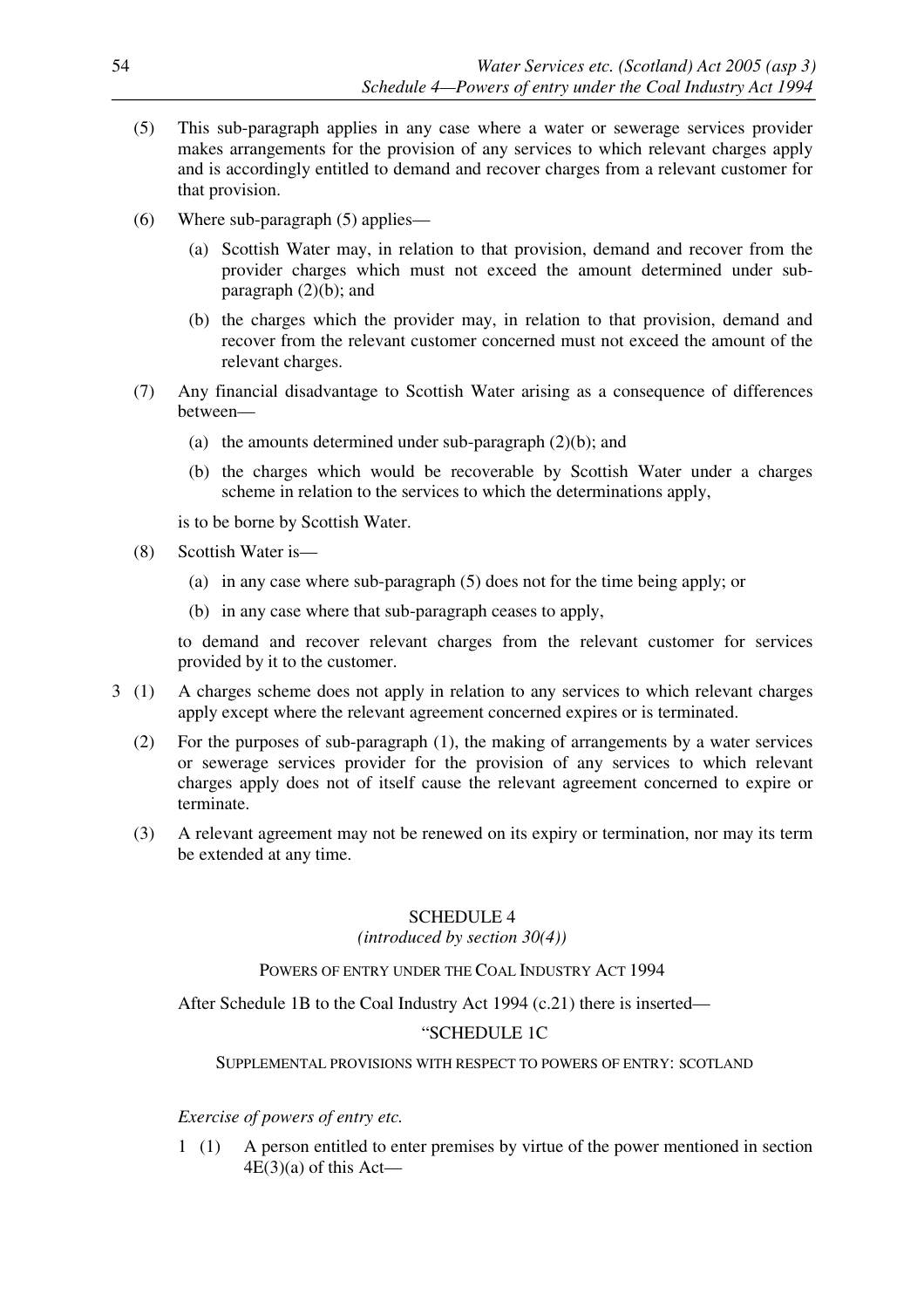(5) This sub-paragraph applies in any case where a water or sewerage services provider makes arrangements for the provision of any services to which relevant charges apply and is accordingly entitled to demand and recover charges from a relevant customer for that provision.

(6) Where sub-paragraph (5) applies—

(a) Scottish Water may, in relation to that provision, demand and recover from the provider charges which must not exceed the amount determined under sub-paragraph (2)(b); and

(b) the charges which the provider may, in relation to that provision, demand and recover from the relevant customer concerned must not exceed the amount of the relevant charges.

(7) Any financial disadvantage to Scottish Water arising as a consequence of differences between—

(a) the amounts determined under sub-paragraph (2)(b); and

(b) the charges which would be recoverable by Scottish Water under a charges scheme in relation to the services to which the determinations apply,

is to be borne by Scottish Water.

(8) Scottish Water is—

(a) in any case where sub-paragraph (5) does not for the time being apply; or

(b) in any case where that sub-paragraph ceases to apply,

to demand and recover relevant charges from the relevant customer for services provided by it to the customer.

3 (1) A charges scheme does not apply in relation to any services to which relevant charges apply except where the relevant agreement concerned expires or is terminated.

(2) For the purposes of sub-paragraph (1), the making of arrangements by a water services or sewerage services provider for the provision of any services to which relevant charges apply does not of itself cause the relevant agreement concerned to expire or terminate.

(3) A relevant agreement may not be renewed on its expiry or termination, nor may its term be extended at any time.

## SCHEDULE 4

*(introduced by section 30(4))*

### POWERS OF ENTRY UNDER THE COAL INDUSTRY ACT 1994

After Schedule 1B to the Coal Industry Act 1994 (c.21) there is inserted—

"SCHEDULE 1C

SUPPLEMENTAL PROVISIONS WITH RESPECT TO POWERS OF ENTRY: SCOTLAND

*Exercise of powers of entry etc.*

1 (1) A person entitled to enter premises by virtue of the power mentioned in section 4E(3)(a) of this Act—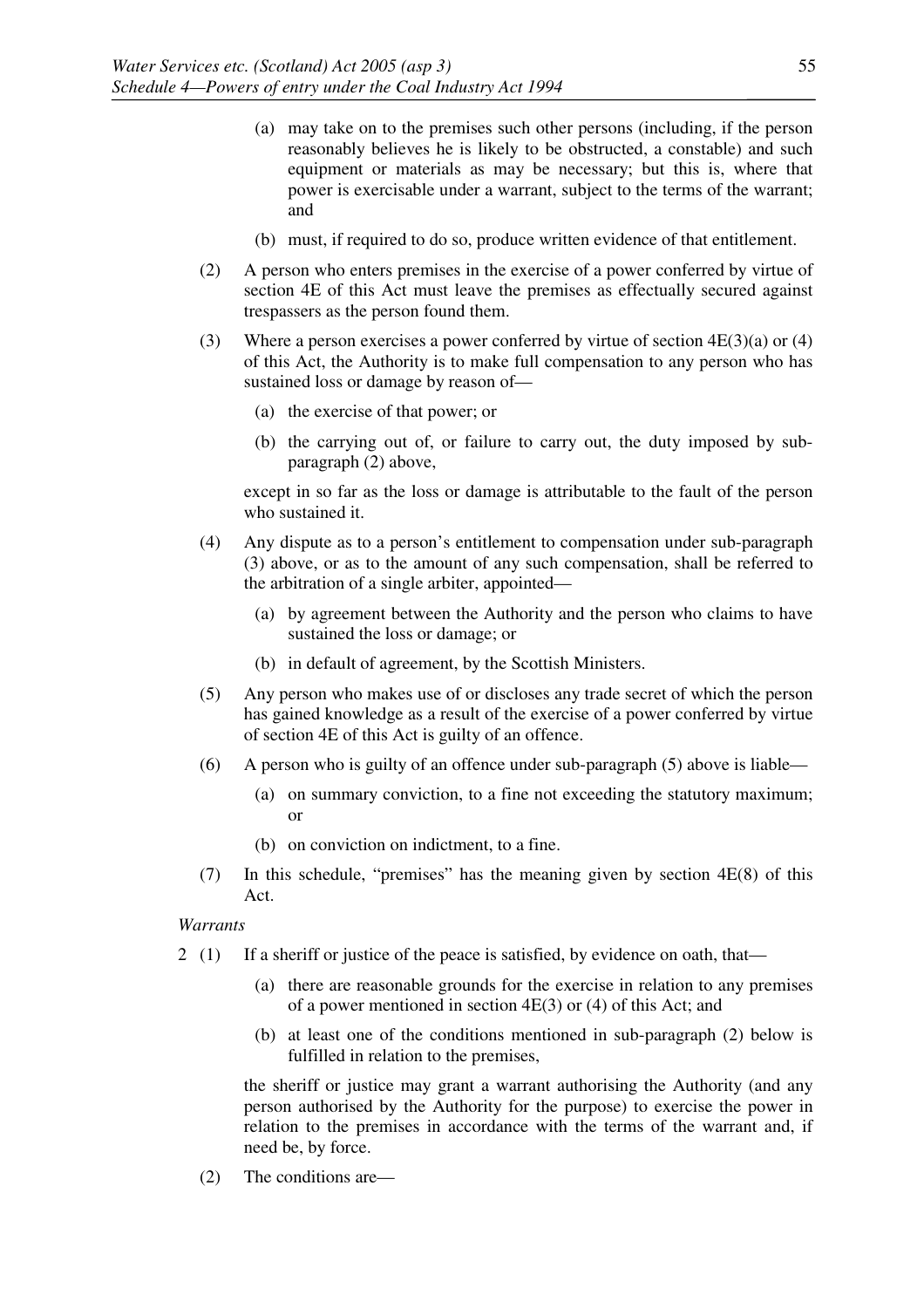(a) may take on to the premises such other persons (including, if the person reasonably believes he is likely to be obstructed, a constable) and such equipment or materials as may be necessary; but this is, where that power is exercisable under a warrant, subject to the terms of the warrant; and

(b) must, if required to do so, produce written evidence of that entitlement.

(2) A person who enters premises in the exercise of a power conferred by virtue of section 4E of this Act must leave the premises as effectually secured against trespassers as the person found them.

(3) Where a person exercises a power conferred by virtue of section 4E(3)(a) or (4) of this Act, the Authority is to make full compensation to any person who has sustained loss or damage by reason of—

(a) the exercise of that power; or

(b) the carrying out of, or failure to carry out, the duty imposed by sub-paragraph (2) above,

except in so far as the loss or damage is attributable to the fault of the person who sustained it.

(4) Any dispute as to a person's entitlement to compensation under sub-paragraph (3) above, or as to the amount of any such compensation, shall be referred to the arbitration of a single arbiter, appointed—

(a) by agreement between the Authority and the person who claims to have sustained the loss or damage; or

(b) in default of agreement, by the Scottish Ministers.

(5) Any person who makes use of or discloses any trade secret of which the person has gained knowledge as a result of the exercise of a power conferred by virtue of section 4E of this Act is guilty of an offence.

(6) A person who is guilty of an offence under sub-paragraph (5) above is liable—

(a) on summary conviction, to a fine not exceeding the statutory maximum; or

(b) on conviction on indictment, to a fine.

(7) In this schedule, "premises" has the meaning given by section 4E(8) of this Act.

*Warrants*

2 (1) If a sheriff or justice of the peace is satisfied, by evidence on oath, that—

(a) there are reasonable grounds for the exercise in relation to any premises of a power mentioned in section 4E(3) or (4) of this Act; and

(b) at least one of the conditions mentioned in sub-paragraph (2) below is fulfilled in relation to the premises,

the sheriff or justice may grant a warrant authorising the Authority (and any person authorised by the Authority for the purpose) to exercise the power in relation to the premises in accordance with the terms of the warrant and, if need be, by force.

(2) The conditions are—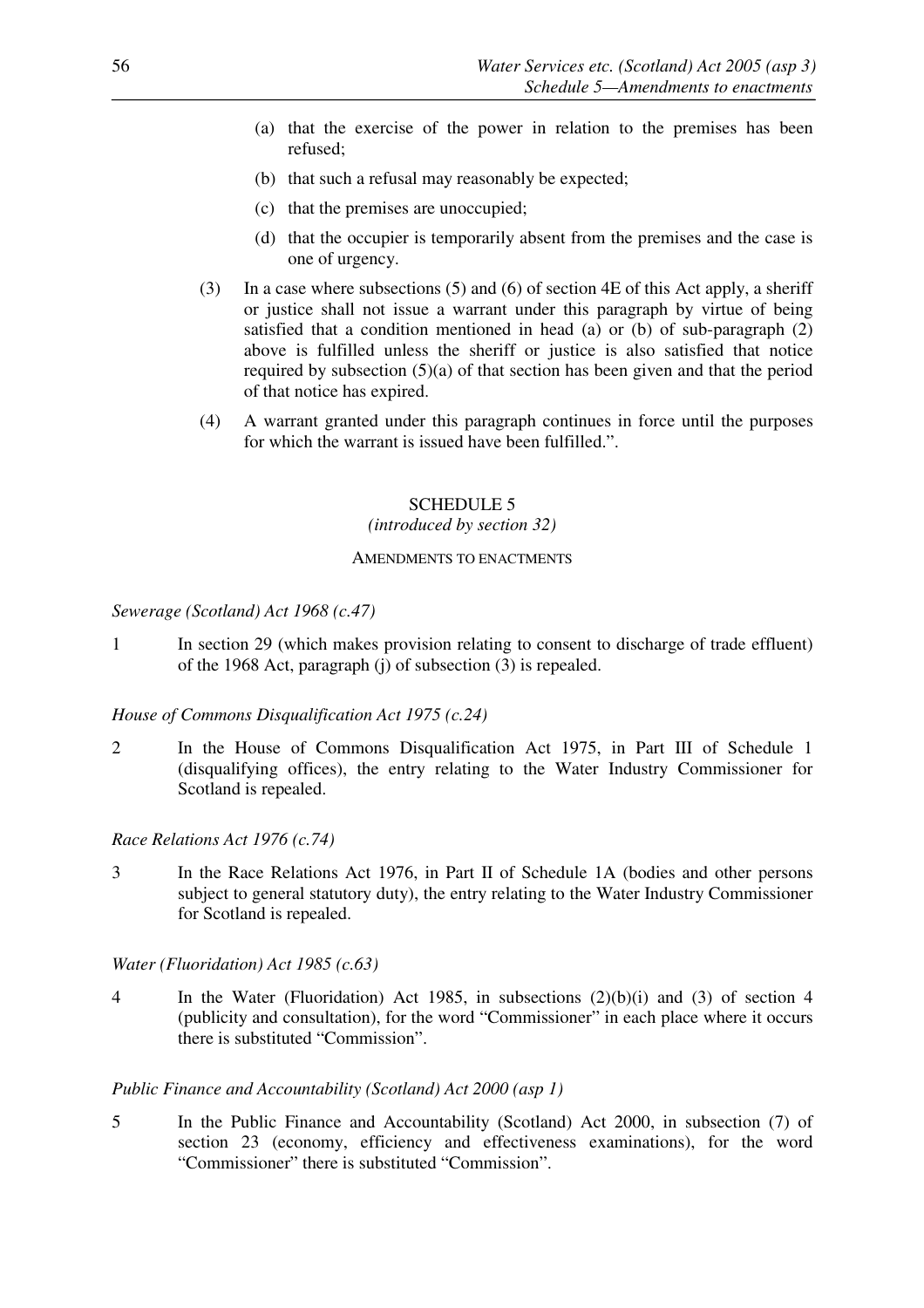(a) that the exercise of the power in relation to the premises has been refused;

(b) that such a refusal may reasonably be expected;

(c) that the premises are unoccupied;

(d) that the occupier is temporarily absent from the premises and the case is one of urgency.

(3) In a case where subsections (5) and (6) of section 4E of this Act apply, a sheriff or justice shall not issue a warrant under this paragraph by virtue of being satisfied that a condition mentioned in head (a) or (b) of sub-paragraph (2) above is fulfilled unless the sheriff or justice is also satisfied that notice required by subsection (5)(a) of that section has been given and that the period of that notice has expired.

(4) A warrant granted under this paragraph continues in force until the purposes for which the warrant is issued have been fulfilled.".

## SCHEDULE 5

*(introduced by section 32)*

AMENDMENTS TO ENACTMENTS

*Sewerage (Scotland) Act 1968 (c.47)*

1 In section 29 (which makes provision relating to consent to discharge of trade effluent) of the 1968 Act, paragraph (j) of subsection (3) is repealed.

*House of Commons Disqualification Act 1975 (c.24)*

2 In the House of Commons Disqualification Act 1975, in Part III of Schedule 1 (disqualifying offices), the entry relating to the Water Industry Commissioner for Scotland is repealed.

*Race Relations Act 1976 (c.74)*

3 In the Race Relations Act 1976, in Part II of Schedule 1A (bodies and other persons subject to general statutory duty), the entry relating to the Water Industry Commissioner for Scotland is repealed.

*Water (Fluoridation) Act 1985 (c.63)*

4 In the Water (Fluoridation) Act 1985, in subsections (2)(b)(i) and (3) of section 4 (publicity and consultation), for the word "Commissioner" in each place where it occurs there is substituted "Commission".

*Public Finance and Accountability (Scotland) Act 2000 (asp 1)*

5 In the Public Finance and Accountability (Scotland) Act 2000, in subsection (7) of section 23 (economy, efficiency and effectiveness examinations), for the word "Commissioner" there is substituted "Commission".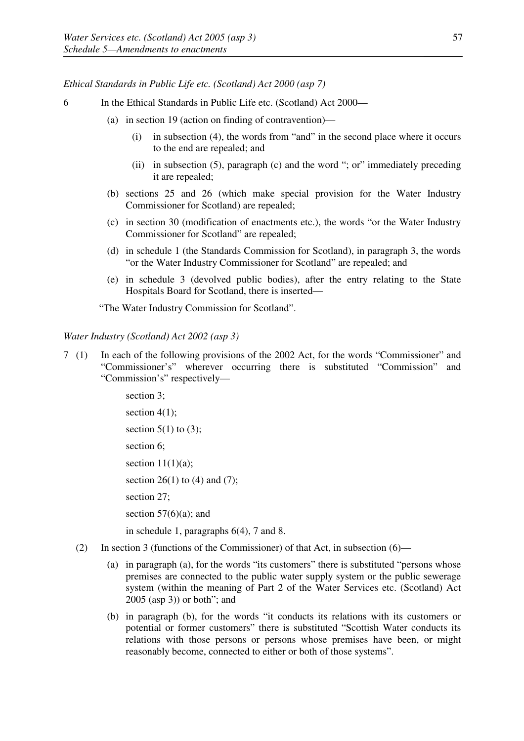*Ethical Standards in Public Life etc. (Scotland) Act 2000 (asp 7)*

6 In the Ethical Standards in Public Life etc. (Scotland) Act 2000—

(a) in section 19 (action on finding of contravention)—

(i) in subsection (4), the words from "and" in the second place where it occurs to the end are repealed; and

(ii) in subsection (5), paragraph (c) and the word "; or" immediately preceding it are repealed;

(b) sections 25 and 26 (which make special provision for the Water Industry Commissioner for Scotland) are repealed;

(c) in section 30 (modification of enactments etc.), the words "or the Water Industry Commissioner for Scotland" are repealed;

(d) in schedule 1 (the Standards Commission for Scotland), in paragraph 3, the words "or the Water Industry Commissioner for Scotland" are repealed; and

(e) in schedule 3 (devolved public bodies), after the entry relating to the State Hospitals Board for Scotland, there is inserted—

"The Water Industry Commission for Scotland".

*Water Industry (Scotland) Act 2002 (asp 3)*

7 (1) In each of the following provisions of the 2002 Act, for the words "Commissioner" and "Commissioner's" wherever occurring there is substituted "Commission" and "Commission's" respectively—

section 3;

section 4(1);

section 5(1) to (3);

section 6;

section 11(1)(a);

section 26(1) to (4) and (7);

section 27;

section 57(6)(a); and

in schedule 1, paragraphs 6(4), 7 and 8.

(2) In section 3 (functions of the Commissioner) of that Act, in subsection (6)—

(a) in paragraph (a), for the words "its customers" there is substituted "persons whose premises are connected to the public water supply system or the public sewerage system (within the meaning of Part 2 of the Water Services etc. (Scotland) Act 2005 (asp 3)) or both"; and

(b) in paragraph (b), for the words "it conducts its relations with its customers or potential or former customers" there is substituted "Scottish Water conducts its relations with those persons or persons whose premises have been, or might reasonably become, connected to either or both of those systems".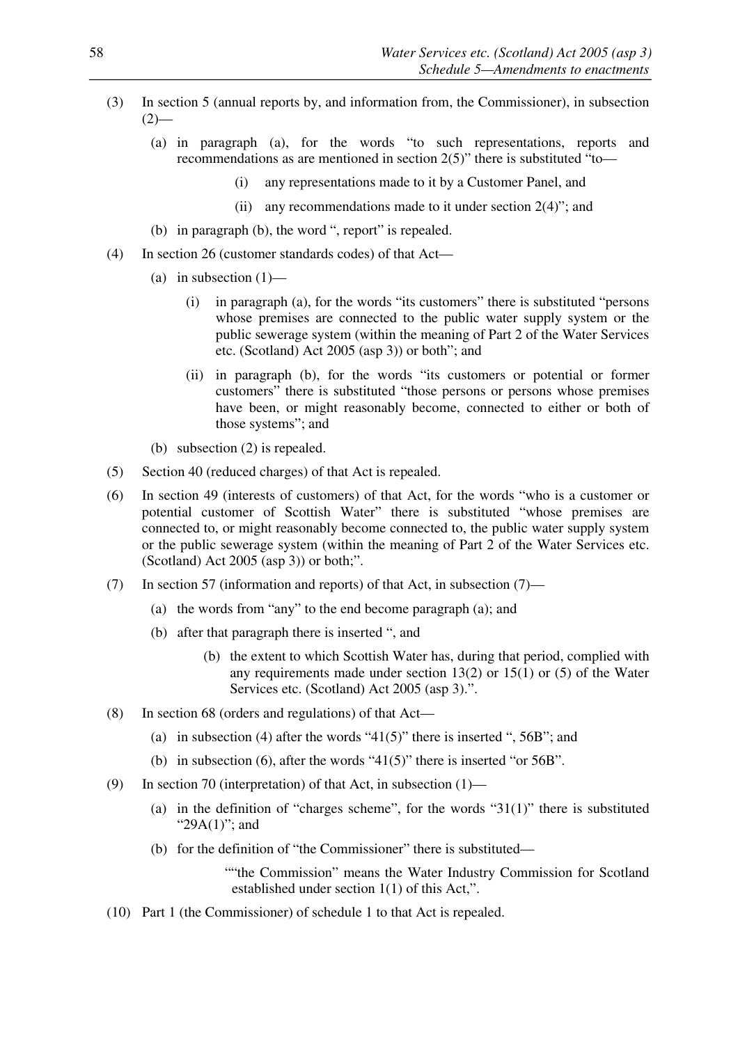(3) In section 5 (annual reports by, and information from, the Commissioner), in subsection (2)—

  (a) in paragraph (a), for the words "to such representations, reports and recommendations as are mentioned in section 2(5)" there is substituted "to—

    (i) any representations made to it by a Customer Panel, and

    (ii) any recommendations made to it under section 2(4)"; and

  (b) in paragraph (b), the word ", report" is repealed.

(4) In section 26 (customer standards codes) of that Act—

  (a) in subsection (1)—

    (i) in paragraph (a), for the words "its customers" there is substituted "persons whose premises are connected to the public water supply system or the public sewerage system (within the meaning of Part 2 of the Water Services etc. (Scotland) Act 2005 (asp 3)) or both"; and

    (ii) in paragraph (b), for the words "its customers or potential or former customers" there is substituted "those persons or persons whose premises have been, or might reasonably become, connected to either or both of those systems"; and

  (b) subsection (2) is repealed.

(5) Section 40 (reduced charges) of that Act is repealed.

(6) In section 49 (interests of customers) of that Act, for the words "who is a customer or potential customer of Scottish Water" there is substituted "whose premises are connected to, or might reasonably become connected to, the public water supply system or the public sewerage system (within the meaning of Part 2 of the Water Services etc. (Scotland) Act 2005 (asp 3)) or both;".

(7) In section 57 (information and reports) of that Act, in subsection (7)—

  (a) the words from "any" to the end become paragraph (a); and

  (b) after that paragraph there is inserted ", and

    (b) the extent to which Scottish Water has, during that period, complied with any requirements made under section 13(2) or 15(1) or (5) of the Water Services etc. (Scotland) Act 2005 (asp 3).".

(8) In section 68 (orders and regulations) of that Act—

  (a) in subsection (4) after the words "41(5)" there is inserted ", 56B"; and

  (b) in subsection (6), after the words "41(5)" there is inserted "or 56B".

(9) In section 70 (interpretation) of that Act, in subsection (1)—

  (a) in the definition of "charges scheme", for the words "31(1)" there is substituted "29A(1)"; and

  (b) for the definition of "the Commissioner" there is substituted—

    ""the Commission" means the Water Industry Commission for Scotland established under section 1(1) of this Act,".

(10) Part 1 (the Commissioner) of schedule 1 to that Act is repealed.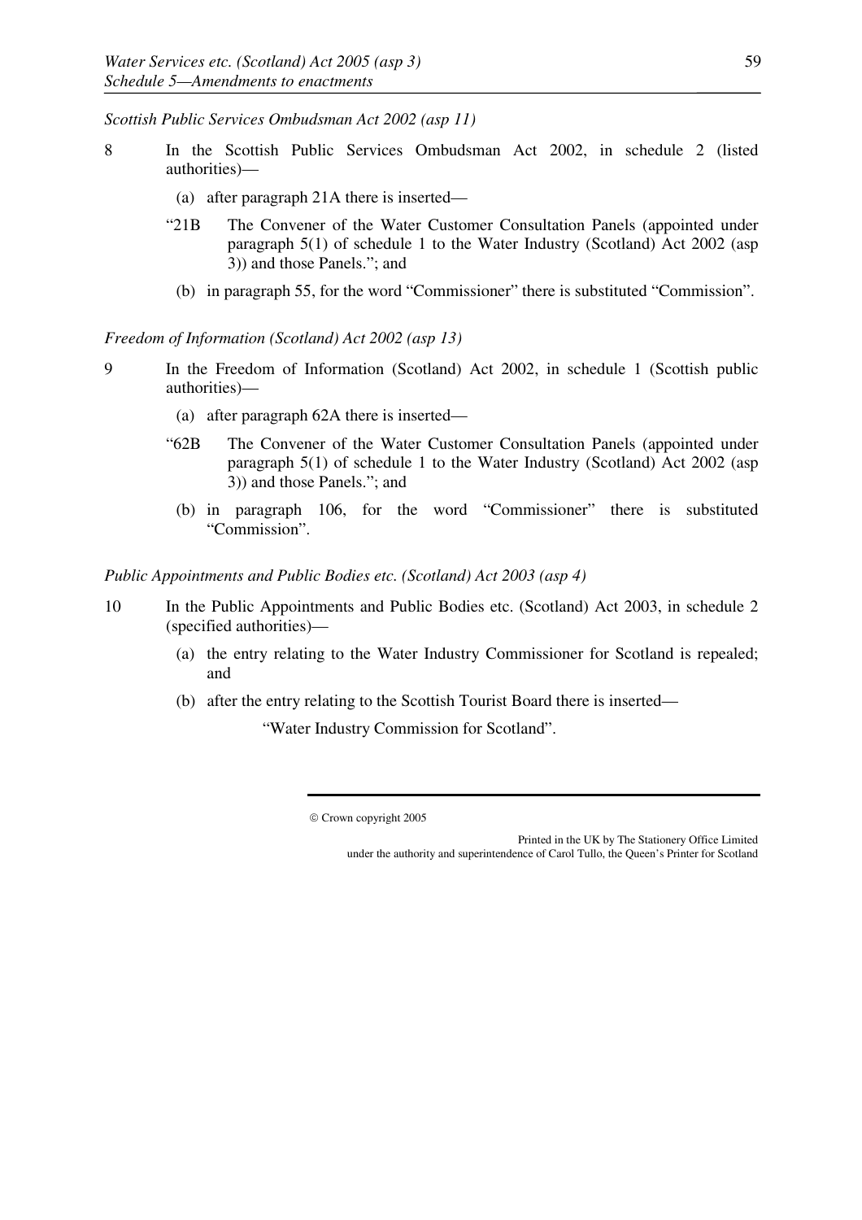*Scottish Public Services Ombudsman Act 2002 (asp 11)*

8 In the Scottish Public Services Ombudsman Act 2002, in schedule 2 (listed authorities)—

(a) after paragraph 21A there is inserted—

"21B The Convener of the Water Customer Consultation Panels (appointed under paragraph 5(1) of schedule 1 to the Water Industry (Scotland) Act 2002 (asp 3)) and those Panels."; and

(b) in paragraph 55, for the word "Commissioner" there is substituted "Commission".

*Freedom of Information (Scotland) Act 2002 (asp 13)*

9 In the Freedom of Information (Scotland) Act 2002, in schedule 1 (Scottish public authorities)—

(a) after paragraph 62A there is inserted—

"62B The Convener of the Water Customer Consultation Panels (appointed under paragraph 5(1) of schedule 1 to the Water Industry (Scotland) Act 2002 (asp 3)) and those Panels."; and

(b) in paragraph 106, for the word "Commissioner" there is substituted "Commission".

*Public Appointments and Public Bodies etc. (Scotland) Act 2003 (asp 4)*

10 In the Public Appointments and Public Bodies etc. (Scotland) Act 2003, in schedule 2 (specified authorities)—

(a) the entry relating to the Water Industry Commissioner for Scotland is repealed; and

(b) after the entry relating to the Scottish Tourist Board there is inserted—

"Water Industry Commission for Scotland".

---

© Crown copyright 2005

Printed in the UK by The Stationery Office Limited
under the authority and superintendence of Carol Tullo, the Queen's Printer for Scotland